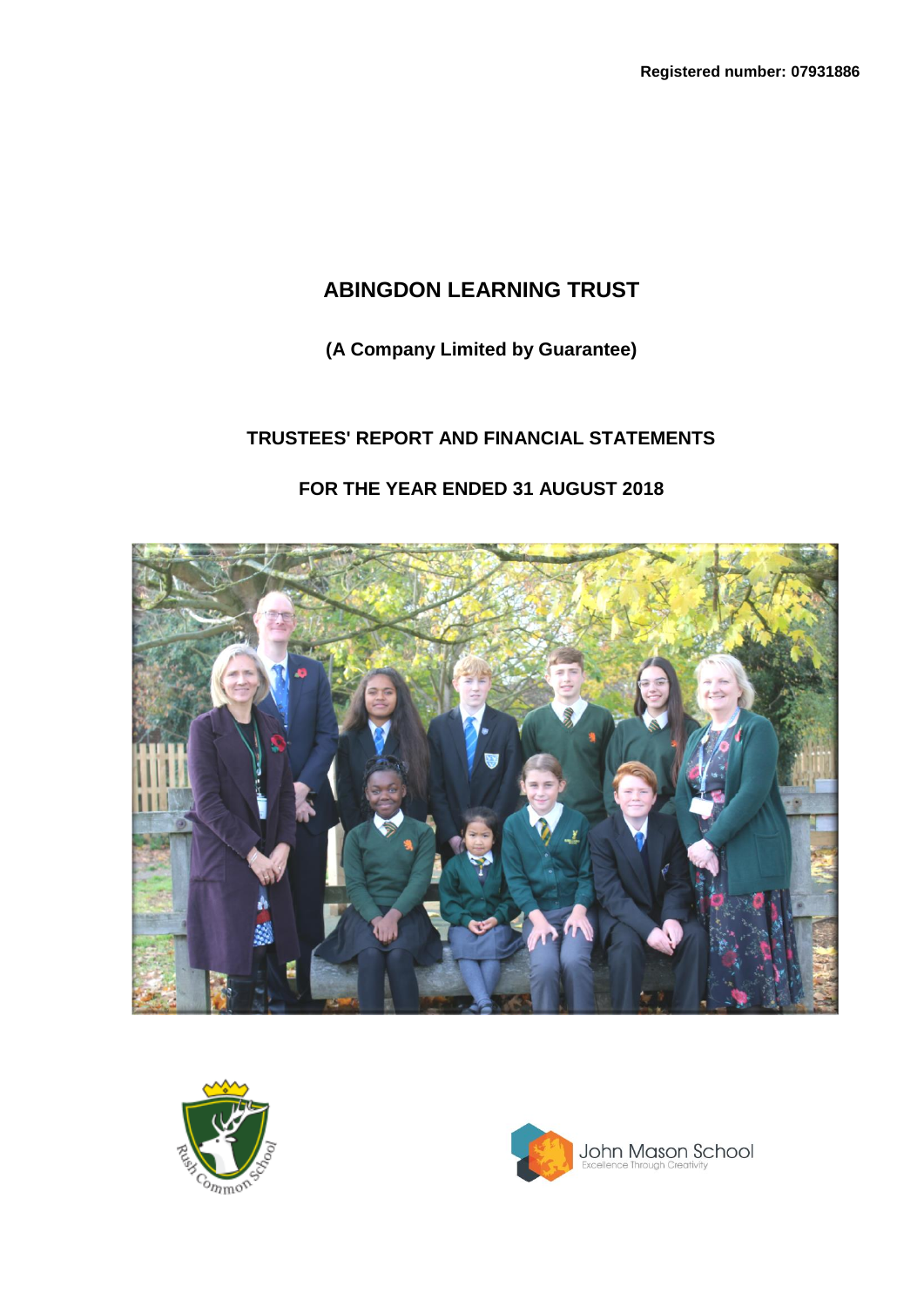Registered number: 07931886

# ABINGDON LEARNING TRUST

**(A Company Limited by Guarantee)**

## TRUSTEES' REPORT AND FINANCIAL STATEMENTS

## FOR THE YEAR ENDED 31 AUGUST 2018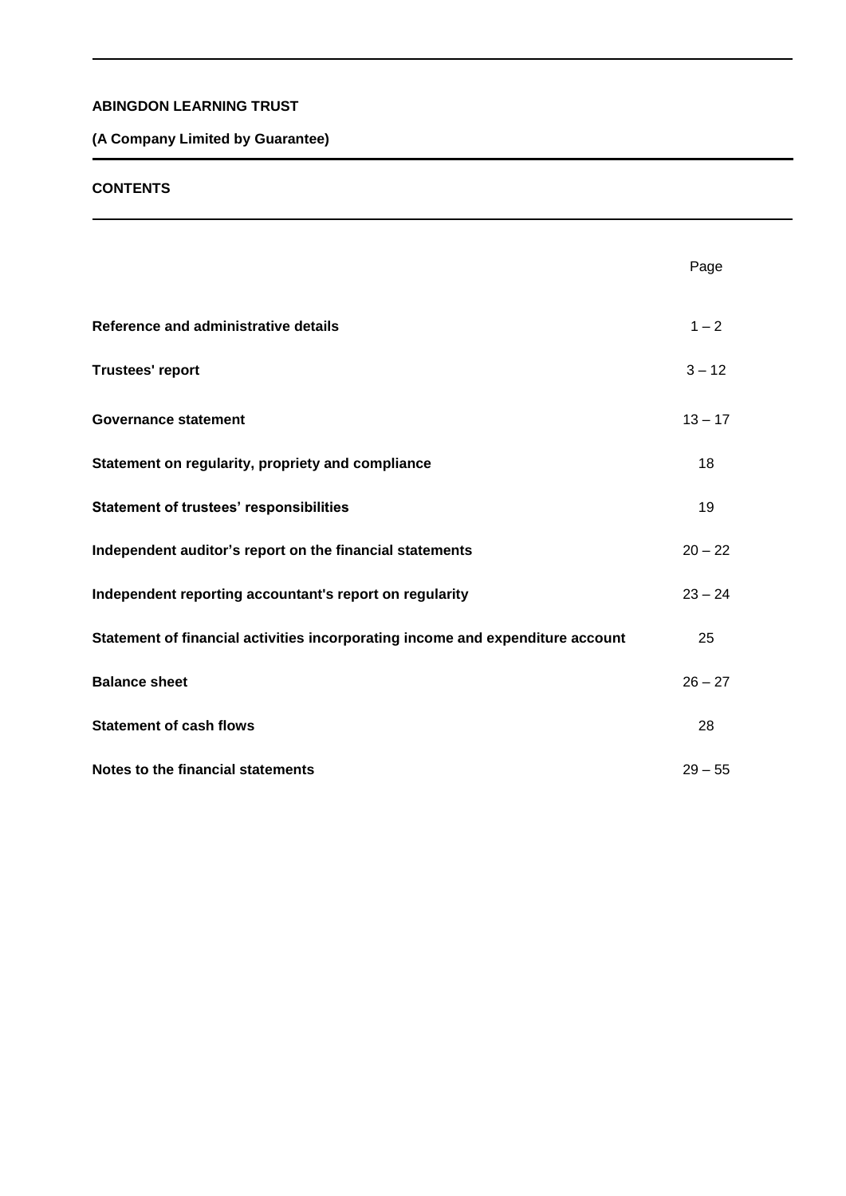**ABINGDON LEARNING TRUST**

**(A Company Limited by Guarantee)**

**CONTENTS**

| | Page |
|---|---|
| **Reference and administrative details** | 1 – 2 |
| **Trustees' report** | 3 – 12 |
| **Governance statement** | 13 – 17 |
| **Statement on regularity, propriety and compliance** | 18 |
| **Statement of trustees' responsibilities** | 19 |
| **Independent auditor's report on the financial statements** | 20 – 22 |
| **Independent reporting accountant's report on regularity** | 23 – 24 |
| **Statement of financial activities incorporating income and expenditure account** | 25 |
| **Balance sheet** | 26 – 27 |
| **Statement of cash flows** | 28 |
| **Notes to the financial statements** | 29 – 55 |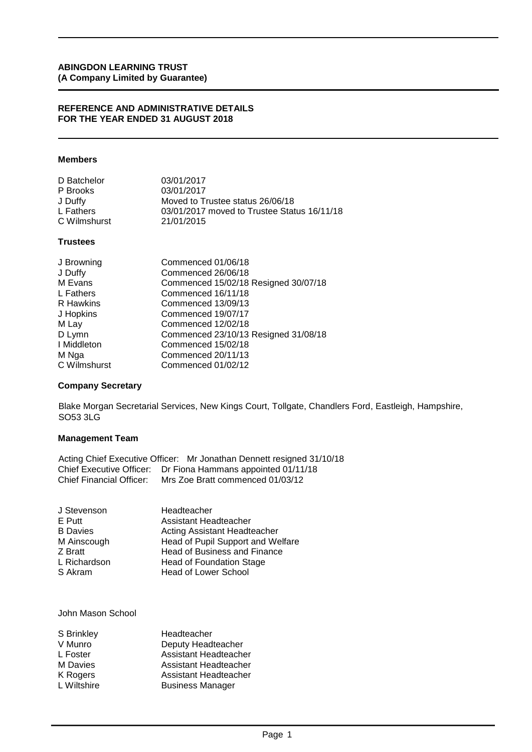**ABINGDON LEARNING TRUST**
**(A Company Limited by Guarantee)**

**REFERENCE AND ADMINISTRATIVE DETAILS**
**FOR THE YEAR ENDED 31 AUGUST 2018**

### Members

| | |
|---|---|
| D Batchelor | 03/01/2017 |
| P Brooks | 03/01/2017 |
| J Duffy | Moved to Trustee status 26/06/18 |
| L Fathers | 03/01/2017 moved to Trustee Status 16/11/18 |
| C Wilmshurst | 21/01/2015 |

### Trustees

| | |
|---|---|
| J Browning | Commenced 01/06/18 |
| J Duffy | Commenced 26/06/18 |
| M Evans | Commenced 15/02/18 Resigned 30/07/18 |
| L Fathers | Commenced 16/11/18 |
| R Hawkins | Commenced 13/09/13 |
| J Hopkins | Commenced 19/07/17 |
| M Lay | Commenced 12/02/18 |
| D Lymn | Commenced 23/10/13 Resigned 31/08/18 |
| I Middleton | Commenced 15/02/18 |
| M Nga | Commenced 20/11/13 |
| C Wilmshurst | Commenced 01/02/12 |

### Company Secretary

Blake Morgan Secretarial Services, New Kings Court, Tollgate, Chandlers Ford, Eastleigh, Hampshire, SO53 3LG

### Management Team

| | |
|---|---|
| Acting Chief Executive Officer: | Mr Jonathan Dennett resigned 31/10/18 |
| Chief Executive Officer: | Dr Fiona Hammans appointed 01/11/18 |
| Chief Financial Officer: | Mrs Zoe Bratt commenced 01/03/12 |

| | |
|---|---|
| J Stevenson | Headteacher |
| E Putt | Assistant Headteacher |
| B Davies | Acting Assistant Headteacher |
| M Ainscough | Head of Pupil Support and Welfare |
| Z Bratt | Head of Business and Finance |
| L Richardson | Head of Foundation Stage |
| S Akram | Head of Lower School |

John Mason School

| | |
|---|---|
| S Brinkley | Headteacher |
| V Munro | Deputy Headteacher |
| L Foster | Assistant Headteacher |
| M Davies | Assistant Headteacher |
| K Rogers | Assistant Headteacher |
| L Wiltshire | Business Manager |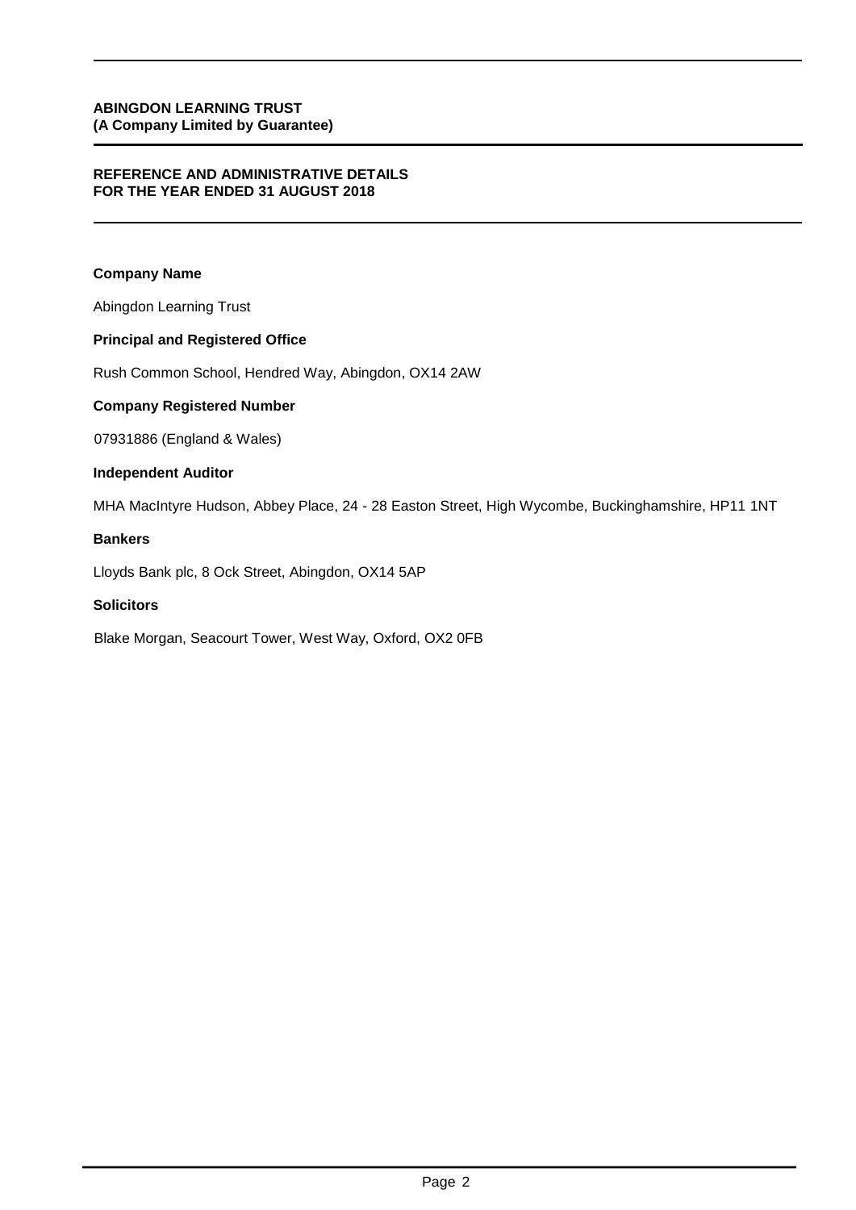**ABINGDON LEARNING TRUST**
**(A Company Limited by Guarantee)**

## REFERENCE AND ADMINISTRATIVE DETAILS FOR THE YEAR ENDED 31 AUGUST 2018

### Company Name

Abingdon Learning Trust

### Principal and Registered Office

Rush Common School, Hendred Way, Abingdon, OX14 2AW

### Company Registered Number

07931886 (England & Wales)

### Independent Auditor

MHA MacIntyre Hudson, Abbey Place, 24 - 28 Easton Street, High Wycombe, Buckinghamshire, HP11 1NT

### Bankers

Lloyds Bank plc, 8 Ock Street, Abingdon, OX14 5AP

### Solicitors

Blake Morgan, Seacourt Tower, West Way, Oxford, OX2 0FB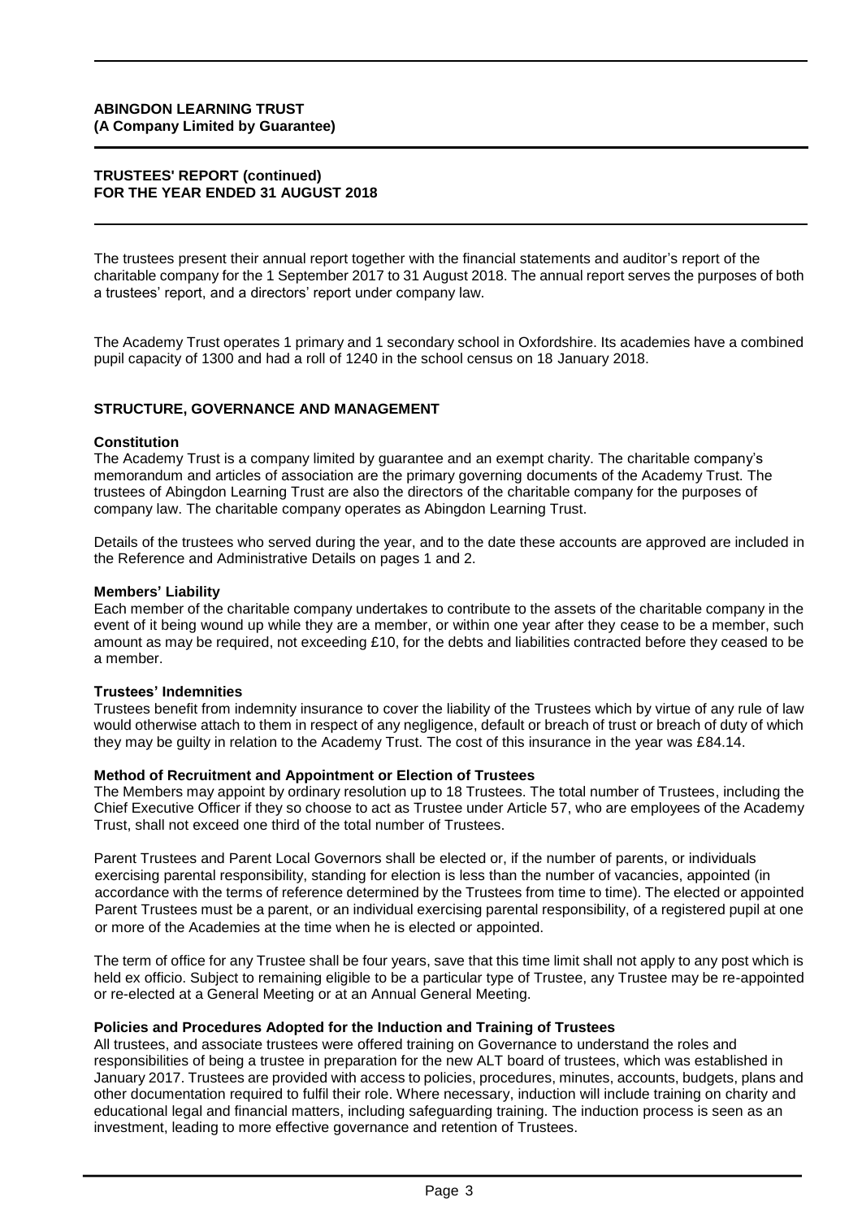**ABINGDON LEARNING TRUST**
**(A Company Limited by Guarantee)**

**TRUSTEES' REPORT (continued)**
**FOR THE YEAR ENDED 31 AUGUST 2018**

The trustees present their annual report together with the financial statements and auditor's report of the charitable company for the 1 September 2017 to 31 August 2018. The annual report serves the purposes of both a trustees' report, and a directors' report under company law.

The Academy Trust operates 1 primary and 1 secondary school in Oxfordshire. Its academies have a combined pupil capacity of 1300 and had a roll of 1240 in the school census on 18 January 2018.

## STRUCTURE, GOVERNANCE AND MANAGEMENT

**Constitution**

The Academy Trust is a company limited by guarantee and an exempt charity. The charitable company's memorandum and articles of association are the primary governing documents of the Academy Trust. The trustees of Abingdon Learning Trust are also the directors of the charitable company for the purposes of company law. The charitable company operates as Abingdon Learning Trust.

Details of the trustees who served during the year, and to the date these accounts are approved are included in the Reference and Administrative Details on pages 1 and 2.

**Members' Liability**

Each member of the charitable company undertakes to contribute to the assets of the charitable company in the event of it being wound up while they are a member, or within one year after they cease to be a member, such amount as may be required, not exceeding £10, for the debts and liabilities contracted before they ceased to be a member.

**Trustees' Indemnities**

Trustees benefit from indemnity insurance to cover the liability of the Trustees which by virtue of any rule of law would otherwise attach to them in respect of any negligence, default or breach of trust or breach of duty of which they may be guilty in relation to the Academy Trust. The cost of this insurance in the year was £84.14.

**Method of Recruitment and Appointment or Election of Trustees**

The Members may appoint by ordinary resolution up to 18 Trustees. The total number of Trustees, including the Chief Executive Officer if they so choose to act as Trustee under Article 57, who are employees of the Academy Trust, shall not exceed one third of the total number of Trustees.

Parent Trustees and Parent Local Governors shall be elected or, if the number of parents, or individuals exercising parental responsibility, standing for election is less than the number of vacancies, appointed (in accordance with the terms of reference determined by the Trustees from time to time). The elected or appointed Parent Trustees must be a parent, or an individual exercising parental responsibility, of a registered pupil at one or more of the Academies at the time when he is elected or appointed.

The term of office for any Trustee shall be four years, save that this time limit shall not apply to any post which is held ex officio. Subject to remaining eligible to be a particular type of Trustee, any Trustee may be re-appointed or re-elected at a General Meeting or at an Annual General Meeting.

**Policies and Procedures Adopted for the Induction and Training of Trustees**

All trustees, and associate trustees were offered training on Governance to understand the roles and responsibilities of being a trustee in preparation for the new ALT board of trustees, which was established in January 2017. Trustees are provided with access to policies, procedures, minutes, accounts, budgets, plans and other documentation required to fulfil their role. Where necessary, induction will include training on charity and educational legal and financial matters, including safeguarding training. The induction process is seen as an investment, leading to more effective governance and retention of Trustees.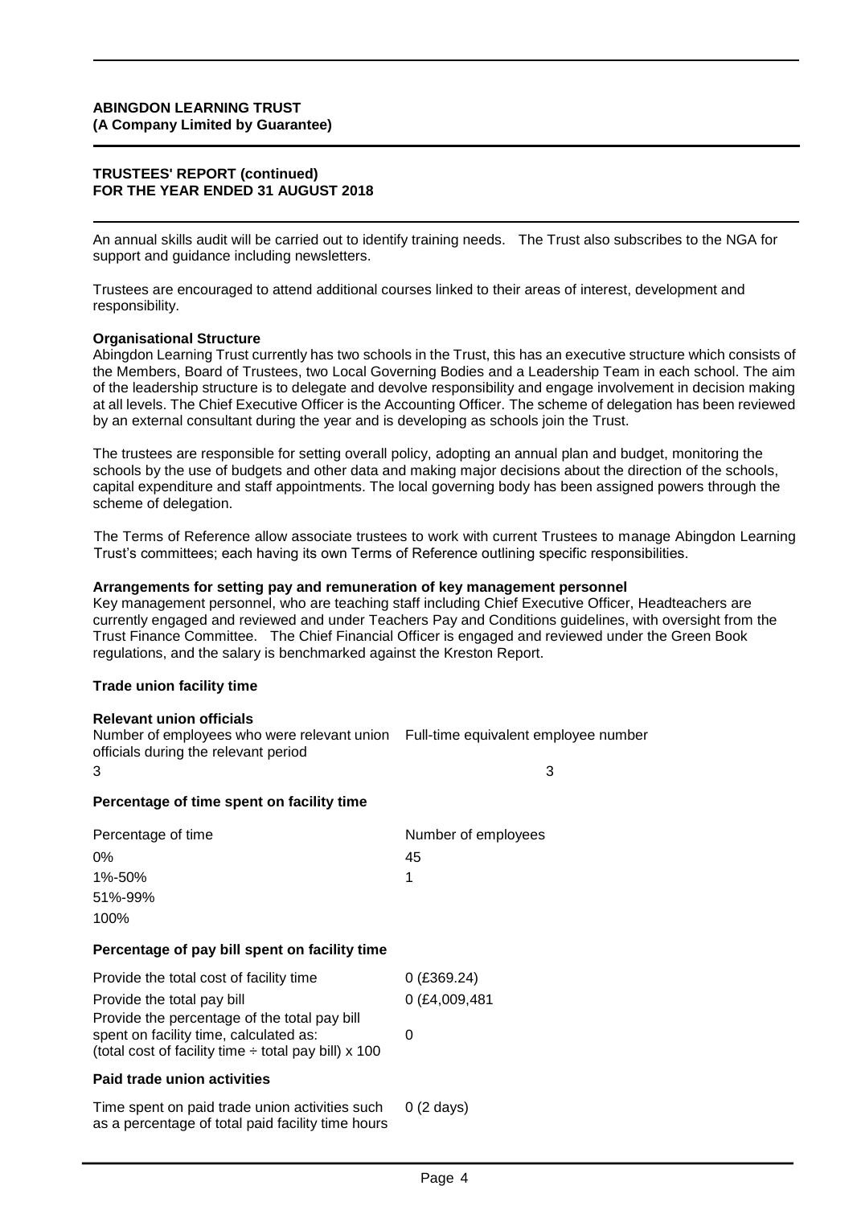# ABINGDON LEARNING TRUST
**(A Company Limited by Guarantee)**

**TRUSTEES' REPORT (continued)**
**FOR THE YEAR ENDED 31 AUGUST 2018**

An annual skills audit will be carried out to identify training needs. The Trust also subscribes to the NGA for support and guidance including newsletters.

Trustees are encouraged to attend additional courses linked to their areas of interest, development and responsibility.

### Organisational Structure

Abingdon Learning Trust currently has two schools in the Trust, this has an executive structure which consists of the Members, Board of Trustees, two Local Governing Bodies and a Leadership Team in each school. The aim of the leadership structure is to delegate and devolve responsibility and engage involvement in decision making at all levels. The Chief Executive Officer is the Accounting Officer. The scheme of delegation has been reviewed by an external consultant during the year and is developing as schools join the Trust.

The trustees are responsible for setting overall policy, adopting an annual plan and budget, monitoring the schools by the use of budgets and other data and making major decisions about the direction of the schools, capital expenditure and staff appointments. The local governing body has been assigned powers through the scheme of delegation.

The Terms of Reference allow associate trustees to work with current Trustees to manage Abingdon Learning Trust's committees; each having its own Terms of Reference outlining specific responsibilities.

### Arrangements for setting pay and remuneration of key management personnel

Key management personnel, who are teaching staff including Chief Executive Officer, Headteachers are currently engaged and reviewed and under Teachers Pay and Conditions guidelines, with oversight from the Trust Finance Committee. The Chief Financial Officer is engaged and reviewed under the Green Book regulations, and the salary is benchmarked against the Kreston Report.

### Trade union facility time

#### Relevant union officials

| Number of employees who were relevant union officials during the relevant period | Full-time equivalent employee number |
|---|---|
| 3 | 3 |

#### Percentage of time spent on facility time

| Percentage of time | Number of employees |
|---|---|
| 0% | 45 |
| 1%-50% | 1 |
| 51%-99% | |
| 100% | |

#### Percentage of pay bill spent on facility time

| | |
|---|---|
| Provide the total cost of facility time | 0 (£369.24) |
| Provide the total pay bill | 0 (£4,009,481 |
| Provide the percentage of the total pay bill spent on facility time, calculated as: (total cost of facility time ÷ total pay bill) x 100 | 0 |

#### Paid trade union activities

| | |
|---|---|
| Time spent on paid trade union activities such as a percentage of total paid facility time hours | 0 (2 days) |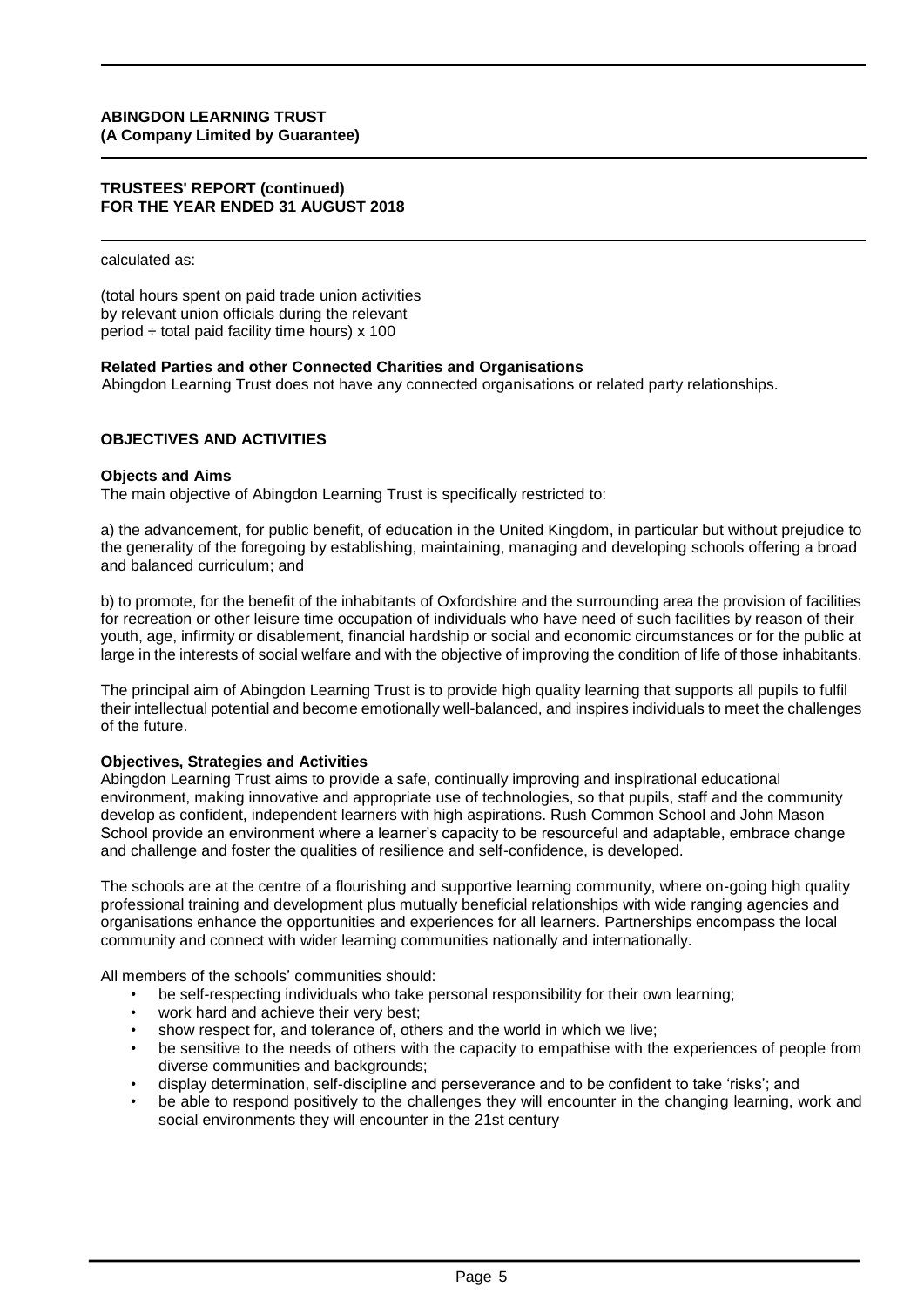calculated as:

(total hours spent on paid trade union activities by relevant union officials during the relevant period ÷ total paid facility time hours) x 100

**Related Parties and other Connected Charities and Organisations**

Abingdon Learning Trust does not have any connected organisations or related party relationships.

## OBJECTIVES AND ACTIVITIES

**Objects and Aims**

The main objective of Abingdon Learning Trust is specifically restricted to:

a) the advancement, for public benefit, of education in the United Kingdom, in particular but without prejudice to the generality of the foregoing by establishing, maintaining, managing and developing schools offering a broad and balanced curriculum; and

b) to promote, for the benefit of the inhabitants of Oxfordshire and the surrounding area the provision of facilities for recreation or other leisure time occupation of individuals who have need of such facilities by reason of their youth, age, infirmity or disablement, financial hardship or social and economic circumstances or for the public at large in the interests of social welfare and with the objective of improving the condition of life of those inhabitants.

The principal aim of Abingdon Learning Trust is to provide high quality learning that supports all pupils to fulfil their intellectual potential and become emotionally well-balanced, and inspires individuals to meet the challenges of the future.

**Objectives, Strategies and Activities**

Abingdon Learning Trust aims to provide a safe, continually improving and inspirational educational environment, making innovative and appropriate use of technologies, so that pupils, staff and the community develop as confident, independent learners with high aspirations. Rush Common School and John Mason School provide an environment where a learner's capacity to be resourceful and adaptable, embrace change and challenge and foster the qualities of resilience and self-confidence, is developed.

The schools are at the centre of a flourishing and supportive learning community, where on-going high quality professional training and development plus mutually beneficial relationships with wide ranging agencies and organisations enhance the opportunities and experiences for all learners. Partnerships encompass the local community and connect with wider learning communities nationally and internationally.

All members of the schools' communities should:

- be self-respecting individuals who take personal responsibility for their own learning;
- work hard and achieve their very best;
- show respect for, and tolerance of, others and the world in which we live;
- be sensitive to the needs of others with the capacity to empathise with the experiences of people from diverse communities and backgrounds;
- display determination, self-discipline and perseverance and to be confident to take 'risks'; and
- be able to respond positively to the challenges they will encounter in the changing learning, work and social environments they will encounter in the 21st century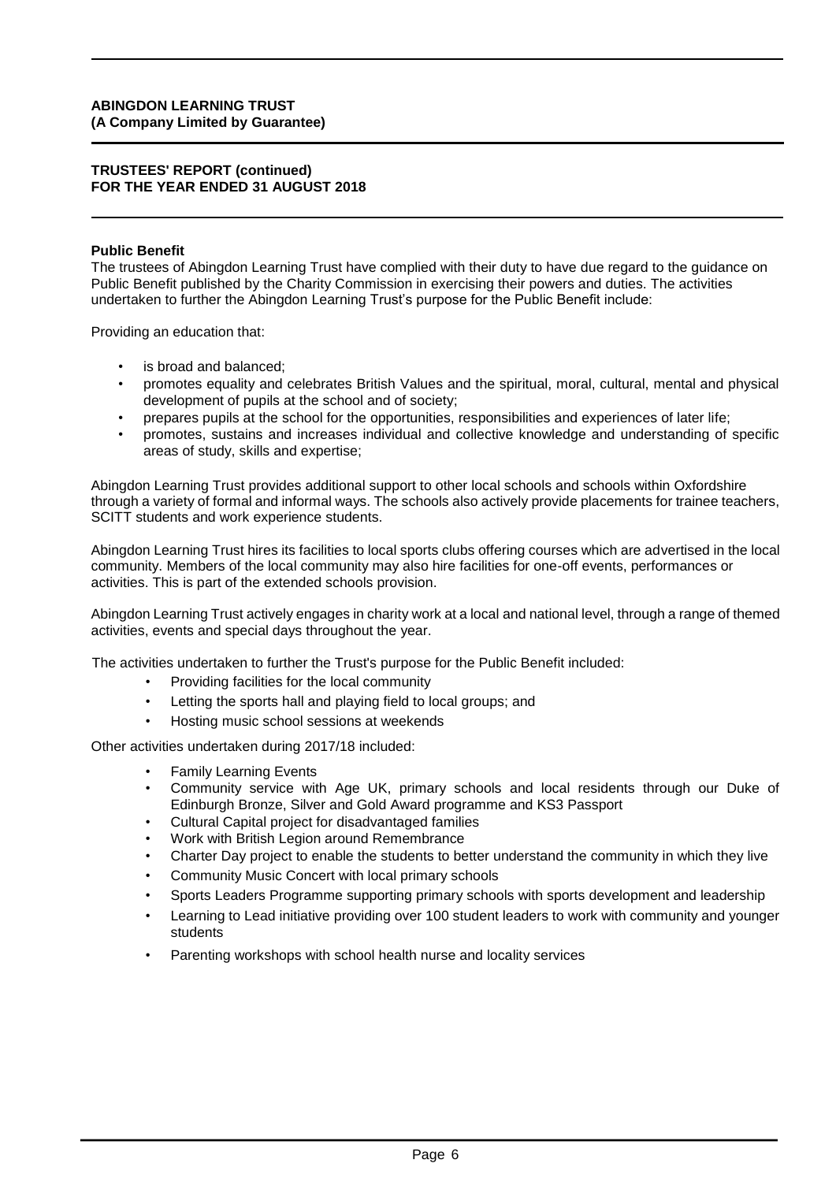**ABINGDON LEARNING TRUST**
**(A Company Limited by Guarantee)**

**TRUSTEES' REPORT (continued)**
**FOR THE YEAR ENDED 31 AUGUST 2018**

**Public Benefit**

The trustees of Abingdon Learning Trust have complied with their duty to have due regard to the guidance on Public Benefit published by the Charity Commission in exercising their powers and duties. The activities undertaken to further the Abingdon Learning Trust's purpose for the Public Benefit include:

Providing an education that:

- is broad and balanced;
- promotes equality and celebrates British Values and the spiritual, moral, cultural, mental and physical development of pupils at the school and of society;
- prepares pupils at the school for the opportunities, responsibilities and experiences of later life;
- promotes, sustains and increases individual and collective knowledge and understanding of specific areas of study, skills and expertise;

Abingdon Learning Trust provides additional support to other local schools and schools within Oxfordshire through a variety of formal and informal ways. The schools also actively provide placements for trainee teachers, SCITT students and work experience students.

Abingdon Learning Trust hires its facilities to local sports clubs offering courses which are advertised in the local community. Members of the local community may also hire facilities for one-off events, performances or activities. This is part of the extended schools provision.

Abingdon Learning Trust actively engages in charity work at a local and national level, through a range of themed activities, events and special days throughout the year.

The activities undertaken to further the Trust's purpose for the Public Benefit included:

- Providing facilities for the local community
- Letting the sports hall and playing field to local groups; and
- Hosting music school sessions at weekends

Other activities undertaken during 2017/18 included:

- Family Learning Events
- Community service with Age UK, primary schools and local residents through our Duke of Edinburgh Bronze, Silver and Gold Award programme and KS3 Passport
- Cultural Capital project for disadvantaged families
- Work with British Legion around Remembrance
- Charter Day project to enable the students to better understand the community in which they live
- Community Music Concert with local primary schools
- Sports Leaders Programme supporting primary schools with sports development and leadership
- Learning to Lead initiative providing over 100 student leaders to work with community and younger students
- Parenting workshops with school health nurse and locality services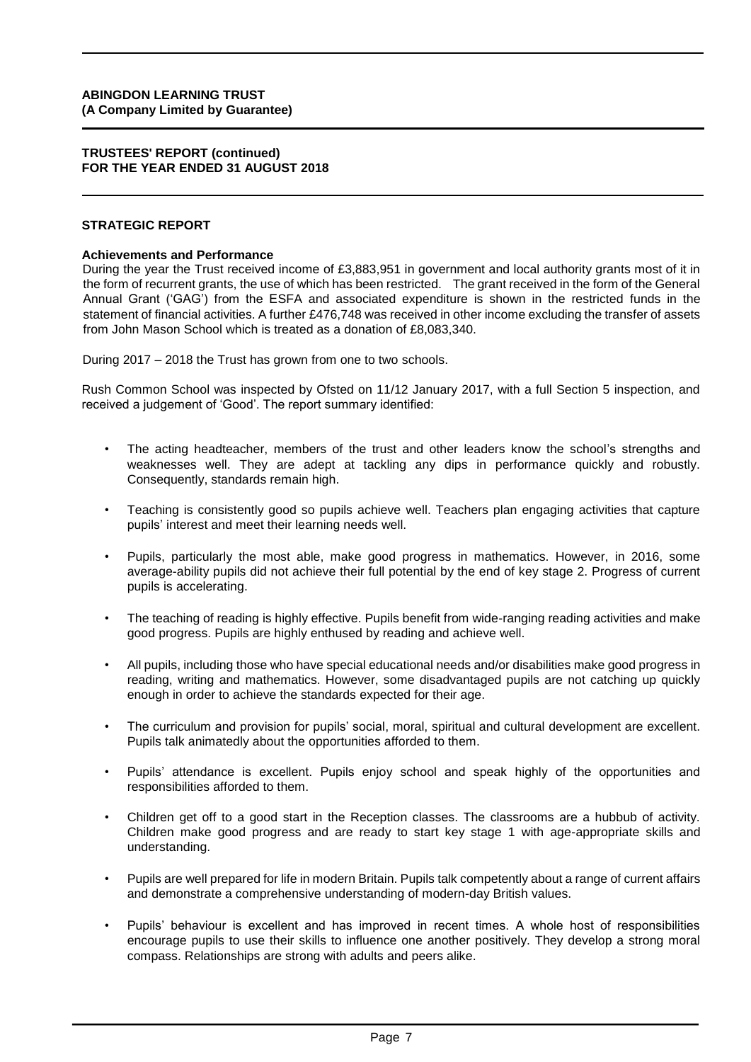## STRATEGIC REPORT

### Achievements and Performance

During the year the Trust received income of £3,883,951 in government and local authority grants most of it in the form of recurrent grants, the use of which has been restricted. The grant received in the form of the General Annual Grant ('GAG') from the ESFA and associated expenditure is shown in the restricted funds in the statement of financial activities. A further £476,748 was received in other income excluding the transfer of assets from John Mason School which is treated as a donation of £8,083,340.

During 2017 – 2018 the Trust has grown from one to two schools.

Rush Common School was inspected by Ofsted on 11/12 January 2017, with a full Section 5 inspection, and received a judgement of 'Good'. The report summary identified:

- The acting headteacher, members of the trust and other leaders know the school's strengths and weaknesses well. They are adept at tackling any dips in performance quickly and robustly. Consequently, standards remain high.
- Teaching is consistently good so pupils achieve well. Teachers plan engaging activities that capture pupils' interest and meet their learning needs well.
- Pupils, particularly the most able, make good progress in mathematics. However, in 2016, some average-ability pupils did not achieve their full potential by the end of key stage 2. Progress of current pupils is accelerating.
- The teaching of reading is highly effective. Pupils benefit from wide-ranging reading activities and make good progress. Pupils are highly enthused by reading and achieve well.
- All pupils, including those who have special educational needs and/or disabilities make good progress in reading, writing and mathematics. However, some disadvantaged pupils are not catching up quickly enough in order to achieve the standards expected for their age.
- The curriculum and provision for pupils' social, moral, spiritual and cultural development are excellent. Pupils talk animatedly about the opportunities afforded to them.
- Pupils' attendance is excellent. Pupils enjoy school and speak highly of the opportunities and responsibilities afforded to them.
- Children get off to a good start in the Reception classes. The classrooms are a hubbub of activity. Children make good progress and are ready to start key stage 1 with age-appropriate skills and understanding.
- Pupils are well prepared for life in modern Britain. Pupils talk competently about a range of current affairs and demonstrate a comprehensive understanding of modern-day British values.
- Pupils' behaviour is excellent and has improved in recent times. A whole host of responsibilities encourage pupils to use their skills to influence one another positively. They develop a strong moral compass. Relationships are strong with adults and peers alike.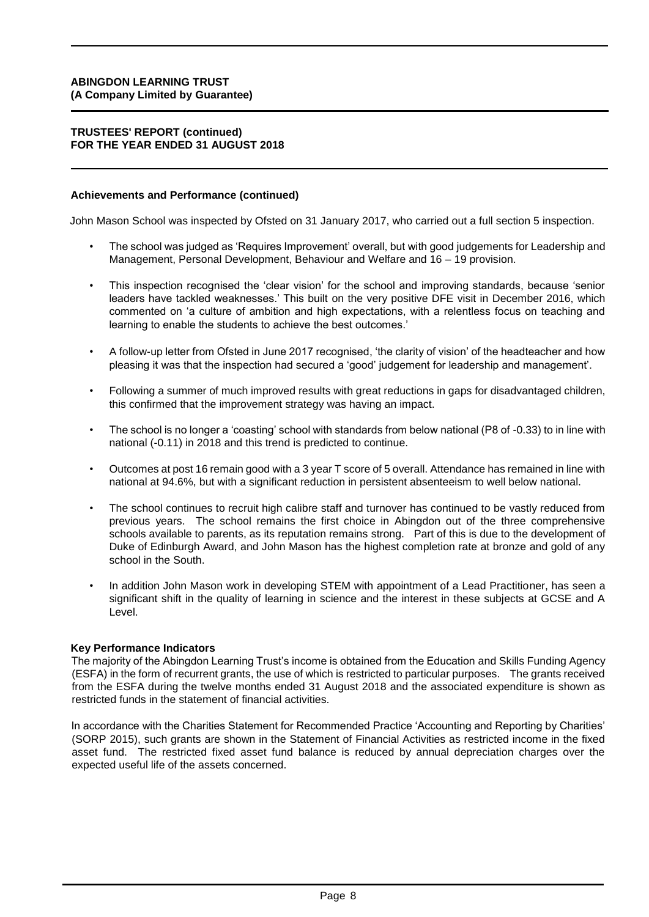### Achievements and Performance (continued)

John Mason School was inspected by Ofsted on 31 January 2017, who carried out a full section 5 inspection.

- The school was judged as 'Requires Improvement' overall, but with good judgements for Leadership and Management, Personal Development, Behaviour and Welfare and 16 – 19 provision.
- This inspection recognised the 'clear vision' for the school and improving standards, because 'senior leaders have tackled weaknesses.' This built on the very positive DFE visit in December 2016, which commented on 'a culture of ambition and high expectations, with a relentless focus on teaching and learning to enable the students to achieve the best outcomes.'
- A follow-up letter from Ofsted in June 2017 recognised, 'the clarity of vision' of the headteacher and how pleasing it was that the inspection had secured a 'good' judgement for leadership and management'.
- Following a summer of much improved results with great reductions in gaps for disadvantaged children, this confirmed that the improvement strategy was having an impact.
- The school is no longer a 'coasting' school with standards from below national (P8 of -0.33) to in line with national (-0.11) in 2018 and this trend is predicted to continue.
- Outcomes at post 16 remain good with a 3 year T score of 5 overall. Attendance has remained in line with national at 94.6%, but with a significant reduction in persistent absenteeism to well below national.
- The school continues to recruit high calibre staff and turnover has continued to be vastly reduced from previous years. The school remains the first choice in Abingdon out of the three comprehensive schools available to parents, as its reputation remains strong. Part of this is due to the development of Duke of Edinburgh Award, and John Mason has the highest completion rate at bronze and gold of any school in the South.
- In addition John Mason work in developing STEM with appointment of a Lead Practitioner, has seen a significant shift in the quality of learning in science and the interest in these subjects at GCSE and A Level.

### Key Performance Indicators

The majority of the Abingdon Learning Trust's income is obtained from the Education and Skills Funding Agency (ESFA) in the form of recurrent grants, the use of which is restricted to particular purposes. The grants received from the ESFA during the twelve months ended 31 August 2018 and the associated expenditure is shown as restricted funds in the statement of financial activities.

In accordance with the Charities Statement for Recommended Practice 'Accounting and Reporting by Charities' (SORP 2015), such grants are shown in the Statement of Financial Activities as restricted income in the fixed asset fund. The restricted fixed asset fund balance is reduced by annual depreciation charges over the expected useful life of the assets concerned.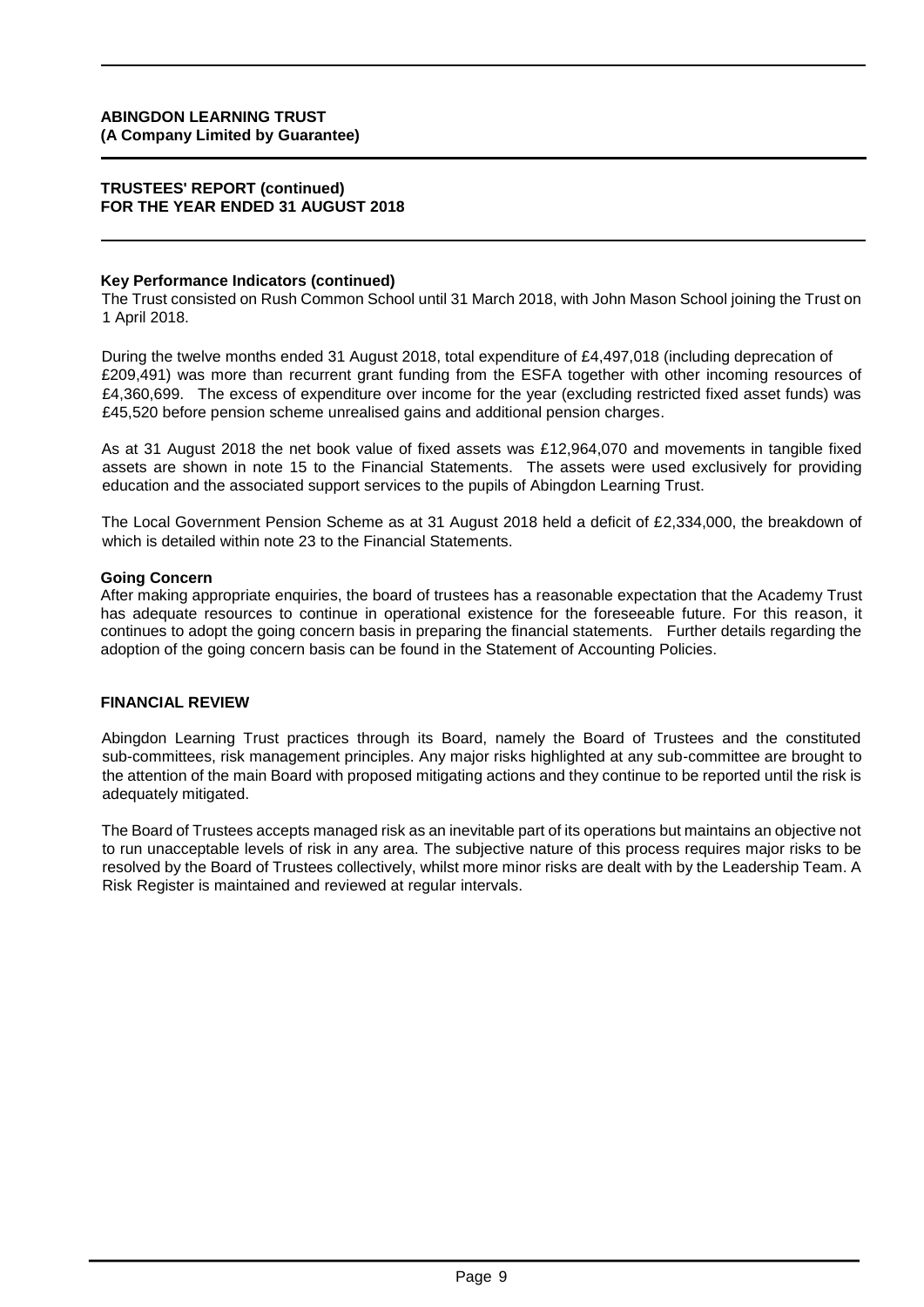### Key Performance Indicators (continued)

The Trust consisted on Rush Common School until 31 March 2018, with John Mason School joining the Trust on 1 April 2018.

During the twelve months ended 31 August 2018, total expenditure of £4,497,018 (including deprecation of £209,491) was more than recurrent grant funding from the ESFA together with other incoming resources of £4,360,699. The excess of expenditure over income for the year (excluding restricted fixed asset funds) was £45,520 before pension scheme unrealised gains and additional pension charges.

As at 31 August 2018 the net book value of fixed assets was £12,964,070 and movements in tangible fixed assets are shown in note 15 to the Financial Statements. The assets were used exclusively for providing education and the associated support services to the pupils of Abingdon Learning Trust.

The Local Government Pension Scheme as at 31 August 2018 held a deficit of £2,334,000, the breakdown of which is detailed within note 23 to the Financial Statements.

### Going Concern

After making appropriate enquiries, the board of trustees has a reasonable expectation that the Academy Trust has adequate resources to continue in operational existence for the foreseeable future. For this reason, it continues to adopt the going concern basis in preparing the financial statements. Further details regarding the adoption of the going concern basis can be found in the Statement of Accounting Policies.

## FINANCIAL REVIEW

Abingdon Learning Trust practices through its Board, namely the Board of Trustees and the constituted sub-committees, risk management principles. Any major risks highlighted at any sub-committee are brought to the attention of the main Board with proposed mitigating actions and they continue to be reported until the risk is adequately mitigated.

The Board of Trustees accepts managed risk as an inevitable part of its operations but maintains an objective not to run unacceptable levels of risk in any area. The subjective nature of this process requires major risks to be resolved by the Board of Trustees collectively, whilst more minor risks are dealt with by the Leadership Team. A Risk Register is maintained and reviewed at regular intervals.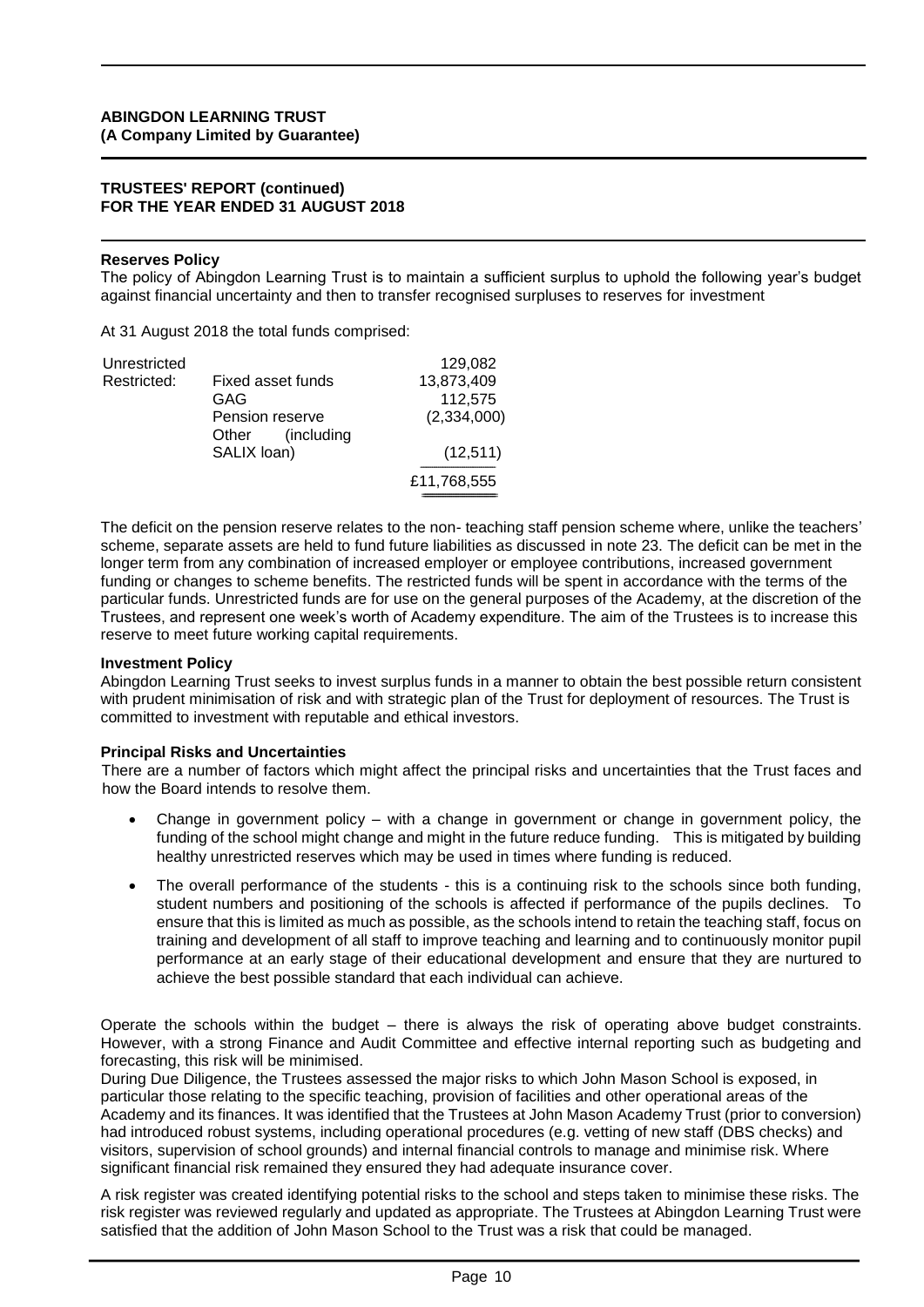**Reserves Policy**

The policy of Abingdon Learning Trust is to maintain a sufficient surplus to uphold the following year's budget against financial uncertainty and then to transfer recognised surpluses to reserves for investment

At 31 August 2018 the total funds comprised:

| | | |
|---|---|---|
| Unrestricted | | 129,082 |
| Restricted: | Fixed asset funds | 13,873,409 |
| | GAG | 112,575 |
| | Pension reserve | (2,334,000) |
| | Other (including SALIX loan) | (12,511) |
| | | £11,768,555 |

The deficit on the pension reserve relates to the non- teaching staff pension scheme where, unlike the teachers' scheme, separate assets are held to fund future liabilities as discussed in note 23. The deficit can be met in the longer term from any combination of increased employer or employee contributions, increased government funding or changes to scheme benefits. The restricted funds will be spent in accordance with the terms of the particular funds. Unrestricted funds are for use on the general purposes of the Academy, at the discretion of the Trustees, and represent one week's worth of Academy expenditure. The aim of the Trustees is to increase this reserve to meet future working capital requirements.

**Investment Policy**

Abingdon Learning Trust seeks to invest surplus funds in a manner to obtain the best possible return consistent with prudent minimisation of risk and with strategic plan of the Trust for deployment of resources. The Trust is committed to investment with reputable and ethical investors.

**Principal Risks and Uncertainties**

There are a number of factors which might affect the principal risks and uncertainties that the Trust faces and how the Board intends to resolve them.

- Change in government policy – with a change in government or change in government policy, the funding of the school might change and might in the future reduce funding. This is mitigated by building healthy unrestricted reserves which may be used in times where funding is reduced.
- The overall performance of the students - this is a continuing risk to the schools since both funding, student numbers and positioning of the schools is affected if performance of the pupils declines. To ensure that this is limited as much as possible, as the schools intend to retain the teaching staff, focus on training and development of all staff to improve teaching and learning and to continuously monitor pupil performance at an early stage of their educational development and ensure that they are nurtured to achieve the best possible standard that each individual can achieve.

Operate the schools within the budget – there is always the risk of operating above budget constraints. However, with a strong Finance and Audit Committee and effective internal reporting such as budgeting and forecasting, this risk will be minimised.

During Due Diligence, the Trustees assessed the major risks to which John Mason School is exposed, in particular those relating to the specific teaching, provision of facilities and other operational areas of the Academy and its finances. It was identified that the Trustees at John Mason Academy Trust (prior to conversion) had introduced robust systems, including operational procedures (e.g. vetting of new staff (DBS checks) and visitors, supervision of school grounds) and internal financial controls to manage and minimise risk. Where significant financial risk remained they ensured they had adequate insurance cover.

A risk register was created identifying potential risks to the school and steps taken to minimise these risks. The risk register was reviewed regularly and updated as appropriate. The Trustees at Abingdon Learning Trust were satisfied that the addition of John Mason School to the Trust was a risk that could be managed.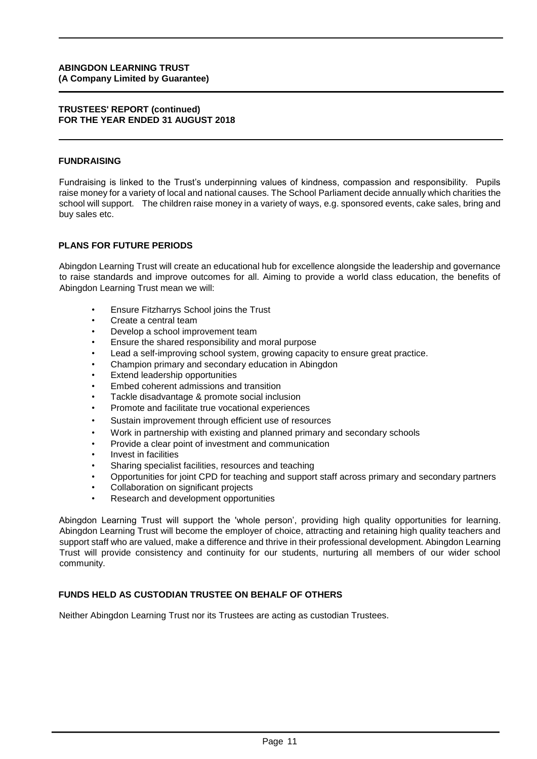## FUNDRAISING

Fundraising is linked to the Trust's underpinning values of kindness, compassion and responsibility. Pupils raise money for a variety of local and national causes. The School Parliament decide annually which charities the school will support. The children raise money in a variety of ways, e.g. sponsored events, cake sales, bring and buy sales etc.

## PLANS FOR FUTURE PERIODS

Abingdon Learning Trust will create an educational hub for excellence alongside the leadership and governance to raise standards and improve outcomes for all. Aiming to provide a world class education, the benefits of Abingdon Learning Trust mean we will:

- Ensure Fitzharrys School joins the Trust
- Create a central team
- Develop a school improvement team
- Ensure the shared responsibility and moral purpose
- Lead a self-improving school system, growing capacity to ensure great practice.
- Champion primary and secondary education in Abingdon
- Extend leadership opportunities
- Embed coherent admissions and transition
- Tackle disadvantage & promote social inclusion
- Promote and facilitate true vocational experiences
- Sustain improvement through efficient use of resources
- Work in partnership with existing and planned primary and secondary schools
- Provide a clear point of investment and communication
- Invest in facilities
- Sharing specialist facilities, resources and teaching
- Opportunities for joint CPD for teaching and support staff across primary and secondary partners
- Collaboration on significant projects
- Research and development opportunities

Abingdon Learning Trust will support the 'whole person', providing high quality opportunities for learning. Abingdon Learning Trust will become the employer of choice, attracting and retaining high quality teachers and support staff who are valued, make a difference and thrive in their professional development. Abingdon Learning Trust will provide consistency and continuity for our students, nurturing all members of our wider school community.

## FUNDS HELD AS CUSTODIAN TRUSTEE ON BEHALF OF OTHERS

Neither Abingdon Learning Trust nor its Trustees are acting as custodian Trustees.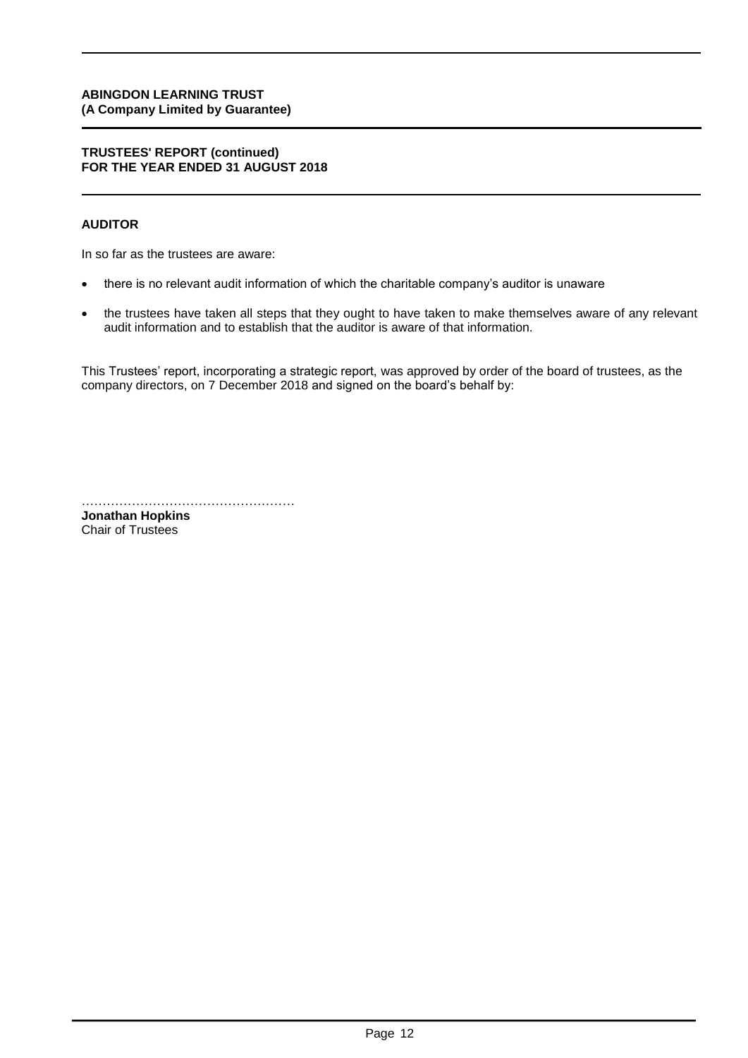## AUDITOR

In so far as the trustees are aware:

- there is no relevant audit information of which the charitable company's auditor is unaware
- the trustees have taken all steps that they ought to have taken to make themselves aware of any relevant audit information and to establish that the auditor is aware of that information.

This Trustees' report, incorporating a strategic report, was approved by order of the board of trustees, as the company directors, on 7 December 2018 and signed on the board's behalf by:

……………………………………………

**Jonathan Hopkins**
Chair of Trustees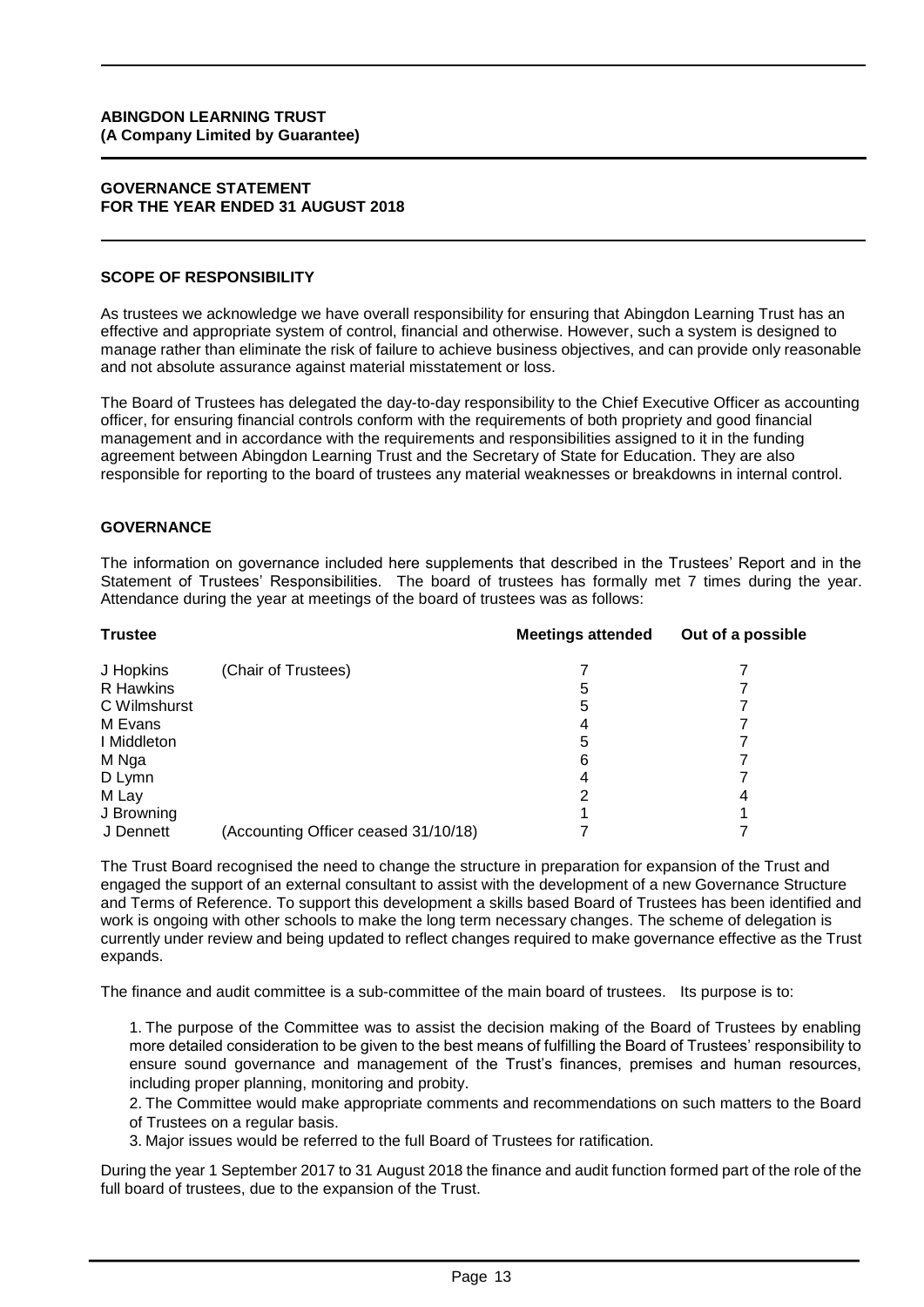**ABINGDON LEARNING TRUST**
**(A Company Limited by Guarantee)**

**GOVERNANCE STATEMENT**
**FOR THE YEAR ENDED 31 AUGUST 2018**

## SCOPE OF RESPONSIBILITY

As trustees we acknowledge we have overall responsibility for ensuring that Abingdon Learning Trust has an effective and appropriate system of control, financial and otherwise. However, such a system is designed to manage rather than eliminate the risk of failure to achieve business objectives, and can provide only reasonable and not absolute assurance against material misstatement or loss.

The Board of Trustees has delegated the day-to-day responsibility to the Chief Executive Officer as accounting officer, for ensuring financial controls conform with the requirements of both propriety and good financial management and in accordance with the requirements and responsibilities assigned to it in the funding agreement between Abingdon Learning Trust and the Secretary of State for Education. They are also responsible for reporting to the board of trustees any material weaknesses or breakdowns in internal control.

## GOVERNANCE

The information on governance included here supplements that described in the Trustees' Report and in the Statement of Trustees' Responsibilities. The board of trustees has formally met 7 times during the year. Attendance during the year at meetings of the board of trustees was as follows:

| Trustee | | Meetings attended | Out of a possible |
|---|---|---|---|
| J Hopkins | (Chair of Trustees) | 7 | 7 |
| R Hawkins | | 5 | 7 |
| C Wilmshurst | | 5 | 7 |
| M Evans | | 4 | 7 |
| I Middleton | | 5 | 7 |
| M Nga | | 6 | 7 |
| D Lymn | | 4 | 7 |
| M Lay | | 2 | 4 |
| J Browning | | 1 | 1 |
| J Dennett | (Accounting Officer ceased 31/10/18) | 7 | 7 |

The Trust Board recognised the need to change the structure in preparation for expansion of the Trust and engaged the support of an external consultant to assist with the development of a new Governance Structure and Terms of Reference. To support this development a skills based Board of Trustees has been identified and work is ongoing with other schools to make the long term necessary changes. The scheme of delegation is currently under review and being updated to reflect changes required to make governance effective as the Trust expands.

The finance and audit committee is a sub-committee of the main board of trustees. Its purpose is to:

1. The purpose of the Committee was to assist the decision making of the Board of Trustees by enabling more detailed consideration to be given to the best means of fulfilling the Board of Trustees' responsibility to ensure sound governance and management of the Trust's finances, premises and human resources, including proper planning, monitoring and probity.
2. The Committee would make appropriate comments and recommendations on such matters to the Board of Trustees on a regular basis.
3. Major issues would be referred to the full Board of Trustees for ratification.

During the year 1 September 2017 to 31 August 2018 the finance and audit function formed part of the role of the full board of trustees, due to the expansion of the Trust.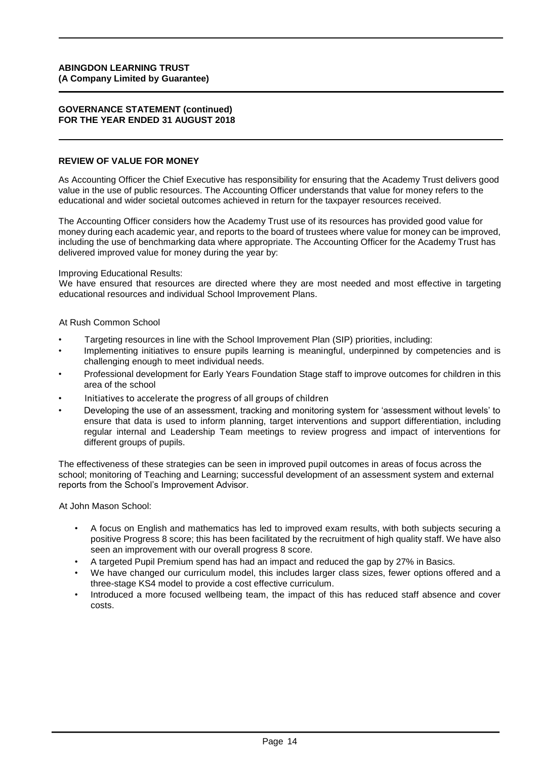**ABINGDON LEARNING TRUST**
**(A Company Limited by Guarantee)**

**GOVERNANCE STATEMENT (continued)**
**FOR THE YEAR ENDED 31 AUGUST 2018**

## REVIEW OF VALUE FOR MONEY

As Accounting Officer the Chief Executive has responsibility for ensuring that the Academy Trust delivers good value in the use of public resources. The Accounting Officer understands that value for money refers to the educational and wider societal outcomes achieved in return for the taxpayer resources received.

The Accounting Officer considers how the Academy Trust use of its resources has provided good value for money during each academic year, and reports to the board of trustees where value for money can be improved, including the use of benchmarking data where appropriate. The Accounting Officer for the Academy Trust has delivered improved value for money during the year by:

Improving Educational Results:
We have ensured that resources are directed where they are most needed and most effective in targeting educational resources and individual School Improvement Plans.

At Rush Common School

- Targeting resources in line with the School Improvement Plan (SIP) priorities, including:
- Implementing initiatives to ensure pupils learning is meaningful, underpinned by competencies and is challenging enough to meet individual needs.
- Professional development for Early Years Foundation Stage staff to improve outcomes for children in this area of the school
- Initiatives to accelerate the progress of all groups of children
- Developing the use of an assessment, tracking and monitoring system for 'assessment without levels' to ensure that data is used to inform planning, target interventions and support differentiation, including regular internal and Leadership Team meetings to review progress and impact of interventions for different groups of pupils.

The effectiveness of these strategies can be seen in improved pupil outcomes in areas of focus across the school; monitoring of Teaching and Learning; successful development of an assessment system and external reports from the School's Improvement Advisor.

At John Mason School:

- A focus on English and mathematics has led to improved exam results, with both subjects securing a positive Progress 8 score; this has been facilitated by the recruitment of high quality staff. We have also seen an improvement with our overall progress 8 score.
- A targeted Pupil Premium spend has had an impact and reduced the gap by 27% in Basics.
- We have changed our curriculum model, this includes larger class sizes, fewer options offered and a three-stage KS4 model to provide a cost effective curriculum.
- Introduced a more focused wellbeing team, the impact of this has reduced staff absence and cover costs.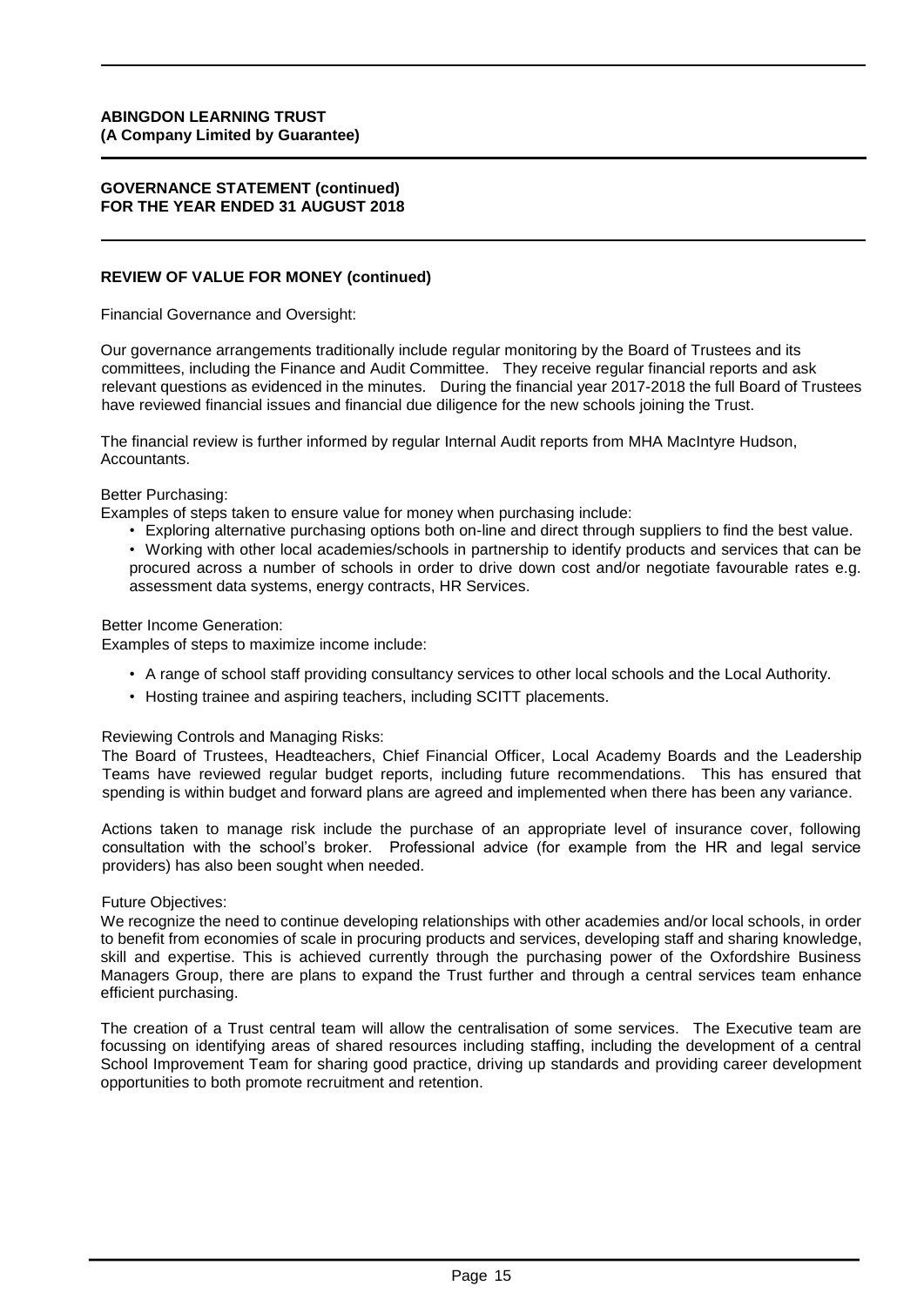## REVIEW OF VALUE FOR MONEY (continued)

Financial Governance and Oversight:

Our governance arrangements traditionally include regular monitoring by the Board of Trustees and its committees, including the Finance and Audit Committee. They receive regular financial reports and ask relevant questions as evidenced in the minutes. During the financial year 2017-2018 the full Board of Trustees have reviewed financial issues and financial due diligence for the new schools joining the Trust.

The financial review is further informed by regular Internal Audit reports from MHA MacIntyre Hudson, Accountants.

Better Purchasing:

Examples of steps taken to ensure value for money when purchasing include:

- Exploring alternative purchasing options both on-line and direct through suppliers to find the best value.
- Working with other local academies/schools in partnership to identify products and services that can be procured across a number of schools in order to drive down cost and/or negotiate favourable rates e.g. assessment data systems, energy contracts, HR Services.

Better Income Generation:

Examples of steps to maximize income include:

- A range of school staff providing consultancy services to other local schools and the Local Authority.
- Hosting trainee and aspiring teachers, including SCITT placements.

Reviewing Controls and Managing Risks:

The Board of Trustees, Headteachers, Chief Financial Officer, Local Academy Boards and the Leadership Teams have reviewed regular budget reports, including future recommendations. This has ensured that spending is within budget and forward plans are agreed and implemented when there has been any variance.

Actions taken to manage risk include the purchase of an appropriate level of insurance cover, following consultation with the school's broker. Professional advice (for example from the HR and legal service providers) has also been sought when needed.

Future Objectives:

We recognize the need to continue developing relationships with other academies and/or local schools, in order to benefit from economies of scale in procuring products and services, developing staff and sharing knowledge, skill and expertise. This is achieved currently through the purchasing power of the Oxfordshire Business Managers Group, there are plans to expand the Trust further and through a central services team enhance efficient purchasing.

The creation of a Trust central team will allow the centralisation of some services. The Executive team are focussing on identifying areas of shared resources including staffing, including the development of a central School Improvement Team for sharing good practice, driving up standards and providing career development opportunities to both promote recruitment and retention.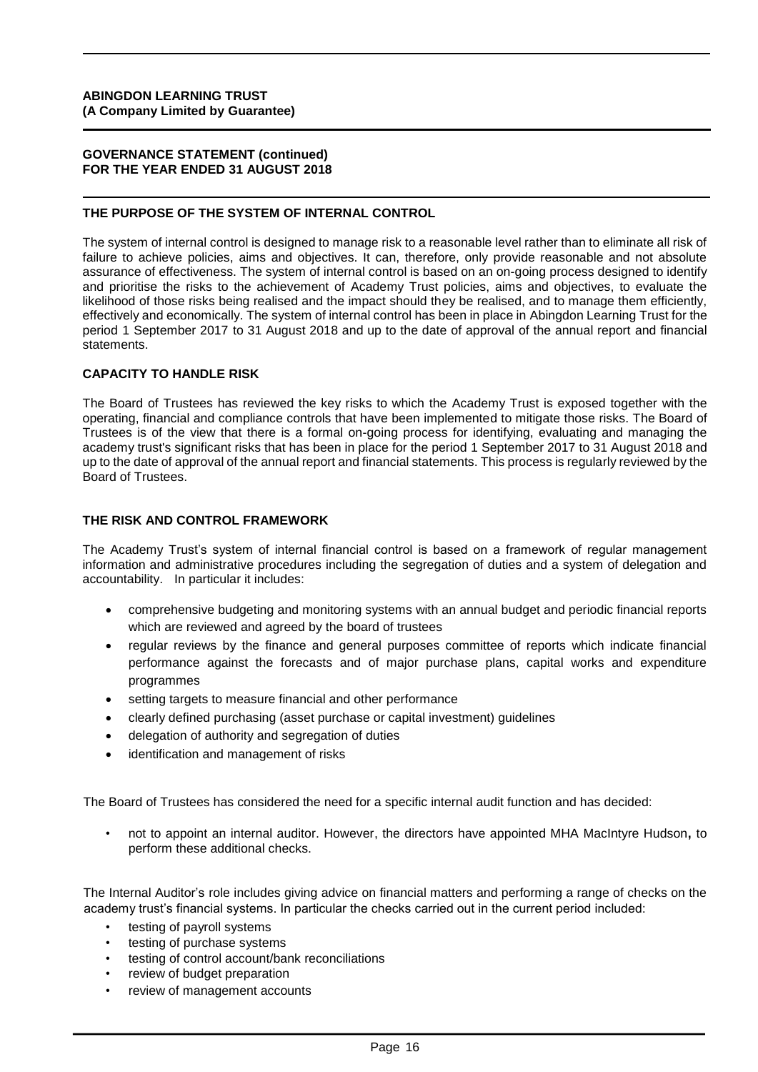## THE PURPOSE OF THE SYSTEM OF INTERNAL CONTROL

The system of internal control is designed to manage risk to a reasonable level rather than to eliminate all risk of failure to achieve policies, aims and objectives. It can, therefore, only provide reasonable and not absolute assurance of effectiveness. The system of internal control is based on an on-going process designed to identify and prioritise the risks to the achievement of Academy Trust policies, aims and objectives, to evaluate the likelihood of those risks being realised and the impact should they be realised, and to manage them efficiently, effectively and economically. The system of internal control has been in place in Abingdon Learning Trust for the period 1 September 2017 to 31 August 2018 and up to the date of approval of the annual report and financial statements.

## CAPACITY TO HANDLE RISK

The Board of Trustees has reviewed the key risks to which the Academy Trust is exposed together with the operating, financial and compliance controls that have been implemented to mitigate those risks. The Board of Trustees is of the view that there is a formal on-going process for identifying, evaluating and managing the academy trust's significant risks that has been in place for the period 1 September 2017 to 31 August 2018 and up to the date of approval of the annual report and financial statements. This process is regularly reviewed by the Board of Trustees.

## THE RISK AND CONTROL FRAMEWORK

The Academy Trust's system of internal financial control is based on a framework of regular management information and administrative procedures including the segregation of duties and a system of delegation and accountability. In particular it includes:

- comprehensive budgeting and monitoring systems with an annual budget and periodic financial reports which are reviewed and agreed by the board of trustees
- regular reviews by the finance and general purposes committee of reports which indicate financial performance against the forecasts and of major purchase plans, capital works and expenditure programmes
- setting targets to measure financial and other performance
- clearly defined purchasing (asset purchase or capital investment) guidelines
- delegation of authority and segregation of duties
- identification and management of risks

The Board of Trustees has considered the need for a specific internal audit function and has decided:

- not to appoint an internal auditor. However, the directors have appointed MHA MacIntyre Hudson**,** to perform these additional checks.

The Internal Auditor's role includes giving advice on financial matters and performing a range of checks on the academy trust's financial systems. In particular the checks carried out in the current period included:

- testing of payroll systems
- testing of purchase systems
- testing of control account/bank reconciliations
- review of budget preparation
- review of management accounts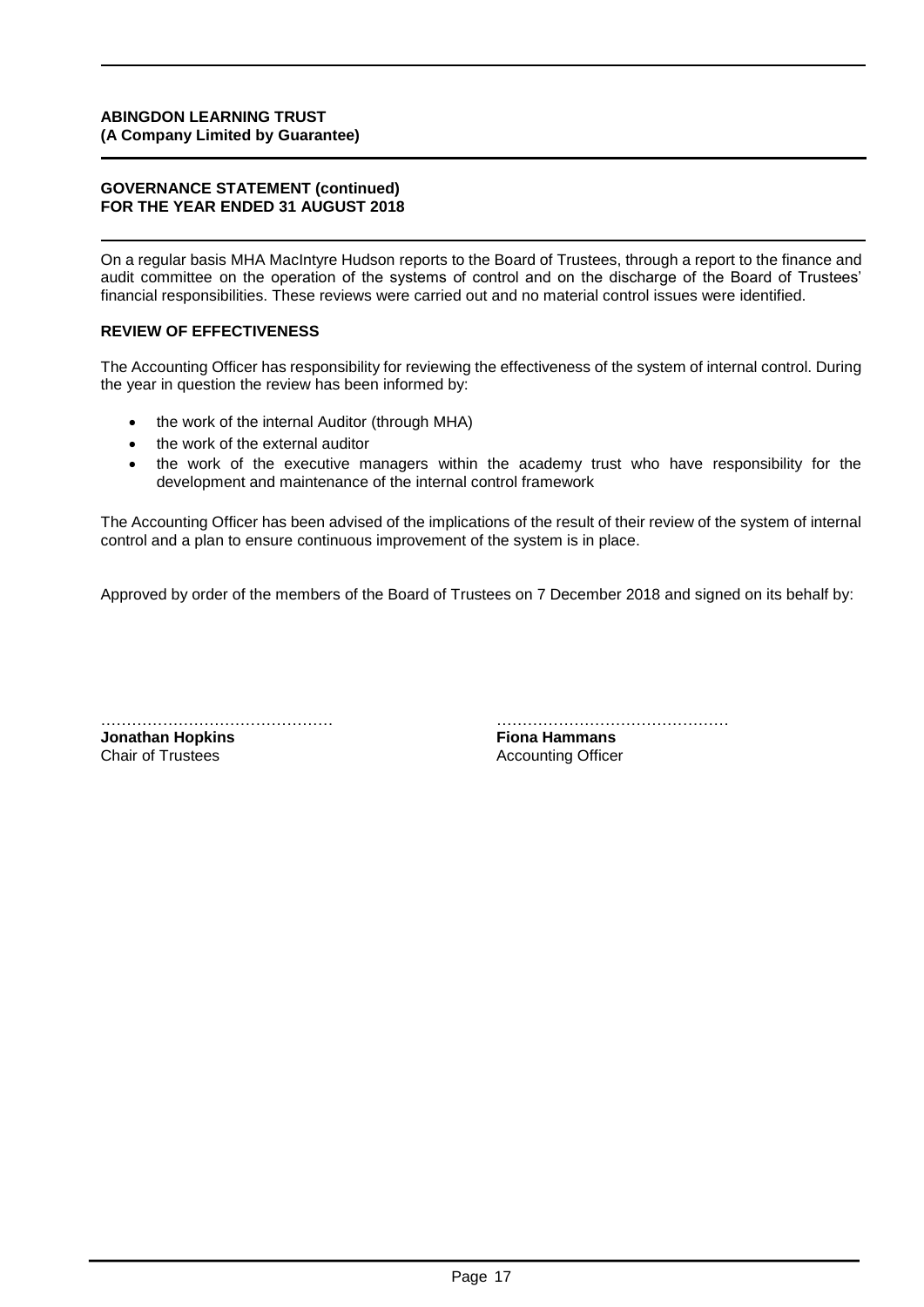On a regular basis MHA MacIntyre Hudson reports to the Board of Trustees, through a report to the finance and audit committee on the operation of the systems of control and on the discharge of the Board of Trustees' financial responsibilities. These reviews were carried out and no material control issues were identified.

## REVIEW OF EFFECTIVENESS

The Accounting Officer has responsibility for reviewing the effectiveness of the system of internal control. During the year in question the review has been informed by:

- the work of the internal Auditor (through MHA)
- the work of the external auditor
- the work of the executive managers within the academy trust who have responsibility for the development and maintenance of the internal control framework

The Accounting Officer has been advised of the implications of the result of their review of the system of internal control and a plan to ensure continuous improvement of the system is in place.

Approved by order of the members of the Board of Trustees on 7 December 2018 and signed on its behalf by:

| ……………………………………… | ……………………………………… |
|---|---|
| **Jonathan Hopkins** | **Fiona Hammans** |
| Chair of Trustees | Accounting Officer |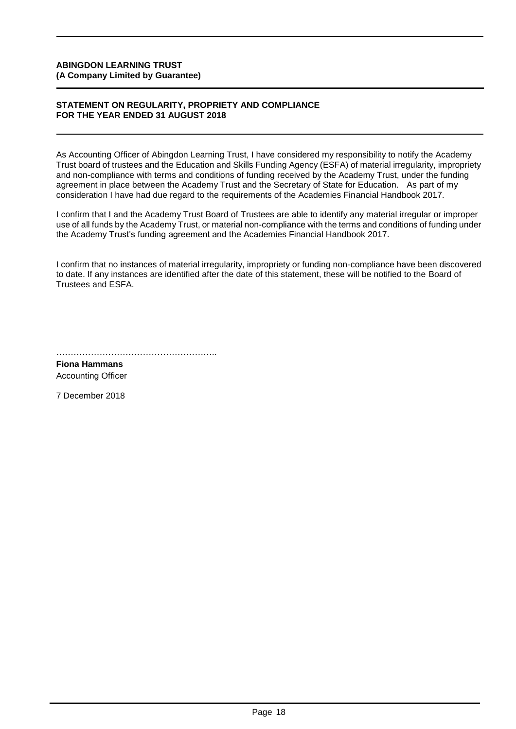**ABINGDON LEARNING TRUST**
**(A Company Limited by Guarantee)**

# STATEMENT ON REGULARITY, PROPRIETY AND COMPLIANCE
## FOR THE YEAR ENDED 31 AUGUST 2018

As Accounting Officer of Abingdon Learning Trust, I have considered my responsibility to notify the Academy Trust board of trustees and the Education and Skills Funding Agency (ESFA) of material irregularity, impropriety and non-compliance with terms and conditions of funding received by the Academy Trust, under the funding agreement in place between the Academy Trust and the Secretary of State for Education. As part of my consideration I have had due regard to the requirements of the Academies Financial Handbook 2017.

I confirm that I and the Academy Trust Board of Trustees are able to identify any material irregular or improper use of all funds by the Academy Trust, or material non-compliance with the terms and conditions of funding under the Academy Trust's funding agreement and the Academies Financial Handbook 2017.

I confirm that no instances of material irregularity, impropriety or funding non-compliance have been discovered to date. If any instances are identified after the date of this statement, these will be notified to the Board of Trustees and ESFA.

………………………………………………..

**Fiona Hammans**
Accounting Officer

7 December 2018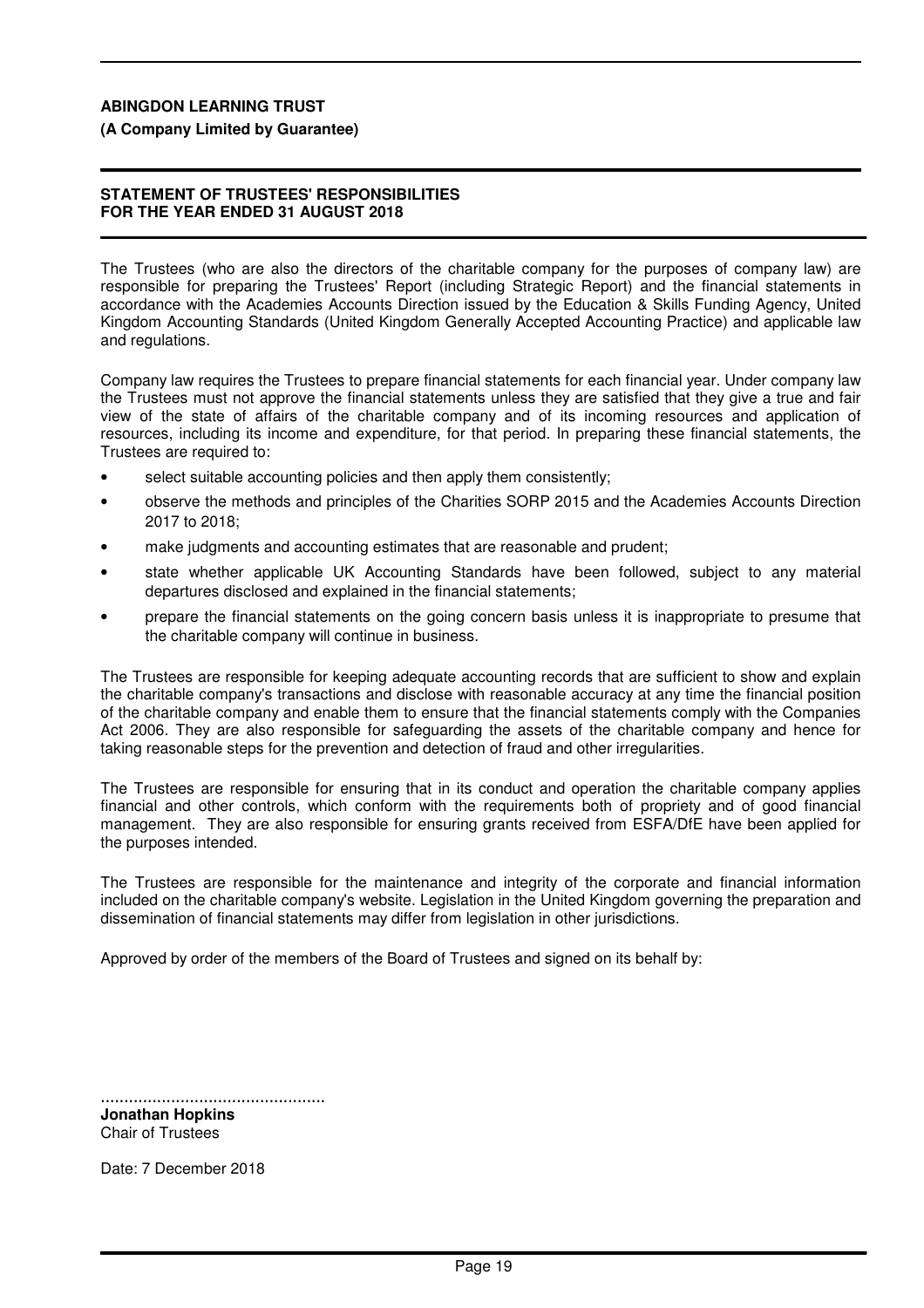**ABINGDON LEARNING TRUST**

**(A Company Limited by Guarantee)**

## STATEMENT OF TRUSTEES' RESPONSIBILITIES FOR THE YEAR ENDED 31 AUGUST 2018

The Trustees (who are also the directors of the charitable company for the purposes of company law) are responsible for preparing the Trustees' Report (including Strategic Report) and the financial statements in accordance with the Academies Accounts Direction issued by the Education & Skills Funding Agency, United Kingdom Accounting Standards (United Kingdom Generally Accepted Accounting Practice) and applicable law and regulations.

Company law requires the Trustees to prepare financial statements for each financial year. Under company law the Trustees must not approve the financial statements unless they are satisfied that they give a true and fair view of the state of affairs of the charitable company and of its incoming resources and application of resources, including its income and expenditure, for that period. In preparing these financial statements, the Trustees are required to:

- select suitable accounting policies and then apply them consistently;
- observe the methods and principles of the Charities SORP 2015 and the Academies Accounts Direction 2017 to 2018;
- make judgments and accounting estimates that are reasonable and prudent;
- state whether applicable UK Accounting Standards have been followed, subject to any material departures disclosed and explained in the financial statements;
- prepare the financial statements on the going concern basis unless it is inappropriate to presume that the charitable company will continue in business.

The Trustees are responsible for keeping adequate accounting records that are sufficient to show and explain the charitable company's transactions and disclose with reasonable accuracy at any time the financial position of the charitable company and enable them to ensure that the financial statements comply with the Companies Act 2006. They are also responsible for safeguarding the assets of the charitable company and hence for taking reasonable steps for the prevention and detection of fraud and other irregularities.

The Trustees are responsible for ensuring that in its conduct and operation the charitable company applies financial and other controls, which conform with the requirements both of propriety and of good financial management. They are also responsible for ensuring grants received from ESFA/DfE have been applied for the purposes intended.

The Trustees are responsible for the maintenance and integrity of the corporate and financial information included on the charitable company's website. Legislation in the United Kingdom governing the preparation and dissemination of financial statements may differ from legislation in other jurisdictions.

Approved by order of the members of the Board of Trustees and signed on its behalf by:

................................................

**Jonathan Hopkins**
Chair of Trustees

Date: 7 December 2018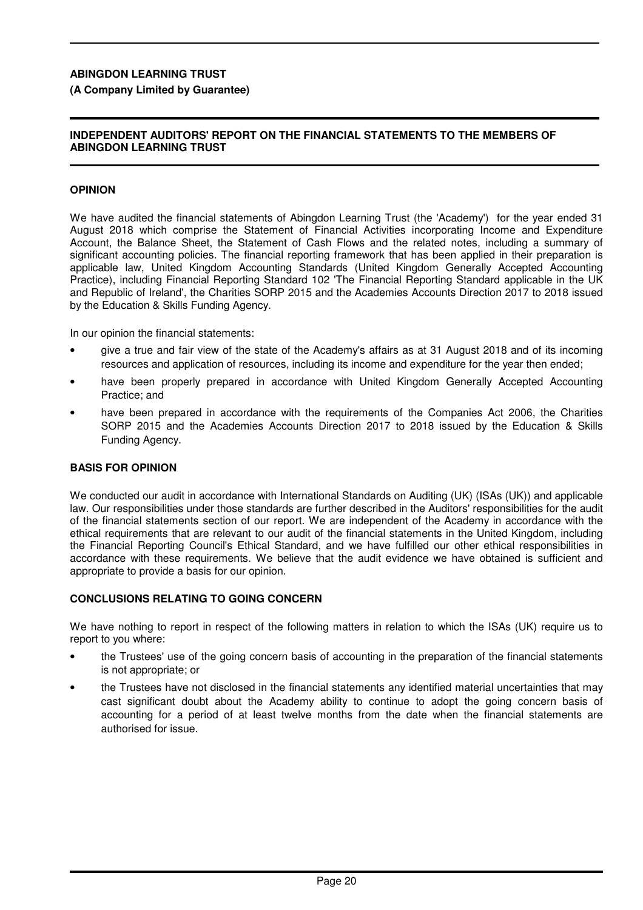**ABINGDON LEARNING TRUST**

**(A Company Limited by Guarantee)**

## INDEPENDENT AUDITORS' REPORT ON THE FINANCIAL STATEMENTS TO THE MEMBERS OF ABINGDON LEARNING TRUST

### OPINION

We have audited the financial statements of Abingdon Learning Trust (the 'Academy') for the year ended 31 August 2018 which comprise the Statement of Financial Activities incorporating Income and Expenditure Account, the Balance Sheet, the Statement of Cash Flows and the related notes, including a summary of significant accounting policies. The financial reporting framework that has been applied in their preparation is applicable law, United Kingdom Accounting Standards (United Kingdom Generally Accepted Accounting Practice), including Financial Reporting Standard 102 'The Financial Reporting Standard applicable in the UK and Republic of Ireland', the Charities SORP 2015 and the Academies Accounts Direction 2017 to 2018 issued by the Education & Skills Funding Agency.

In our opinion the financial statements:

- give a true and fair view of the state of the Academy's affairs as at 31 August 2018 and of its incoming resources and application of resources, including its income and expenditure for the year then ended;
- have been properly prepared in accordance with United Kingdom Generally Accepted Accounting Practice; and
- have been prepared in accordance with the requirements of the Companies Act 2006, the Charities SORP 2015 and the Academies Accounts Direction 2017 to 2018 issued by the Education & Skills Funding Agency.

### BASIS FOR OPINION

We conducted our audit in accordance with International Standards on Auditing (UK) (ISAs (UK)) and applicable law. Our responsibilities under those standards are further described in the Auditors' responsibilities for the audit of the financial statements section of our report. We are independent of the Academy in accordance with the ethical requirements that are relevant to our audit of the financial statements in the United Kingdom, including the Financial Reporting Council's Ethical Standard, and we have fulfilled our other ethical responsibilities in accordance with these requirements. We believe that the audit evidence we have obtained is sufficient and appropriate to provide a basis for our opinion.

### CONCLUSIONS RELATING TO GOING CONCERN

We have nothing to report in respect of the following matters in relation to which the ISAs (UK) require us to report to you where:

- the Trustees' use of the going concern basis of accounting in the preparation of the financial statements is not appropriate; or
- the Trustees have not disclosed in the financial statements any identified material uncertainties that may cast significant doubt about the Academy ability to continue to adopt the going concern basis of accounting for a period of at least twelve months from the date when the financial statements are authorised for issue.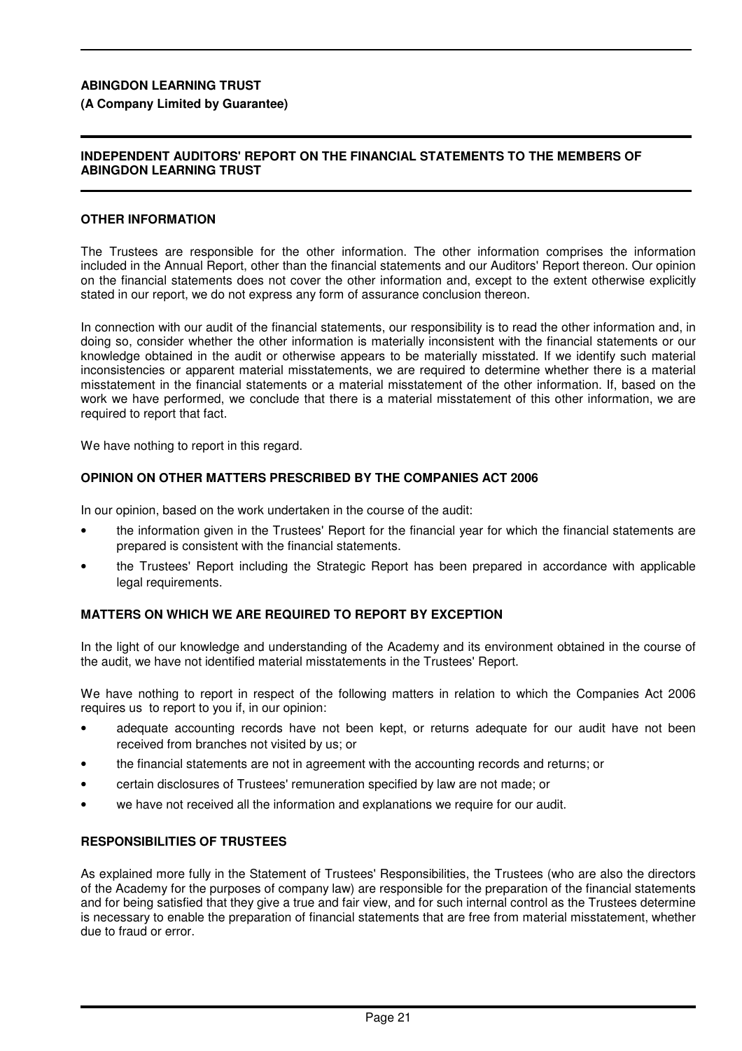## OTHER INFORMATION

The Trustees are responsible for the other information. The other information comprises the information included in the Annual Report, other than the financial statements and our Auditors' Report thereon. Our opinion on the financial statements does not cover the other information and, except to the extent otherwise explicitly stated in our report, we do not express any form of assurance conclusion thereon.

In connection with our audit of the financial statements, our responsibility is to read the other information and, in doing so, consider whether the other information is materially inconsistent with the financial statements or our knowledge obtained in the audit or otherwise appears to be materially misstated. If we identify such material inconsistencies or apparent material misstatements, we are required to determine whether there is a material misstatement in the financial statements or a material misstatement of the other information. If, based on the work we have performed, we conclude that there is a material misstatement of this other information, we are required to report that fact.

We have nothing to report in this regard.

## OPINION ON OTHER MATTERS PRESCRIBED BY THE COMPANIES ACT 2006

In our opinion, based on the work undertaken in the course of the audit:

- the information given in the Trustees' Report for the financial year for which the financial statements are prepared is consistent with the financial statements.
- the Trustees' Report including the Strategic Report has been prepared in accordance with applicable legal requirements.

## MATTERS ON WHICH WE ARE REQUIRED TO REPORT BY EXCEPTION

In the light of our knowledge and understanding of the Academy and its environment obtained in the course of the audit, we have not identified material misstatements in the Trustees' Report.

We have nothing to report in respect of the following matters in relation to which the Companies Act 2006 requires us to report to you if, in our opinion:

- adequate accounting records have not been kept, or returns adequate for our audit have not been received from branches not visited by us; or
- the financial statements are not in agreement with the accounting records and returns; or
- certain disclosures of Trustees' remuneration specified by law are not made; or
- we have not received all the information and explanations we require for our audit.

## RESPONSIBILITIES OF TRUSTEES

As explained more fully in the Statement of Trustees' Responsibilities, the Trustees (who are also the directors of the Academy for the purposes of company law) are responsible for the preparation of the financial statements and for being satisfied that they give a true and fair view, and for such internal control as the Trustees determine is necessary to enable the preparation of financial statements that are free from material misstatement, whether due to fraud or error.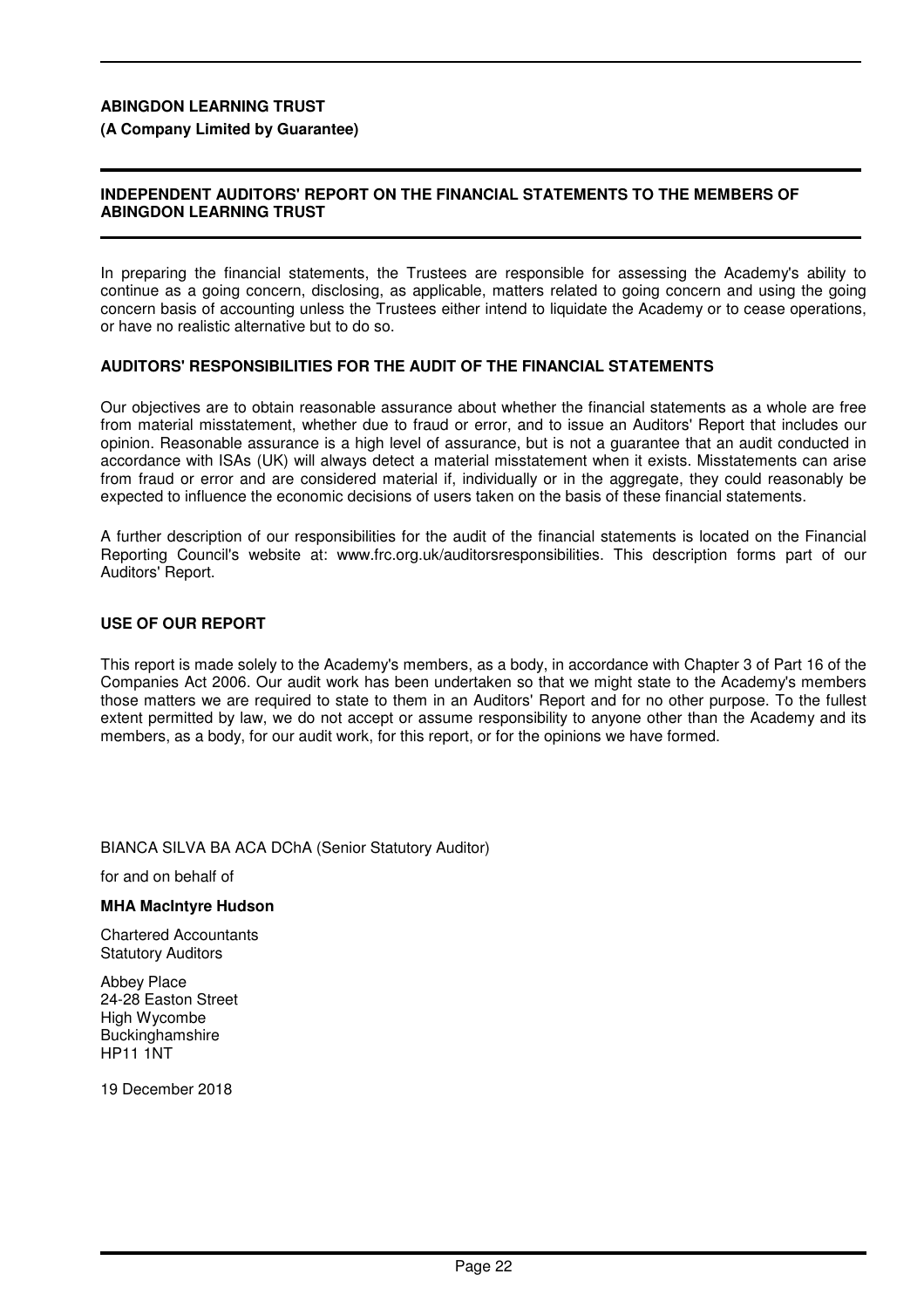In preparing the financial statements, the Trustees are responsible for assessing the Academy's ability to continue as a going concern, disclosing, as applicable, matters related to going concern and using the going concern basis of accounting unless the Trustees either intend to liquidate the Academy or to cease operations, or have no realistic alternative but to do so.

## AUDITORS' RESPONSIBILITIES FOR THE AUDIT OF THE FINANCIAL STATEMENTS

Our objectives are to obtain reasonable assurance about whether the financial statements as a whole are free from material misstatement, whether due to fraud or error, and to issue an Auditors' Report that includes our opinion. Reasonable assurance is a high level of assurance, but is not a guarantee that an audit conducted in accordance with ISAs (UK) will always detect a material misstatement when it exists. Misstatements can arise from fraud or error and are considered material if, individually or in the aggregate, they could reasonably be expected to influence the economic decisions of users taken on the basis of these financial statements.

A further description of our responsibilities for the audit of the financial statements is located on the Financial Reporting Council's website at: www.frc.org.uk/auditorsresponsibilities. This description forms part of our Auditors' Report.

## USE OF OUR REPORT

This report is made solely to the Academy's members, as a body, in accordance with Chapter 3 of Part 16 of the Companies Act 2006. Our audit work has been undertaken so that we might state to the Academy's members those matters we are required to state to them in an Auditors' Report and for no other purpose. To the fullest extent permitted by law, we do not accept or assume responsibility to anyone other than the Academy and its members, as a body, for our audit work, for this report, or for the opinions we have formed.

BIANCA SILVA BA ACA DChA (Senior Statutory Auditor)

for and on behalf of

**MHA MacIntyre Hudson**

Chartered Accountants
Statutory Auditors

Abbey Place
24-28 Easton Street
High Wycombe
Buckinghamshire
HP11 1NT

19 December 2018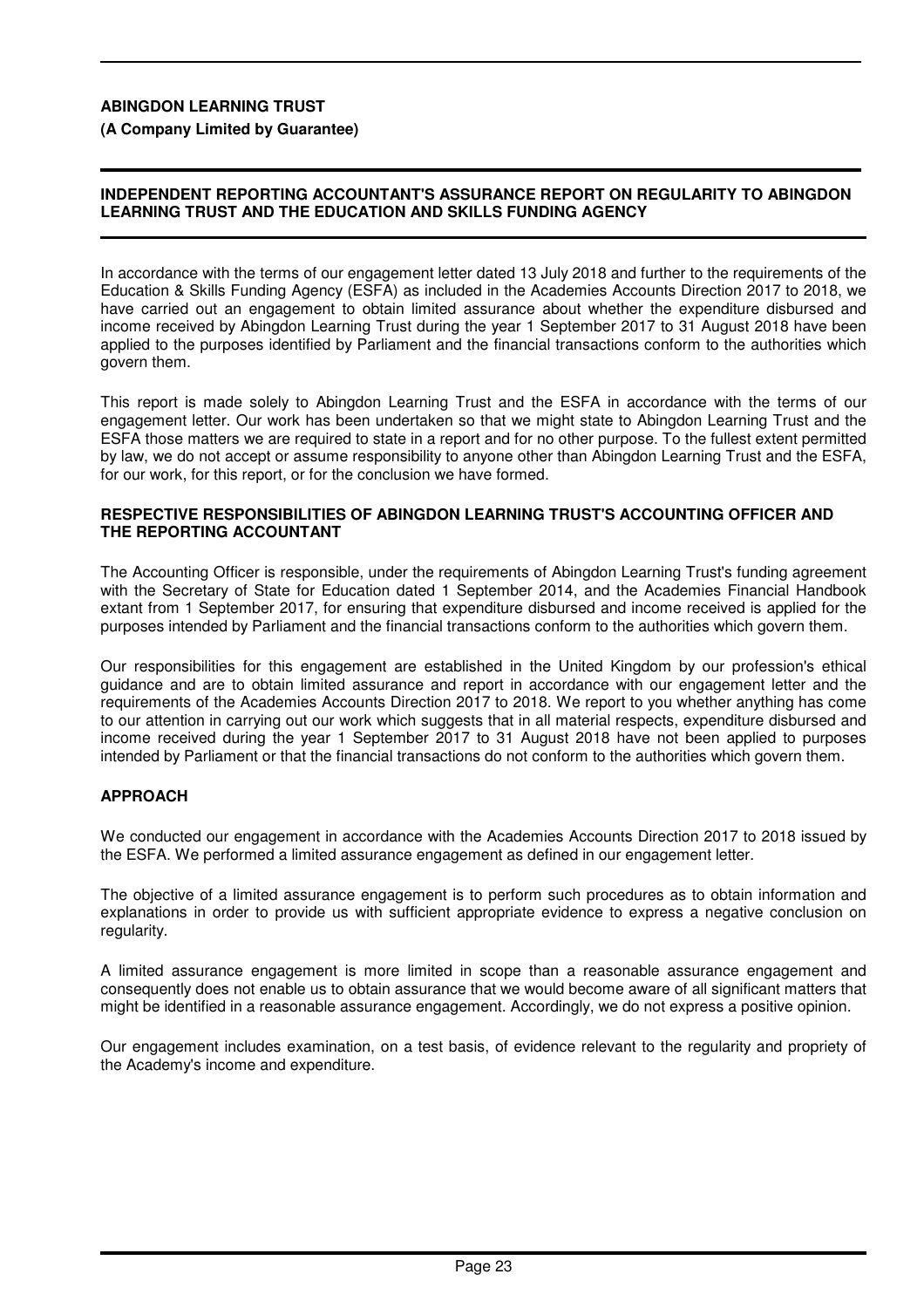## INDEPENDENT REPORTING ACCOUNTANT'S ASSURANCE REPORT ON REGULARITY TO ABINGDON LEARNING TRUST AND THE EDUCATION AND SKILLS FUNDING AGENCY

In accordance with the terms of our engagement letter dated 13 July 2018 and further to the requirements of the Education & Skills Funding Agency (ESFA) as included in the Academies Accounts Direction 2017 to 2018, we have carried out an engagement to obtain limited assurance about whether the expenditure disbursed and income received by Abingdon Learning Trust during the year 1 September 2017 to 31 August 2018 have been applied to the purposes identified by Parliament and the financial transactions conform to the authorities which govern them.

This report is made solely to Abingdon Learning Trust and the ESFA in accordance with the terms of our engagement letter. Our work has been undertaken so that we might state to Abingdon Learning Trust and the ESFA those matters we are required to state in a report and for no other purpose. To the fullest extent permitted by law, we do not accept or assume responsibility to anyone other than Abingdon Learning Trust and the ESFA, for our work, for this report, or for the conclusion we have formed.

### RESPECTIVE RESPONSIBILITIES OF ABINGDON LEARNING TRUST'S ACCOUNTING OFFICER AND THE REPORTING ACCOUNTANT

The Accounting Officer is responsible, under the requirements of Abingdon Learning Trust's funding agreement with the Secretary of State for Education dated 1 September 2014, and the Academies Financial Handbook extant from 1 September 2017, for ensuring that expenditure disbursed and income received is applied for the purposes intended by Parliament and the financial transactions conform to the authorities which govern them.

Our responsibilities for this engagement are established in the United Kingdom by our profession's ethical guidance and are to obtain limited assurance and report in accordance with our engagement letter and the requirements of the Academies Accounts Direction 2017 to 2018. We report to you whether anything has come to our attention in carrying out our work which suggests that in all material respects, expenditure disbursed and income received during the year 1 September 2017 to 31 August 2018 have not been applied to purposes intended by Parliament or that the financial transactions do not conform to the authorities which govern them.

### APPROACH

We conducted our engagement in accordance with the Academies Accounts Direction 2017 to 2018 issued by the ESFA. We performed a limited assurance engagement as defined in our engagement letter.

The objective of a limited assurance engagement is to perform such procedures as to obtain information and explanations in order to provide us with sufficient appropriate evidence to express a negative conclusion on regularity.

A limited assurance engagement is more limited in scope than a reasonable assurance engagement and consequently does not enable us to obtain assurance that we would become aware of all significant matters that might be identified in a reasonable assurance engagement. Accordingly, we do not express a positive opinion.

Our engagement includes examination, on a test basis, of evidence relevant to the regularity and propriety of the Academy's income and expenditure.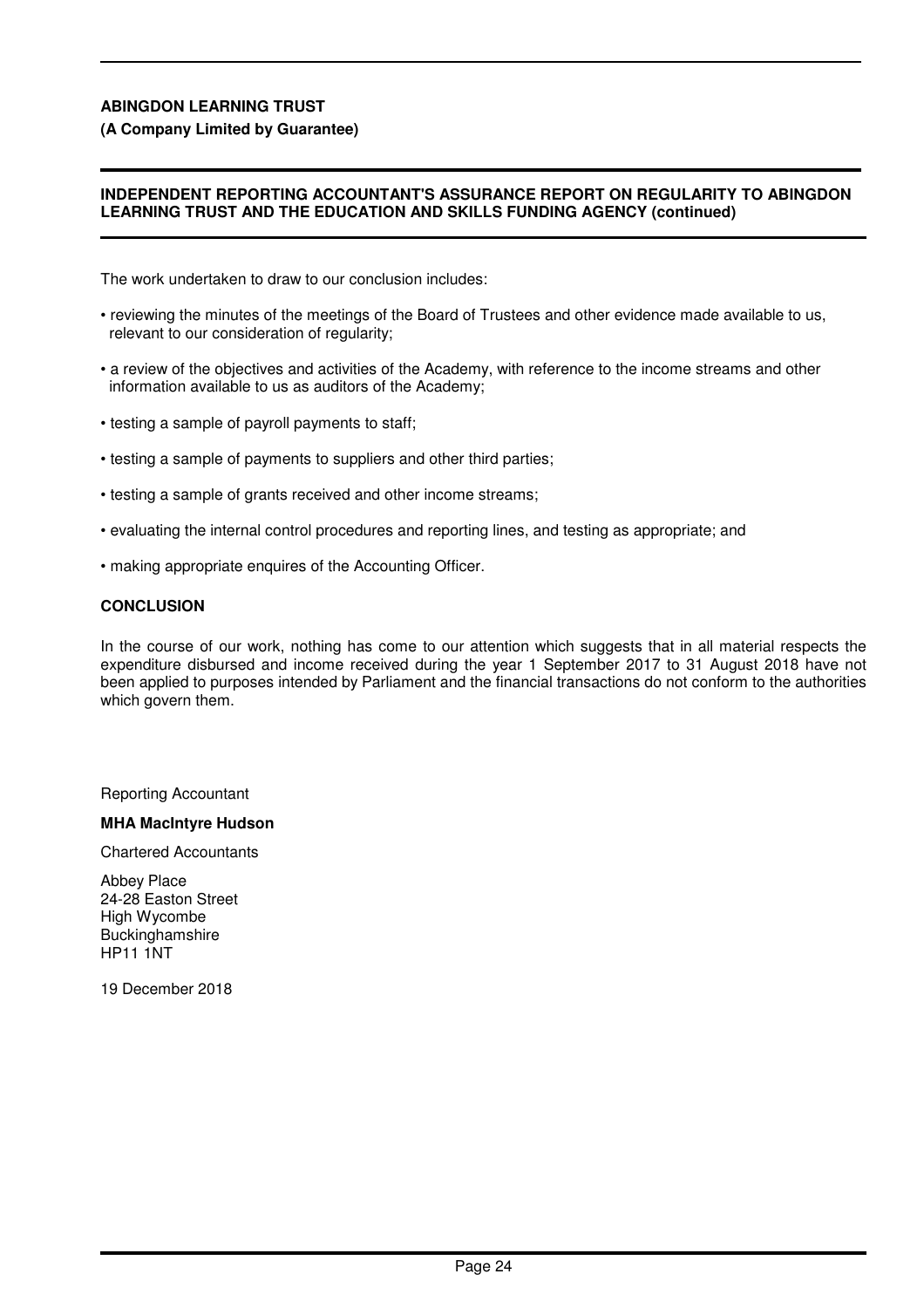**ABINGDON LEARNING TRUST**
**(A Company Limited by Guarantee)**

## INDEPENDENT REPORTING ACCOUNTANT'S ASSURANCE REPORT ON REGULARITY TO ABINGDON LEARNING TRUST AND THE EDUCATION AND SKILLS FUNDING AGENCY (continued)

The work undertaken to draw to our conclusion includes:

- reviewing the minutes of the meetings of the Board of Trustees and other evidence made available to us, relevant to our consideration of regularity;
- a review of the objectives and activities of the Academy, with reference to the income streams and other information available to us as auditors of the Academy;
- testing a sample of payroll payments to staff;
- testing a sample of payments to suppliers and other third parties;
- testing a sample of grants received and other income streams;
- evaluating the internal control procedures and reporting lines, and testing as appropriate; and
- making appropriate enquires of the Accounting Officer.

### CONCLUSION

In the course of our work, nothing has come to our attention which suggests that in all material respects the expenditure disbursed and income received during the year 1 September 2017 to 31 August 2018 have not been applied to purposes intended by Parliament and the financial transactions do not conform to the authorities which govern them.

Reporting Accountant

**MHA MacIntyre Hudson**

Chartered Accountants

Abbey Place
24-28 Easton Street
High Wycombe
Buckinghamshire
HP11 1NT

19 December 2018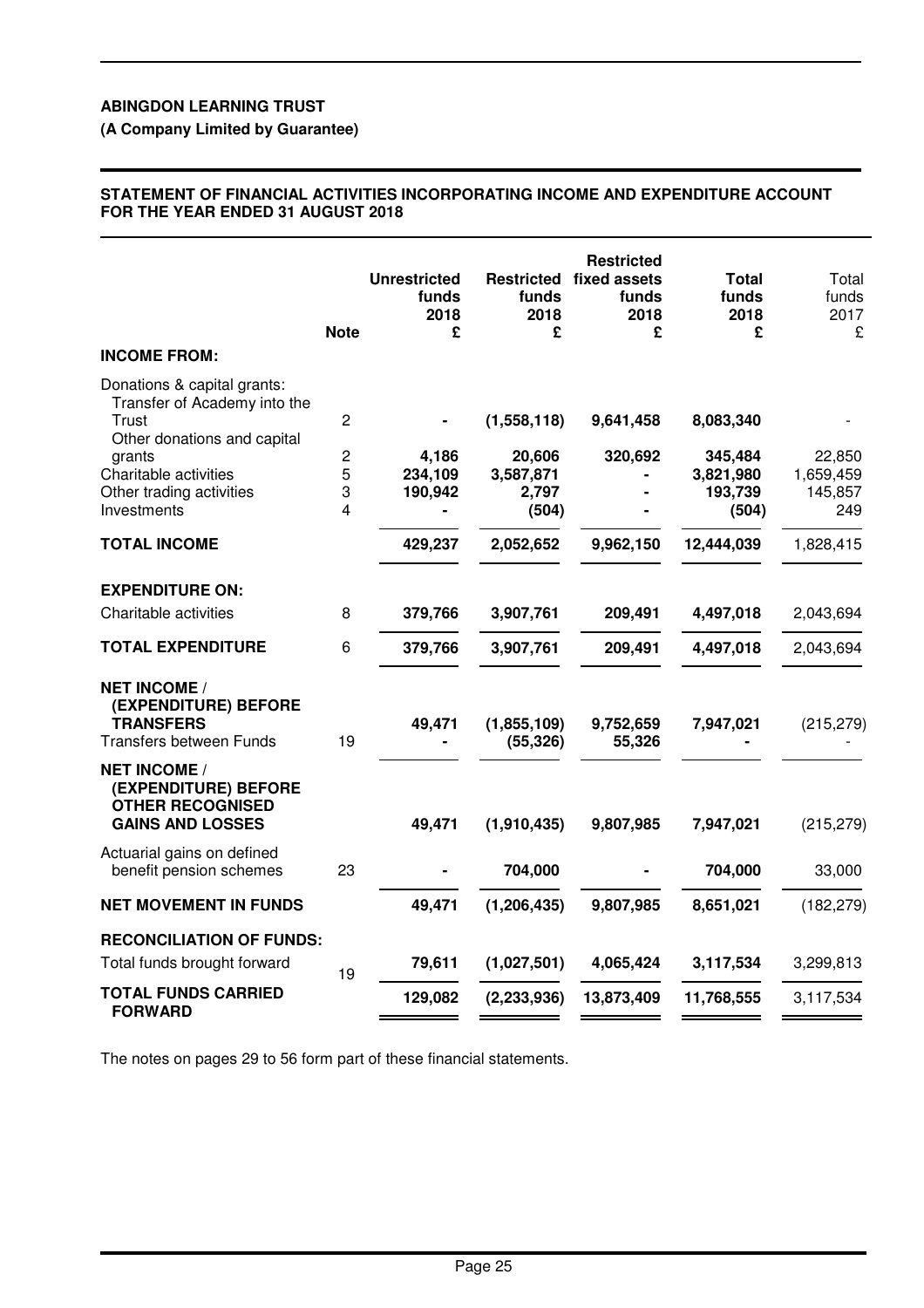**ABINGDON LEARNING TRUST**

**(A Company Limited by Guarantee)**

**STATEMENT OF FINANCIAL ACTIVITIES INCORPORATING INCOME AND EXPENDITURE ACCOUNT FOR THE YEAR ENDED 31 AUGUST 2018**

| | Note | Unrestricted funds 2018 £ | Restricted funds 2018 £ | Restricted fixed assets funds 2018 £ | Total funds 2018 £ | Total funds 2017 £ |
|---|---|---|---|---|---|---|
| **INCOME FROM:** | | | | | | |
| Donations & capital grants: | | | | | | |
| Transfer of Academy into the Trust | 2 | - | (1,558,118) | 9,641,458 | 8,083,340 | - |
| Other donations and capital grants | 2 | 4,186 | 20,606 | 320,692 | 345,484 | 22,850 |
| Charitable activities | 5 | 234,109 | 3,587,871 | - | 3,821,980 | 1,659,459 |
| Other trading activities | 3 | 190,942 | 2,797 | - | 193,739 | 145,857 |
| Investments | 4 | - | (504) | - | (504) | 249 |
| **TOTAL INCOME** | | **429,237** | **2,052,652** | **9,962,150** | **12,444,039** | 1,828,415 |
| **EXPENDITURE ON:** | | | | | | |
| Charitable activities | 8 | 379,766 | 3,907,761 | 209,491 | 4,497,018 | 2,043,694 |
| **TOTAL EXPENDITURE** | 6 | **379,766** | **3,907,761** | **209,491** | **4,497,018** | 2,043,694 |
| **NET INCOME / (EXPENDITURE) BEFORE TRANSFERS** | | **49,471** | **(1,855,109)** | **9,752,659** | **7,947,021** | (215,279) |
| Transfers between Funds | 19 | - | (55,326) | 55,326 | - | - |
| **NET INCOME / (EXPENDITURE) BEFORE OTHER RECOGNISED GAINS AND LOSSES** | | **49,471** | **(1,910,435)** | **9,807,985** | **7,947,021** | (215,279) |
| Actuarial gains on defined benefit pension schemes | 23 | - | 704,000 | - | 704,000 | 33,000 |
| **NET MOVEMENT IN FUNDS** | | **49,471** | **(1,206,435)** | **9,807,985** | **8,651,021** | (182,279) |
| **RECONCILIATION OF FUNDS:** | | | | | | |
| Total funds brought forward | 19 | 79,611 | (1,027,501) | 4,065,424 | 3,117,534 | 3,299,813 |
| **TOTAL FUNDS CARRIED FORWARD** | | **129,082** | **(2,233,936)** | **13,873,409** | **11,768,555** | 3,117,534 |

The notes on pages 29 to 56 form part of these financial statements.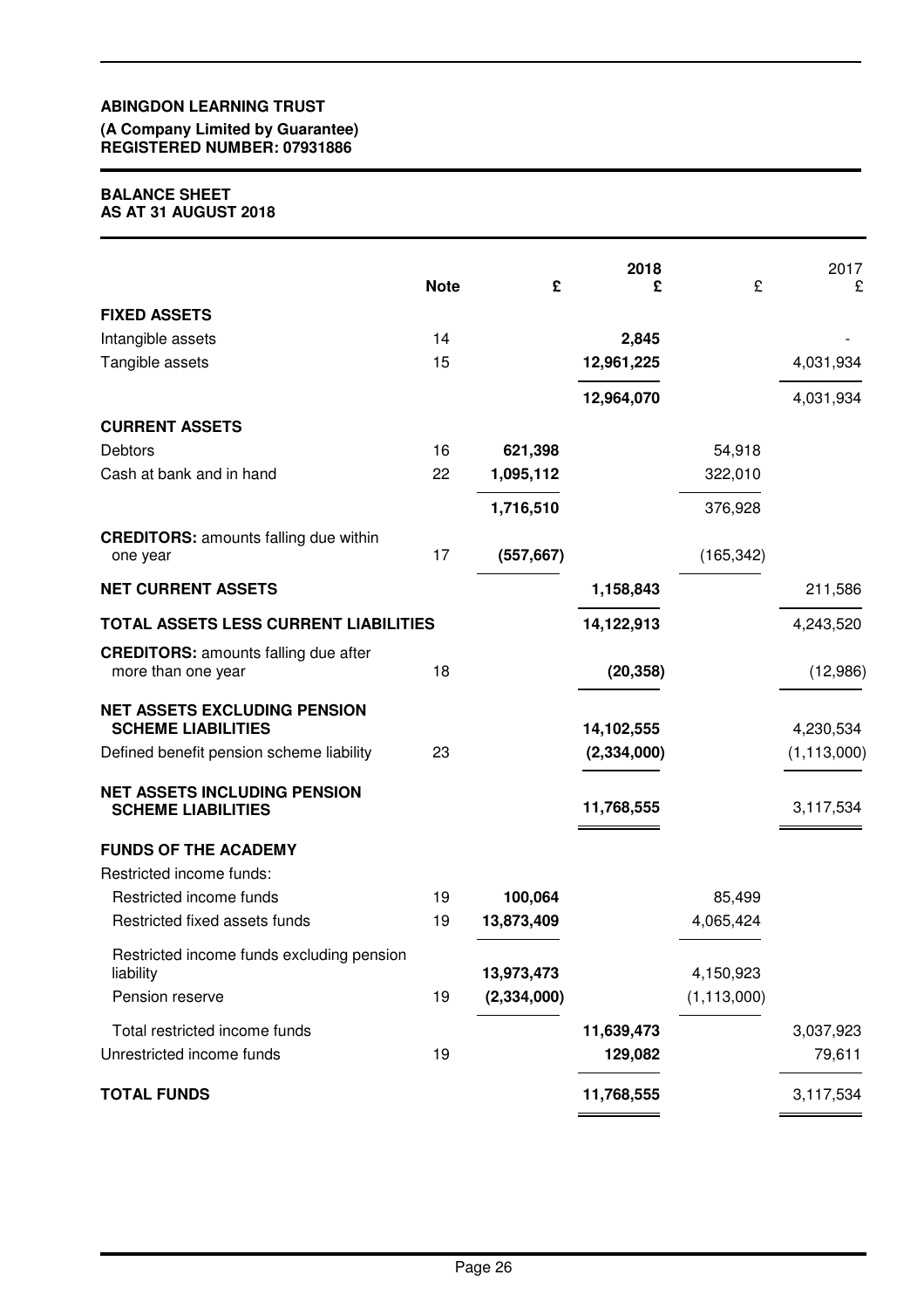**ABINGDON LEARNING TRUST**
**(A Company Limited by Guarantee)**
**REGISTERED NUMBER: 07931886**

**BALANCE SHEET**
**AS AT 31 AUGUST 2018**

| | Note | £ | 2018 £ | £ | 2017 £ |
|---|---|---|---|---|---|
| **FIXED ASSETS** | | | | | |
| Intangible assets | 14 | | **2,845** | | - |
| Tangible assets | 15 | | **12,961,225** | | 4,031,934 |
| | | | **12,964,070** | | 4,031,934 |
| **CURRENT ASSETS** | | | | | |
| Debtors | 16 | **621,398** | | 54,918 | |
| Cash at bank and in hand | 22 | **1,095,112** | | 322,010 | |
| | | **1,716,510** | | 376,928 | |
| **CREDITORS:** amounts falling due within one year | 17 | **(557,667)** | | (165,342) | |
| **NET CURRENT ASSETS** | | | **1,158,843** | | 211,586 |
| **TOTAL ASSETS LESS CURRENT LIABILITIES** | | | **14,122,913** | | 4,243,520 |
| **CREDITORS:** amounts falling due after more than one year | 18 | | **(20,358)** | | (12,986) |
| **NET ASSETS EXCLUDING PENSION SCHEME LIABILITIES** | | | **14,102,555** | | 4,230,534 |
| Defined benefit pension scheme liability | 23 | | **(2,334,000)** | | (1,113,000) |
| **NET ASSETS INCLUDING PENSION SCHEME LIABILITIES** | | | **11,768,555** | | 3,117,534 |
| **FUNDS OF THE ACADEMY** | | | | | |
| Restricted income funds: | | | | | |
| Restricted income funds | 19 | **100,064** | | 85,499 | |
| Restricted fixed assets funds | 19 | **13,873,409** | | 4,065,424 | |
| Restricted income funds excluding pension liability | | **13,973,473** | | 4,150,923 | |
| Pension reserve | 19 | **(2,334,000)** | | (1,113,000) | |
| Total restricted income funds | | | **11,639,473** | | 3,037,923 |
| Unrestricted income funds | 19 | | **129,082** | | 79,611 |
| **TOTAL FUNDS** | | | **11,768,555** | | 3,117,534 |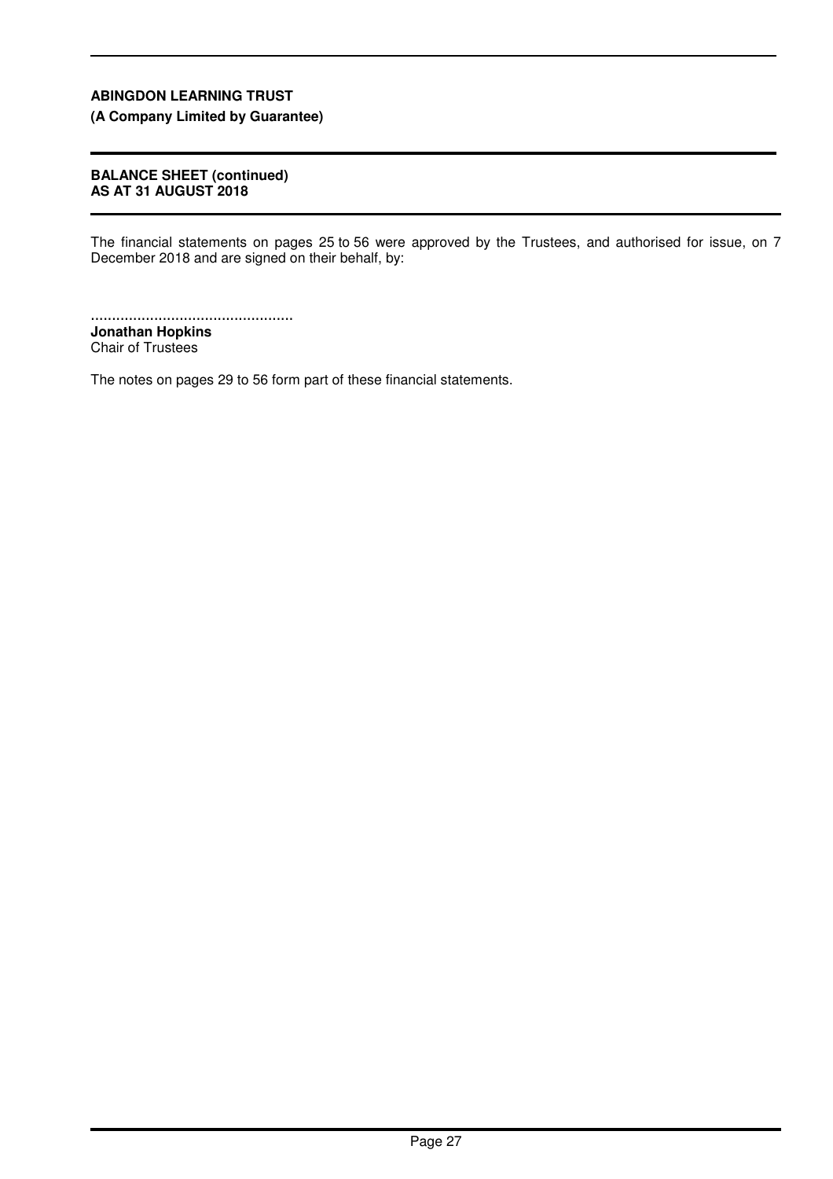**ABINGDON LEARNING TRUST**
**(A Company Limited by Guarantee)**

**BALANCE SHEET (continued)**
**AS AT 31 AUGUST 2018**

The financial statements on pages 25 to 56 were approved by the Trustees, and authorised for issue, on 7 December 2018 and are signed on their behalf, by:

................................................
**Jonathan Hopkins**
Chair of Trustees

The notes on pages 29 to 56 form part of these financial statements.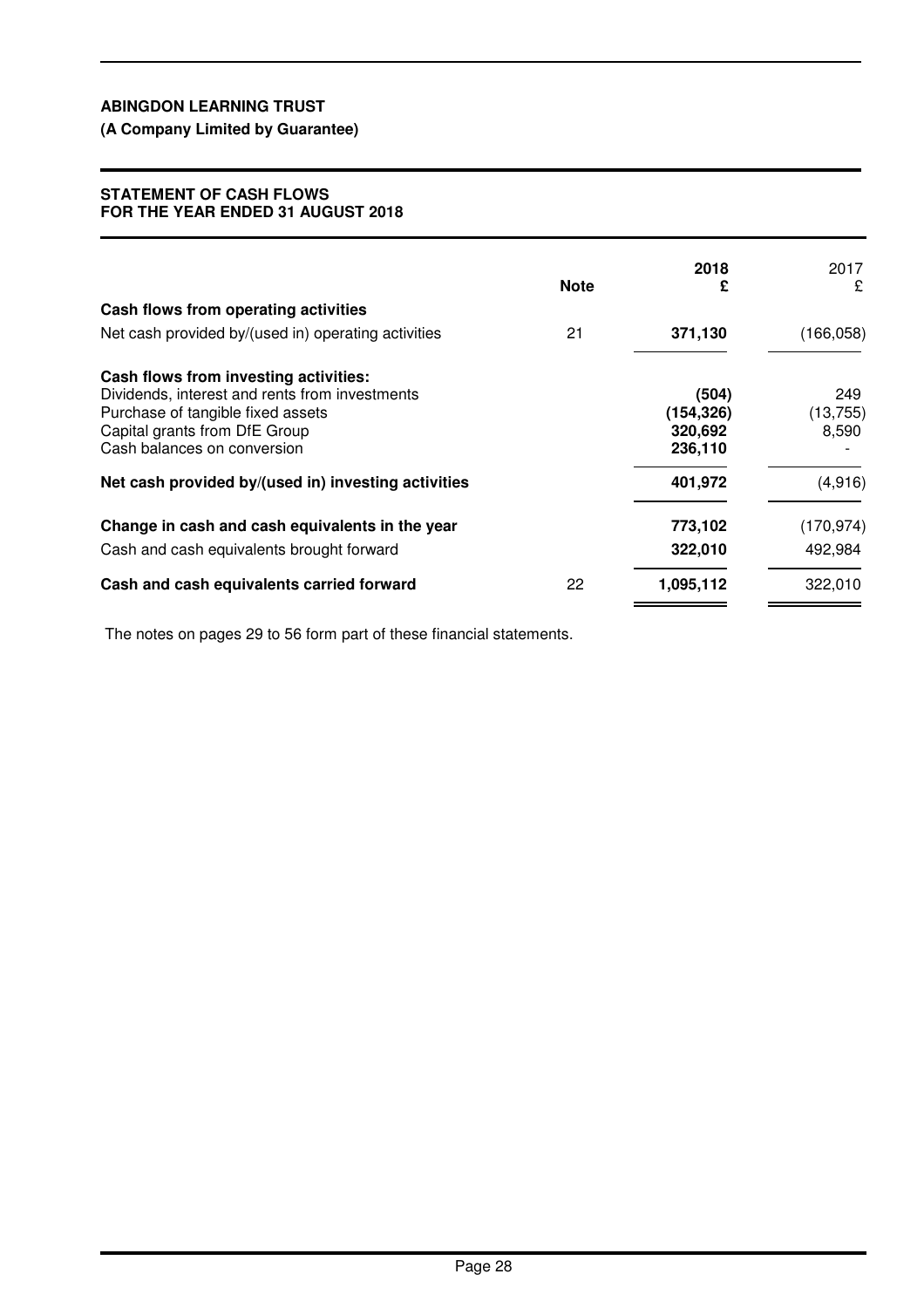**ABINGDON LEARNING TRUST**

**(A Company Limited by Guarantee)**

**STATEMENT OF CASH FLOWS**
**FOR THE YEAR ENDED 31 AUGUST 2018**

| | Note | 2018 £ | 2017 £ |
|---|---|---|---|
| **Cash flows from operating activities** | | | |
| Net cash provided by/(used in) operating activities | 21 | **371,130** | (166,058) |
| **Cash flows from investing activities:** | | | |
| Dividends, interest and rents from investments | | **(504)** | 249 |
| Purchase of tangible fixed assets | | **(154,326)** | (13,755) |
| Capital grants from DfE Group | | **320,692** | 8,590 |
| Cash balances on conversion | | **236,110** | - |
| **Net cash provided by/(used in) investing activities** | | **401,972** | (4,916) |
| **Change in cash and cash equivalents in the year** | | **773,102** | (170,974) |
| Cash and cash equivalents brought forward | | **322,010** | 492,984 |
| **Cash and cash equivalents carried forward** | 22 | **1,095,112** | 322,010 |

The notes on pages 29 to 56 form part of these financial statements.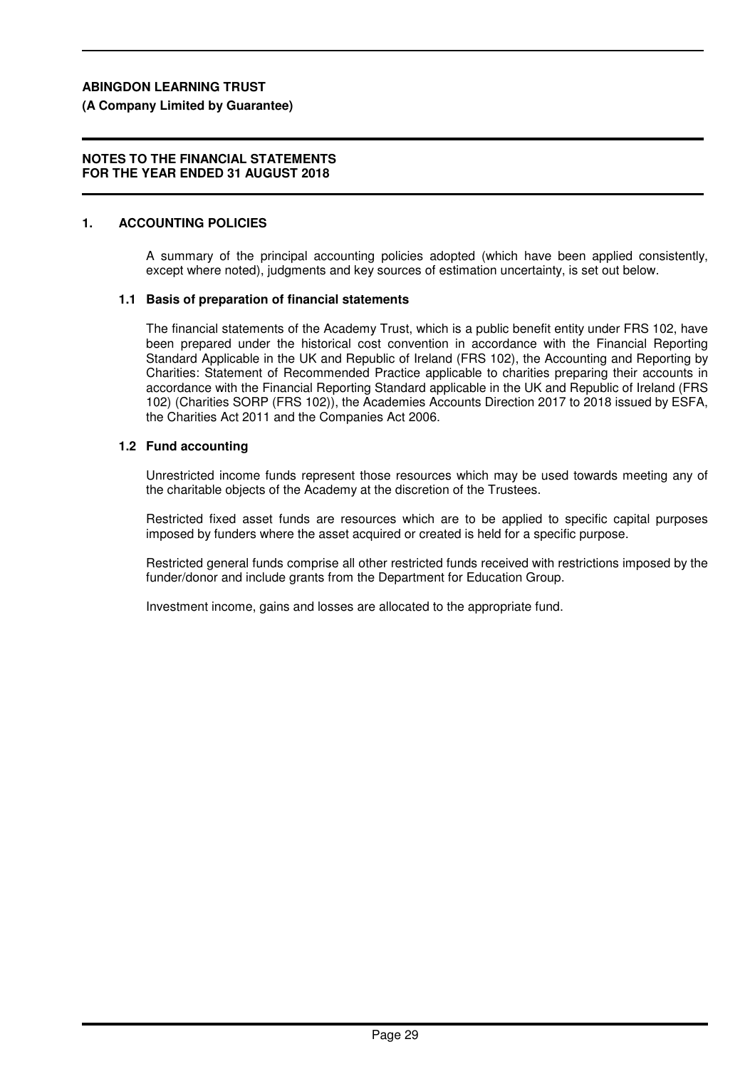**ABINGDON LEARNING TRUST**

**(A Company Limited by Guarantee)**

**NOTES TO THE FINANCIAL STATEMENTS**
**FOR THE YEAR ENDED 31 AUGUST 2018**

## 1. ACCOUNTING POLICIES

A summary of the principal accounting policies adopted (which have been applied consistently, except where noted), judgments and key sources of estimation uncertainty, is set out below.

### 1.1 Basis of preparation of financial statements

The financial statements of the Academy Trust, which is a public benefit entity under FRS 102, have been prepared under the historical cost convention in accordance with the Financial Reporting Standard Applicable in the UK and Republic of Ireland (FRS 102), the Accounting and Reporting by Charities: Statement of Recommended Practice applicable to charities preparing their accounts in accordance with the Financial Reporting Standard applicable in the UK and Republic of Ireland (FRS 102) (Charities SORP (FRS 102)), the Academies Accounts Direction 2017 to 2018 issued by ESFA, the Charities Act 2011 and the Companies Act 2006.

### 1.2 Fund accounting

Unrestricted income funds represent those resources which may be used towards meeting any of the charitable objects of the Academy at the discretion of the Trustees.

Restricted fixed asset funds are resources which are to be applied to specific capital purposes imposed by funders where the asset acquired or created is held for a specific purpose.

Restricted general funds comprise all other restricted funds received with restrictions imposed by the funder/donor and include grants from the Department for Education Group.

Investment income, gains and losses are allocated to the appropriate fund.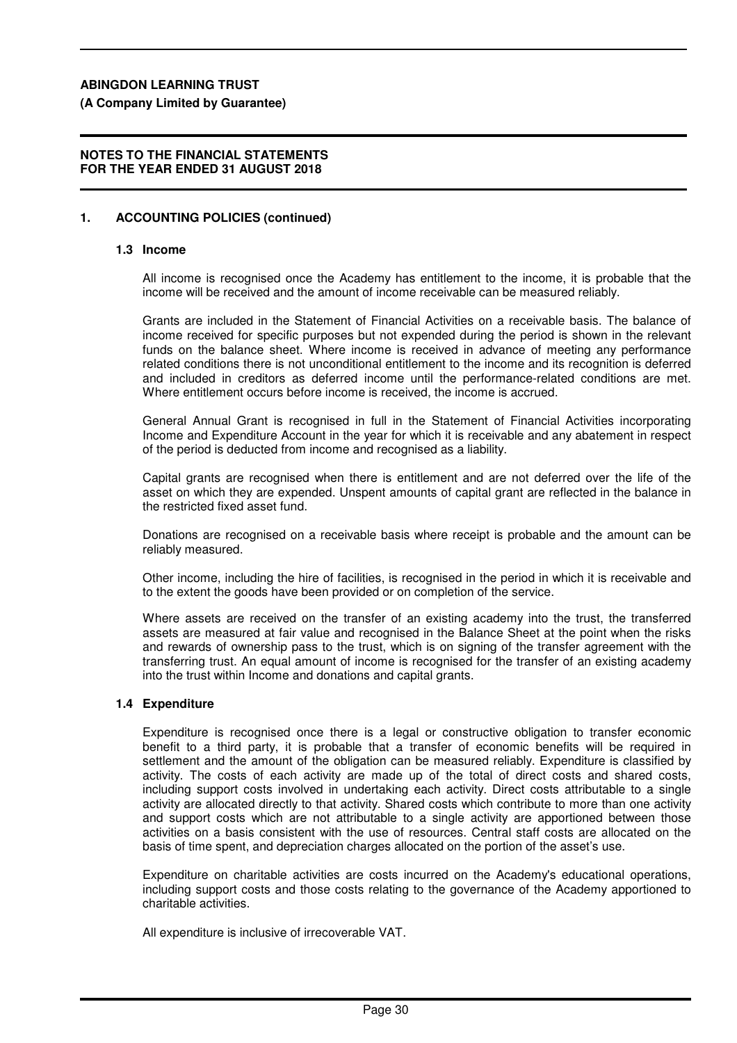**ABINGDON LEARNING TRUST**
**(A Company Limited by Guarantee)**

**NOTES TO THE FINANCIAL STATEMENTS**
**FOR THE YEAR ENDED 31 AUGUST 2018**

## 1. ACCOUNTING POLICIES (continued)

### 1.3 Income

All income is recognised once the Academy has entitlement to the income, it is probable that the income will be received and the amount of income receivable can be measured reliably.

Grants are included in the Statement of Financial Activities on a receivable basis. The balance of income received for specific purposes but not expended during the period is shown in the relevant funds on the balance sheet. Where income is received in advance of meeting any performance related conditions there is not unconditional entitlement to the income and its recognition is deferred and included in creditors as deferred income until the performance-related conditions are met. Where entitlement occurs before income is received, the income is accrued.

General Annual Grant is recognised in full in the Statement of Financial Activities incorporating Income and Expenditure Account in the year for which it is receivable and any abatement in respect of the period is deducted from income and recognised as a liability.

Capital grants are recognised when there is entitlement and are not deferred over the life of the asset on which they are expended. Unspent amounts of capital grant are reflected in the balance in the restricted fixed asset fund.

Donations are recognised on a receivable basis where receipt is probable and the amount can be reliably measured.

Other income, including the hire of facilities, is recognised in the period in which it is receivable and to the extent the goods have been provided or on completion of the service.

Where assets are received on the transfer of an existing academy into the trust, the transferred assets are measured at fair value and recognised in the Balance Sheet at the point when the risks and rewards of ownership pass to the trust, which is on signing of the transfer agreement with the transferring trust. An equal amount of income is recognised for the transfer of an existing academy into the trust within Income and donations and capital grants.

### 1.4 Expenditure

Expenditure is recognised once there is a legal or constructive obligation to transfer economic benefit to a third party, it is probable that a transfer of economic benefits will be required in settlement and the amount of the obligation can be measured reliably. Expenditure is classified by activity. The costs of each activity are made up of the total of direct costs and shared costs, including support costs involved in undertaking each activity. Direct costs attributable to a single activity are allocated directly to that activity. Shared costs which contribute to more than one activity and support costs which are not attributable to a single activity are apportioned between those activities on a basis consistent with the use of resources. Central staff costs are allocated on the basis of time spent, and depreciation charges allocated on the portion of the asset's use.

Expenditure on charitable activities are costs incurred on the Academy's educational operations, including support costs and those costs relating to the governance of the Academy apportioned to charitable activities.

All expenditure is inclusive of irrecoverable VAT.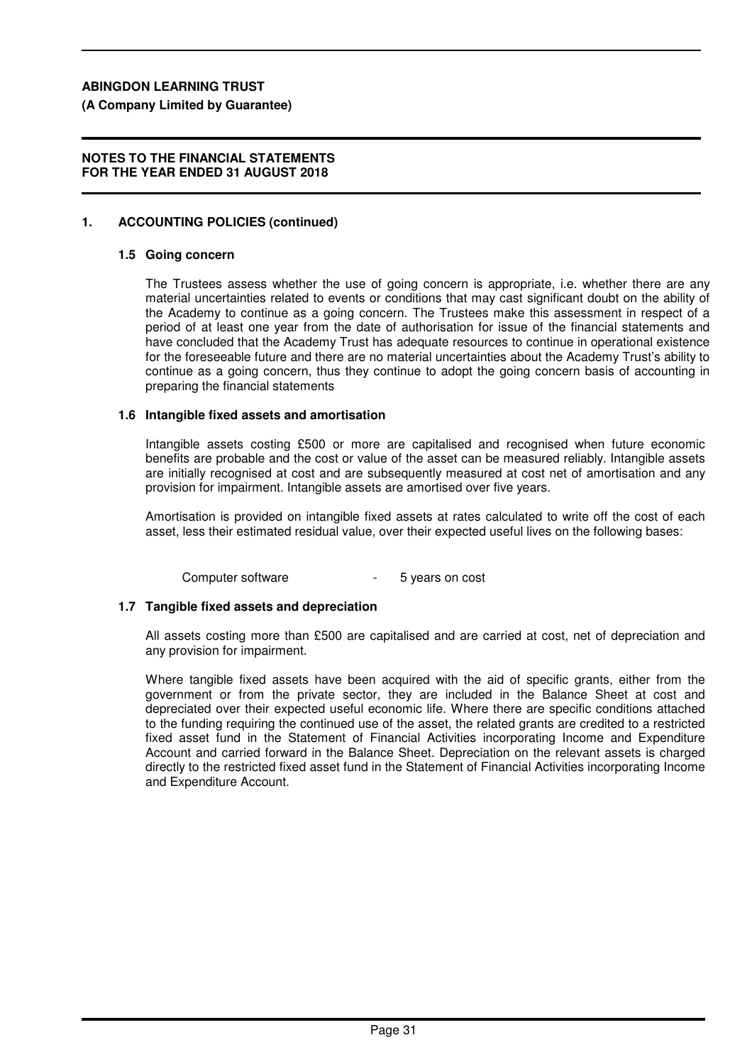## 1. ACCOUNTING POLICIES (continued)

### 1.5 Going concern

The Trustees assess whether the use of going concern is appropriate, i.e. whether there are any material uncertainties related to events or conditions that may cast significant doubt on the ability of the Academy to continue as a going concern. The Trustees make this assessment in respect of a period of at least one year from the date of authorisation for issue of the financial statements and have concluded that the Academy Trust has adequate resources to continue in operational existence for the foreseeable future and there are no material uncertainties about the Academy Trust's ability to continue as a going concern, thus they continue to adopt the going concern basis of accounting in preparing the financial statements

### 1.6 Intangible fixed assets and amortisation

Intangible assets costing £500 or more are capitalised and recognised when future economic benefits are probable and the cost or value of the asset can be measured reliably. Intangible assets are initially recognised at cost and are subsequently measured at cost net of amortisation and any provision for impairment. Intangible assets are amortised over five years.

Amortisation is provided on intangible fixed assets at rates calculated to write off the cost of each asset, less their estimated residual value, over their expected useful lives on the following bases:

Computer software - 5 years on cost

### 1.7 Tangible fixed assets and depreciation

All assets costing more than £500 are capitalised and are carried at cost, net of depreciation and any provision for impairment.

Where tangible fixed assets have been acquired with the aid of specific grants, either from the government or from the private sector, they are included in the Balance Sheet at cost and depreciated over their expected useful economic life. Where there are specific conditions attached to the funding requiring the continued use of the asset, the related grants are credited to a restricted fixed asset fund in the Statement of Financial Activities incorporating Income and Expenditure Account and carried forward in the Balance Sheet. Depreciation on the relevant assets is charged directly to the restricted fixed asset fund in the Statement of Financial Activities incorporating Income and Expenditure Account.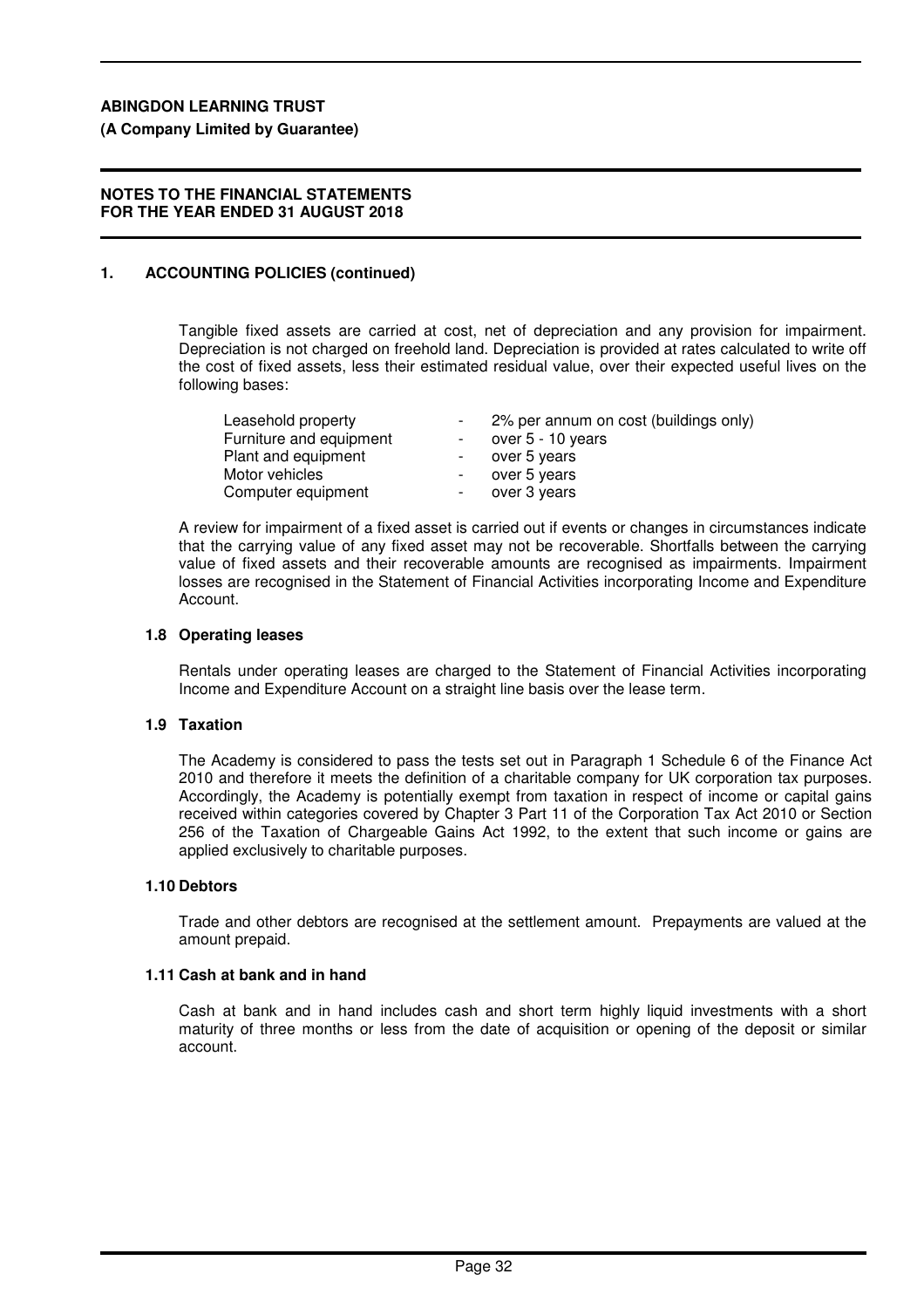## 1. ACCOUNTING POLICIES (continued)

Tangible fixed assets are carried at cost, net of depreciation and any provision for impairment. Depreciation is not charged on freehold land. Depreciation is provided at rates calculated to write off the cost of fixed assets, less their estimated residual value, over their expected useful lives on the following bases:

| | | |
|---|---|---|
| Leasehold property | - | 2% per annum on cost (buildings only) |
| Furniture and equipment | - | over 5 - 10 years |
| Plant and equipment | - | over 5 years |
| Motor vehicles | - | over 5 years |
| Computer equipment | - | over 3 years |

A review for impairment of a fixed asset is carried out if events or changes in circumstances indicate that the carrying value of any fixed asset may not be recoverable. Shortfalls between the carrying value of fixed assets and their recoverable amounts are recognised as impairments. Impairment losses are recognised in the Statement of Financial Activities incorporating Income and Expenditure Account.

### 1.8 Operating leases

Rentals under operating leases are charged to the Statement of Financial Activities incorporating Income and Expenditure Account on a straight line basis over the lease term.

### 1.9 Taxation

The Academy is considered to pass the tests set out in Paragraph 1 Schedule 6 of the Finance Act 2010 and therefore it meets the definition of a charitable company for UK corporation tax purposes. Accordingly, the Academy is potentially exempt from taxation in respect of income or capital gains received within categories covered by Chapter 3 Part 11 of the Corporation Tax Act 2010 or Section 256 of the Taxation of Chargeable Gains Act 1992, to the extent that such income or gains are applied exclusively to charitable purposes.

### 1.10 Debtors

Trade and other debtors are recognised at the settlement amount. Prepayments are valued at the amount prepaid.

### 1.11 Cash at bank and in hand

Cash at bank and in hand includes cash and short term highly liquid investments with a short maturity of three months or less from the date of acquisition or opening of the deposit or similar account.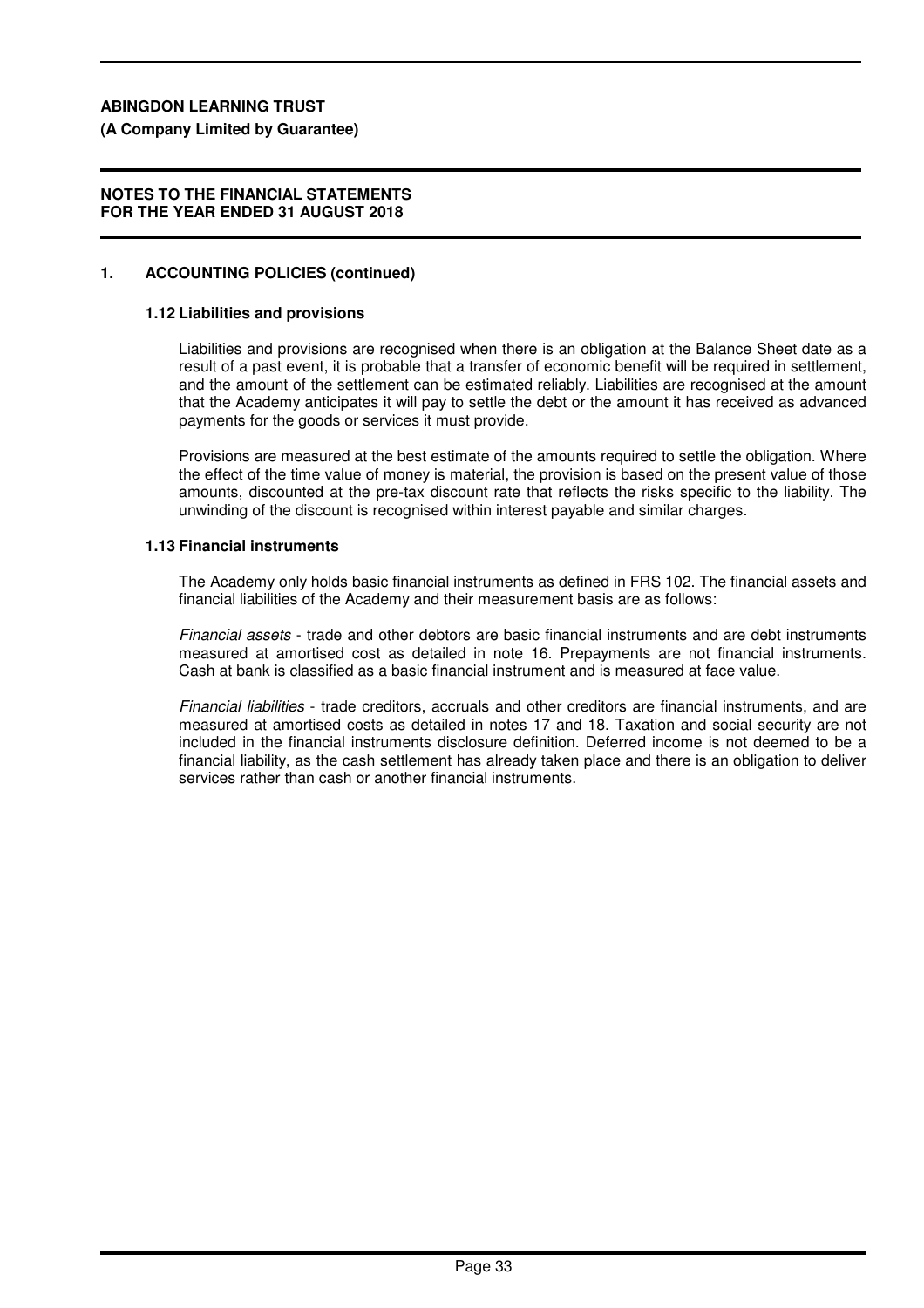## 1. ACCOUNTING POLICIES (continued)

### 1.12 Liabilities and provisions

Liabilities and provisions are recognised when there is an obligation at the Balance Sheet date as a result of a past event, it is probable that a transfer of economic benefit will be required in settlement, and the amount of the settlement can be estimated reliably. Liabilities are recognised at the amount that the Academy anticipates it will pay to settle the debt or the amount it has received as advanced payments for the goods or services it must provide.

Provisions are measured at the best estimate of the amounts required to settle the obligation. Where the effect of the time value of money is material, the provision is based on the present value of those amounts, discounted at the pre-tax discount rate that reflects the risks specific to the liability. The unwinding of the discount is recognised within interest payable and similar charges.

### 1.13 Financial instruments

The Academy only holds basic financial instruments as defined in FRS 102. The financial assets and financial liabilities of the Academy and their measurement basis are as follows:

*Financial assets* - trade and other debtors are basic financial instruments and are debt instruments measured at amortised cost as detailed in note 16. Prepayments are not financial instruments. Cash at bank is classified as a basic financial instrument and is measured at face value.

*Financial liabilities* - trade creditors, accruals and other creditors are financial instruments, and are measured at amortised costs as detailed in notes 17 and 18. Taxation and social security are not included in the financial instruments disclosure definition. Deferred income is not deemed to be a financial liability, as the cash settlement has already taken place and there is an obligation to deliver services rather than cash or another financial instruments.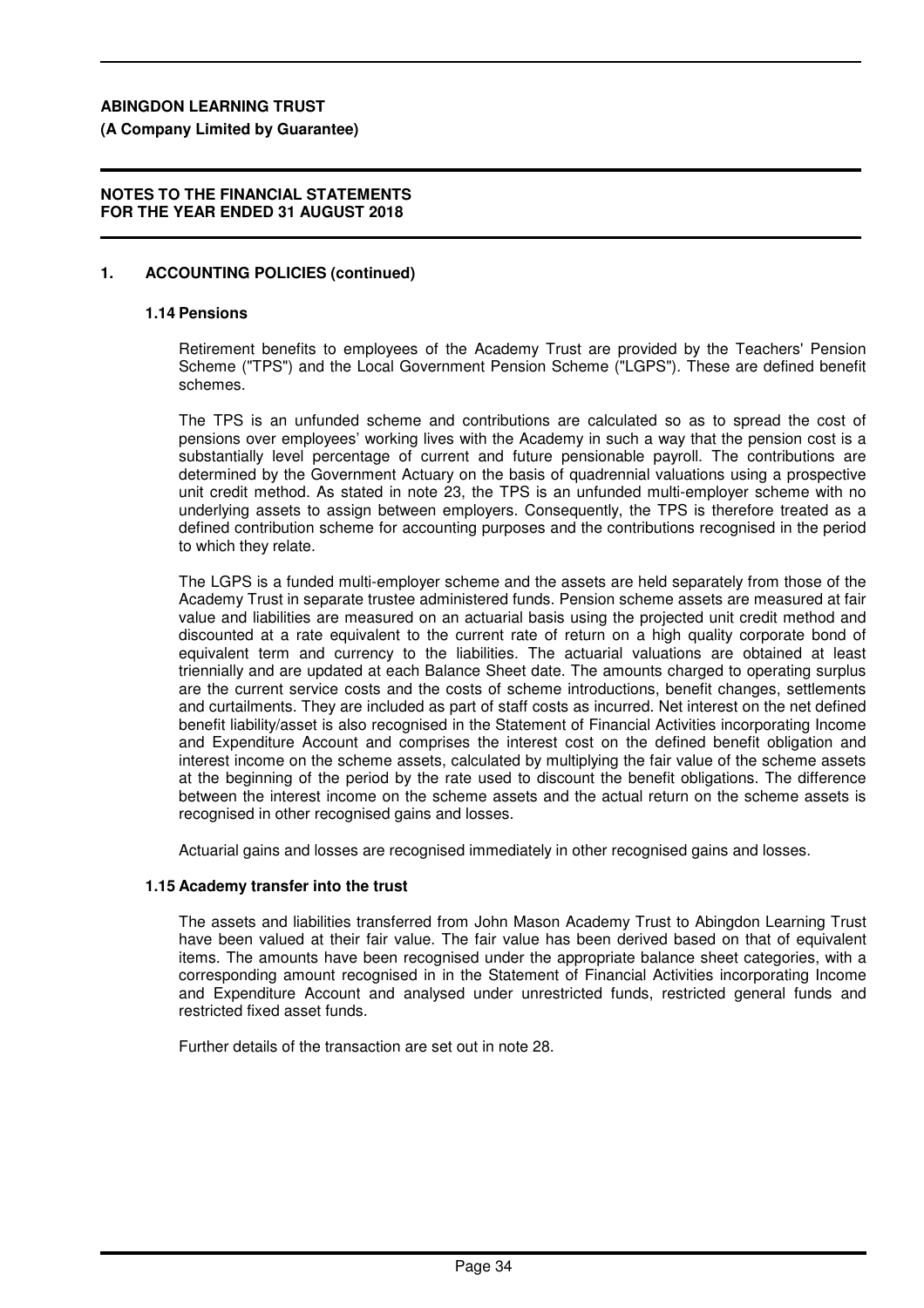## 1. ACCOUNTING POLICIES (continued)

### 1.14 Pensions

Retirement benefits to employees of the Academy Trust are provided by the Teachers' Pension Scheme ("TPS") and the Local Government Pension Scheme ("LGPS"). These are defined benefit schemes.

The TPS is an unfunded scheme and contributions are calculated so as to spread the cost of pensions over employees' working lives with the Academy in such a way that the pension cost is a substantially level percentage of current and future pensionable payroll. The contributions are determined by the Government Actuary on the basis of quadrennial valuations using a prospective unit credit method. As stated in note 23, the TPS is an unfunded multi-employer scheme with no underlying assets to assign between employers. Consequently, the TPS is therefore treated as a defined contribution scheme for accounting purposes and the contributions recognised in the period to which they relate.

The LGPS is a funded multi-employer scheme and the assets are held separately from those of the Academy Trust in separate trustee administered funds. Pension scheme assets are measured at fair value and liabilities are measured on an actuarial basis using the projected unit credit method and discounted at a rate equivalent to the current rate of return on a high quality corporate bond of equivalent term and currency to the liabilities. The actuarial valuations are obtained at least triennially and are updated at each Balance Sheet date. The amounts charged to operating surplus are the current service costs and the costs of scheme introductions, benefit changes, settlements and curtailments. They are included as part of staff costs as incurred. Net interest on the net defined benefit liability/asset is also recognised in the Statement of Financial Activities incorporating Income and Expenditure Account and comprises the interest cost on the defined benefit obligation and interest income on the scheme assets, calculated by multiplying the fair value of the scheme assets at the beginning of the period by the rate used to discount the benefit obligations. The difference between the interest income on the scheme assets and the actual return on the scheme assets is recognised in other recognised gains and losses.

Actuarial gains and losses are recognised immediately in other recognised gains and losses.

### 1.15 Academy transfer into the trust

The assets and liabilities transferred from John Mason Academy Trust to Abingdon Learning Trust have been valued at their fair value. The fair value has been derived based on that of equivalent items. The amounts have been recognised under the appropriate balance sheet categories, with a corresponding amount recognised in in the Statement of Financial Activities incorporating Income and Expenditure Account and analysed under unrestricted funds, restricted general funds and restricted fixed asset funds.

Further details of the transaction are set out in note 28.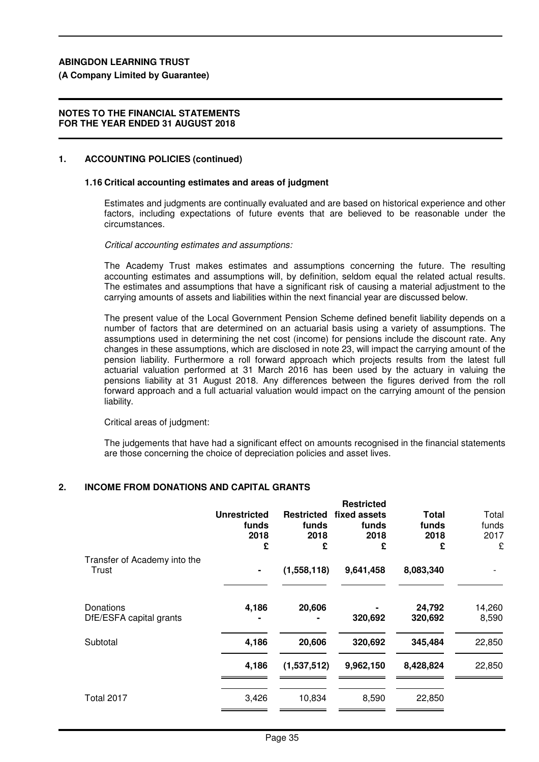**ABINGDON LEARNING TRUST**
**(A Company Limited by Guarantee)**

**NOTES TO THE FINANCIAL STATEMENTS**
**FOR THE YEAR ENDED 31 AUGUST 2018**

## 1. ACCOUNTING POLICIES (continued)

### 1.16 Critical accounting estimates and areas of judgment

Estimates and judgments are continually evaluated and are based on historical experience and other factors, including expectations of future events that are believed to be reasonable under the circumstances.

*Critical accounting estimates and assumptions:*

The Academy Trust makes estimates and assumptions concerning the future. The resulting accounting estimates and assumptions will, by definition, seldom equal the related actual results. The estimates and assumptions that have a significant risk of causing a material adjustment to the carrying amounts of assets and liabilities within the next financial year are discussed below.

The present value of the Local Government Pension Scheme defined benefit liability depends on a number of factors that are determined on an actuarial basis using a variety of assumptions. The assumptions used in determining the net cost (income) for pensions include the discount rate. Any changes in these assumptions, which are disclosed in note 23, will impact the carrying amount of the pension liability. Furthermore a roll forward approach which projects results from the latest full actuarial valuation performed at 31 March 2016 has been used by the actuary in valuing the pensions liability at 31 August 2018. Any differences between the figures derived from the roll forward approach and a full actuarial valuation would impact on the carrying amount of the pension liability.

Critical areas of judgment:

The judgements that have had a significant effect on amounts recognised in the financial statements are those concerning the choice of depreciation policies and asset lives.

## 2. INCOME FROM DONATIONS AND CAPITAL GRANTS

| | **Unrestricted funds 2018 £** | **Restricted funds 2018 £** | **Restricted fixed assets funds 2018 £** | **Total funds 2018 £** | Total funds 2017 £ |
|---|---|---|---|---|---|
| Transfer of Academy into the Trust | **-** | **(1,558,118)** | **9,641,458** | **8,083,340** | - |
| Donations | **4,186** | **20,606** | **-** | **24,792** | 14,260 |
| DfE/ESFA capital grants | **-** | **-** | **320,692** | **320,692** | 8,590 |
| Subtotal | **4,186** | **20,606** | **320,692** | **345,484** | 22,850 |
| | **4,186** | **(1,537,512)** | **9,962,150** | **8,428,824** | 22,850 |
| Total 2017 | 3,426 | 10,834 | 8,590 | 22,850 | |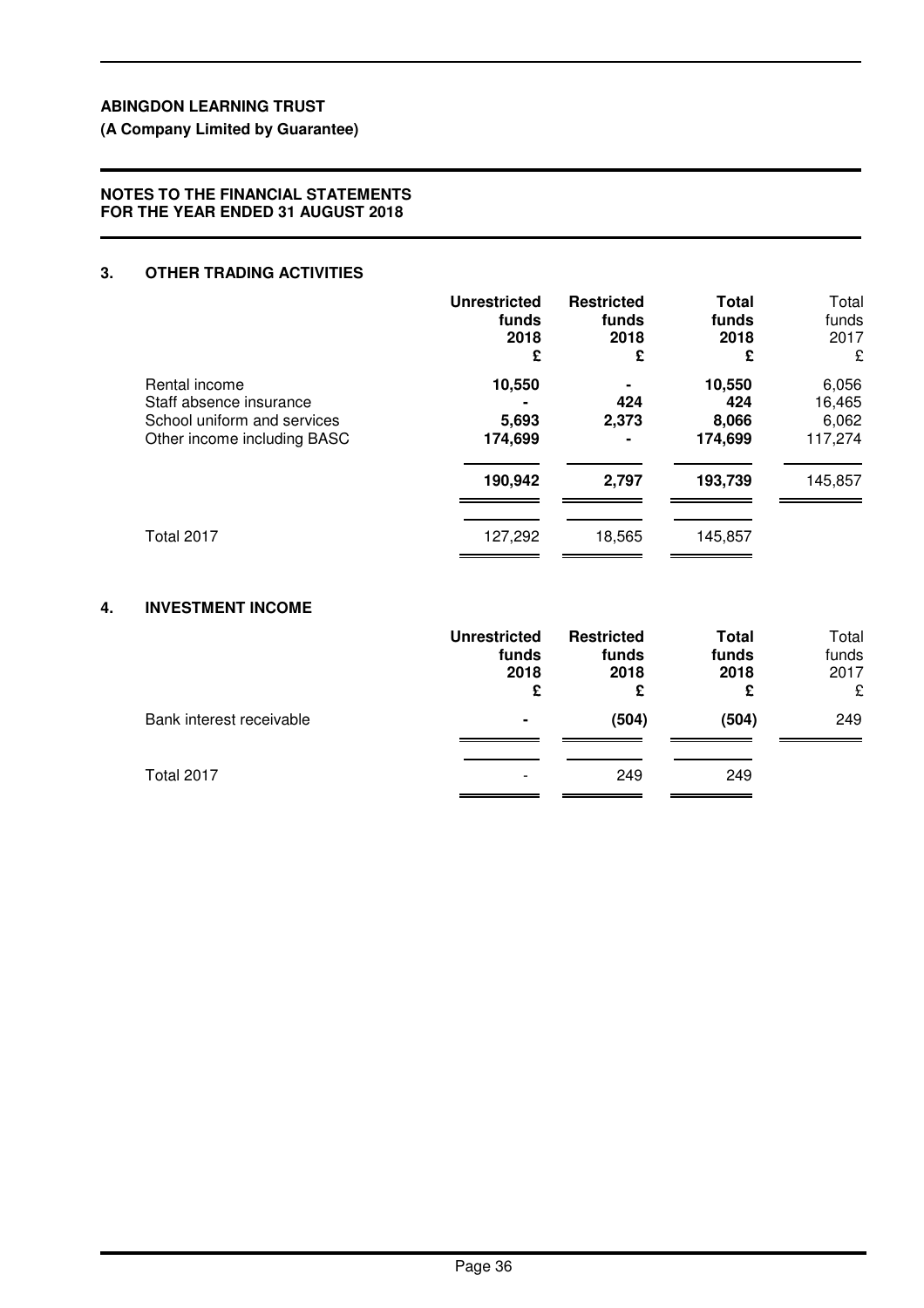**ABINGDON LEARNING TRUST**

**(A Company Limited by Guarantee)**

**NOTES TO THE FINANCIAL STATEMENTS**
**FOR THE YEAR ENDED 31 AUGUST 2018**

## 3. OTHER TRADING ACTIVITIES

| | Unrestricted funds 2018 £ | Restricted funds 2018 £ | Total funds 2018 £ | Total funds 2017 £ |
|---|---|---|---|---|
| Rental income | 10,550 | - | 10,550 | 6,056 |
| Staff absence insurance | - | 424 | 424 | 16,465 |
| School uniform and services | 5,693 | 2,373 | 8,066 | 6,062 |
| Other income including BASC | 174,699 | - | 174,699 | 117,274 |
| | **190,942** | **2,797** | **193,739** | 145,857 |
| Total 2017 | 127,292 | 18,565 | 145,857 | |

## 4. INVESTMENT INCOME

| | Unrestricted funds 2018 £ | Restricted funds 2018 £ | Total funds 2018 £ | Total funds 2017 £ |
|---|---|---|---|---|
| Bank interest receivable | - | (504) | (504) | 249 |
| Total 2017 | - | 249 | 249 | |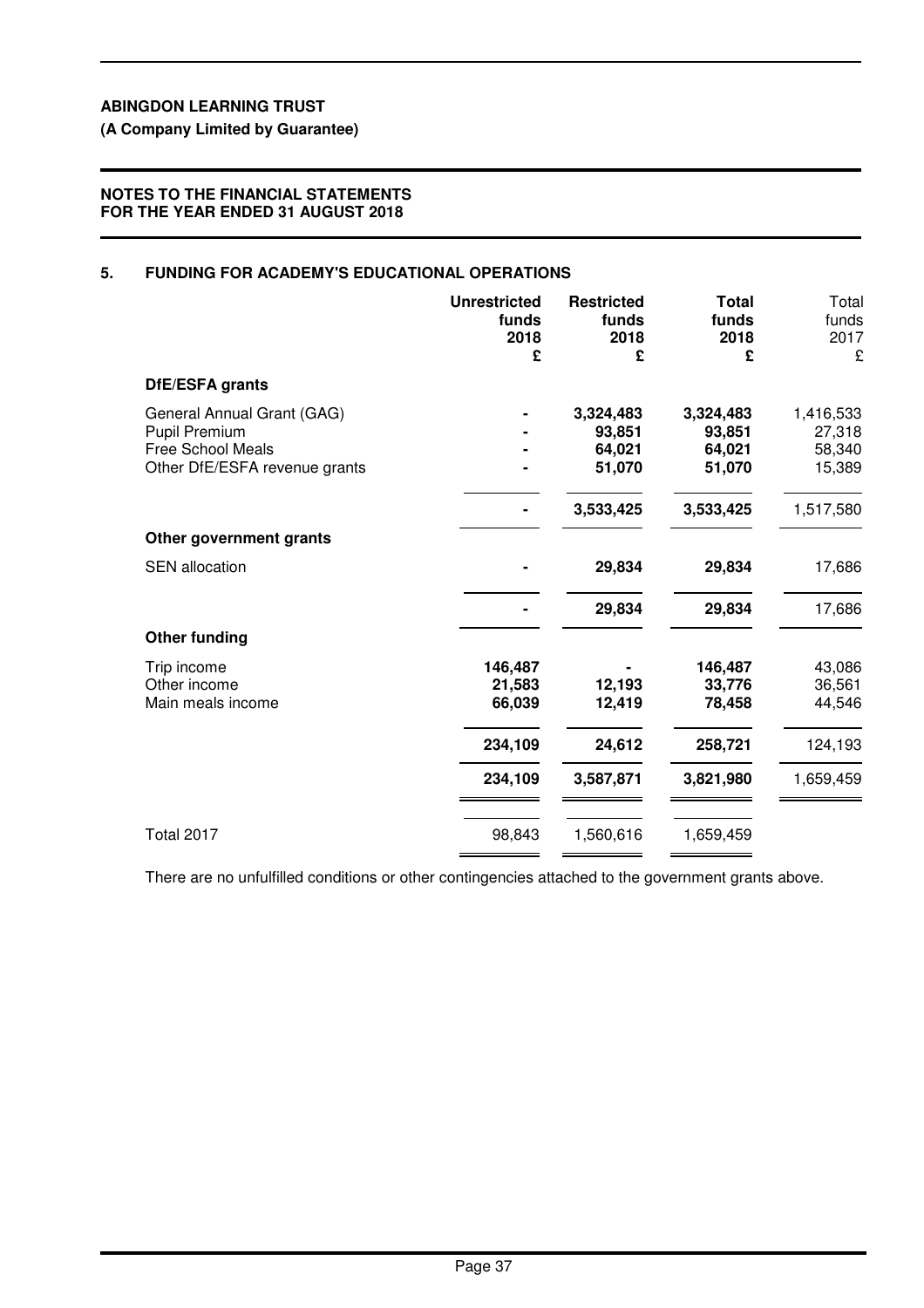**ABINGDON LEARNING TRUST**

**(A Company Limited by Guarantee)**

**NOTES TO THE FINANCIAL STATEMENTS FOR THE YEAR ENDED 31 AUGUST 2018**

## 5. FUNDING FOR ACADEMY'S EDUCATIONAL OPERATIONS

| | **Unrestricted funds 2018 £** | **Restricted funds 2018 £** | **Total funds 2018 £** | Total funds 2017 £ |
|---|---|---|---|---|
| **DfE/ESFA grants** | | | | |
| General Annual Grant (GAG) | **-** | **3,324,483** | **3,324,483** | 1,416,533 |
| Pupil Premium | **-** | **93,851** | **93,851** | 27,318 |
| Free School Meals | **-** | **64,021** | **64,021** | 58,340 |
| Other DfE/ESFA revenue grants | **-** | **51,070** | **51,070** | 15,389 |
| | **-** | **3,533,425** | **3,533,425** | 1,517,580 |
| **Other government grants** | | | | |
| SEN allocation | **-** | **29,834** | **29,834** | 17,686 |
| | **-** | **29,834** | **29,834** | 17,686 |
| **Other funding** | | | | |
| Trip income | **146,487** | **-** | **146,487** | 43,086 |
| Other income | **21,583** | **12,193** | **33,776** | 36,561 |
| Main meals income | **66,039** | **12,419** | **78,458** | 44,546 |
| | **234,109** | **24,612** | **258,721** | 124,193 |
| | **234,109** | **3,587,871** | **3,821,980** | 1,659,459 |
| Total 2017 | 98,843 | 1,560,616 | 1,659,459 | |

There are no unfulfilled conditions or other contingencies attached to the government grants above.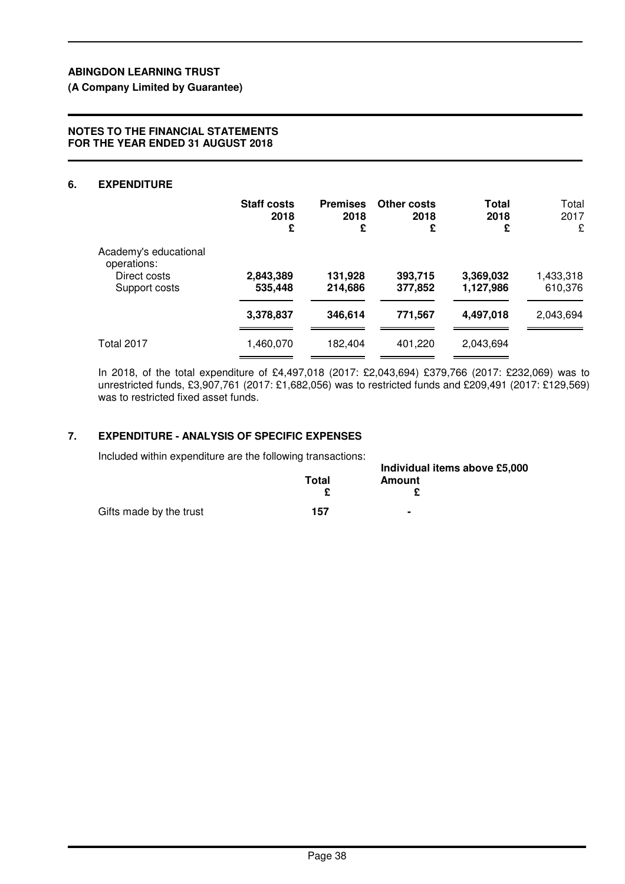**ABINGDON LEARNING TRUST**

**(A Company Limited by Guarantee)**

**NOTES TO THE FINANCIAL STATEMENTS FOR THE YEAR ENDED 31 AUGUST 2018**

## 6. EXPENDITURE

| | **Staff costs 2018 £** | **Premises 2018 £** | **Other costs 2018 £** | **Total 2018 £** | Total 2017 £ |
|---|---|---|---|---|---|
| Academy's educational operations: | | | | | |
| Direct costs | **2,843,389** | **131,928** | **393,715** | **3,369,032** | 1,433,318 |
| Support costs | **535,448** | **214,686** | **377,852** | **1,127,986** | 610,376 |
| | **3,378,837** | **346,614** | **771,567** | **4,497,018** | 2,043,694 |
| Total 2017 | 1,460,070 | 182,404 | 401,220 | 2,043,694 | |

In 2018, of the total expenditure of £4,497,018 (2017: £2,043,694) £379,766 (2017: £232,069) was to unrestricted funds, £3,907,761 (2017: £1,682,056) was to restricted funds and £209,491 (2017: £129,569) was to restricted fixed asset funds.

## 7. EXPENDITURE - ANALYSIS OF SPECIFIC EXPENSES

Included within expenditure are the following transactions:

| | **Total £** | **Individual items above £5,000 Amount £** |
|---|---|---|
| Gifts made by the trust | **157** | **-** |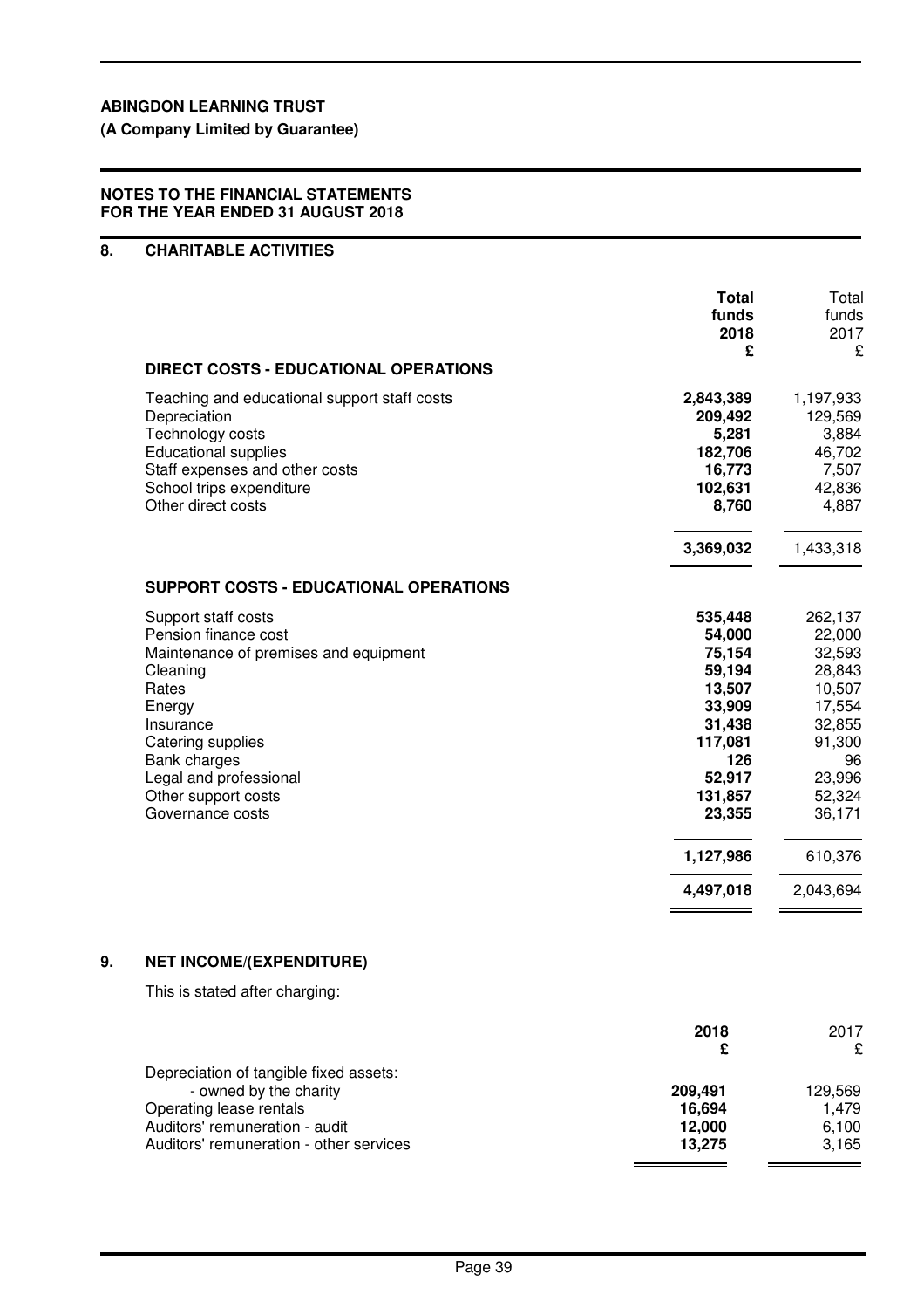**ABINGDON LEARNING TRUST**

**(A Company Limited by Guarantee)**

**NOTES TO THE FINANCIAL STATEMENTS**
**FOR THE YEAR ENDED 31 AUGUST 2018**

## 8. CHARITABLE ACTIVITIES

| | **Total funds 2018 £** | Total funds 2017 £ |
|---|---|---|
| **DIRECT COSTS - EDUCATIONAL OPERATIONS** | | |
| Teaching and educational support staff costs | **2,843,389** | 1,197,933 |
| Depreciation | **209,492** | 129,569 |
| Technology costs | **5,281** | 3,884 |
| Educational supplies | **182,706** | 46,702 |
| Staff expenses and other costs | **16,773** | 7,507 |
| School trips expenditure | **102,631** | 42,836 |
| Other direct costs | **8,760** | 4,887 |
| | **3,369,032** | 1,433,318 |
| **SUPPORT COSTS - EDUCATIONAL OPERATIONS** | | |
| Support staff costs | **535,448** | 262,137 |
| Pension finance cost | **54,000** | 22,000 |
| Maintenance of premises and equipment | **75,154** | 32,593 |
| Cleaning | **59,194** | 28,843 |
| Rates | **13,507** | 10,507 |
| Energy | **33,909** | 17,554 |
| Insurance | **31,438** | 32,855 |
| Catering supplies | **117,081** | 91,300 |
| Bank charges | **126** | 96 |
| Legal and professional | **52,917** | 23,996 |
| Other support costs | **131,857** | 52,324 |
| Governance costs | **23,355** | 36,171 |
| | **1,127,986** | 610,376 |
| | **4,497,018** | 2,043,694 |

## 9. NET INCOME/(EXPENDITURE)

This is stated after charging:

| | **2018 £** | 2017 £ |
|---|---|---|
| Depreciation of tangible fixed assets: | | |
| - owned by the charity | **209,491** | 129,569 |
| Operating lease rentals | **16,694** | 1,479 |
| Auditors' remuneration - audit | **12,000** | 6,100 |
| Auditors' remuneration - other services | **13,275** | 3,165 |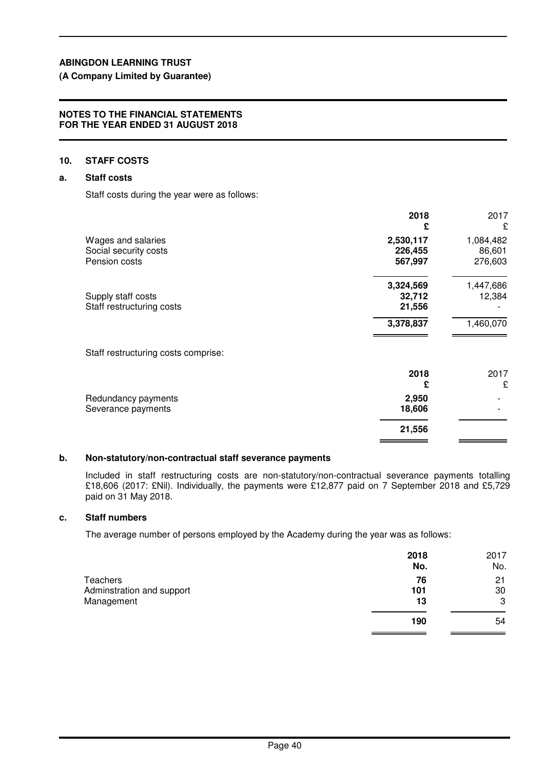**ABINGDON LEARNING TRUST**

**(A Company Limited by Guarantee)**

**NOTES TO THE FINANCIAL STATEMENTS FOR THE YEAR ENDED 31 AUGUST 2018**

## 10. STAFF COSTS

### a. Staff costs

Staff costs during the year were as follows:

| | **2018** | 2017 |
|---|---|---|
| | **£** | £ |
| Wages and salaries | **2,530,117** | 1,084,482 |
| Social security costs | **226,455** | 86,601 |
| Pension costs | **567,997** | 276,603 |
| | **3,324,569** | 1,447,686 |
| Supply staff costs | **32,712** | 12,384 |
| Staff restructuring costs | **21,556** | - |
| | **3,378,837** | 1,460,070 |

Staff restructuring costs comprise:

| | **2018** | 2017 |
|---|---|---|
| | **£** | £ |
| Redundancy payments | **2,950** | - |
| Severance payments | **18,606** | - |
| | **21,556** | |

### b. Non-statutory/non-contractual staff severance payments

Included in staff restructuring costs are non-statutory/non-contractual severance payments totalling £18,606 (2017: £Nil). Individually, the payments were £12,877 paid on 7 September 2018 and £5,729 paid on 31 May 2018.

### c. Staff numbers

The average number of persons employed by the Academy during the year was as follows:

| | **2018** | 2017 |
|---|---|---|
| | **No.** | No. |
| Teachers | **76** | 21 |
| Adminstration and support | **101** | 30 |
| Management | **13** | 3 |
| | **190** | 54 |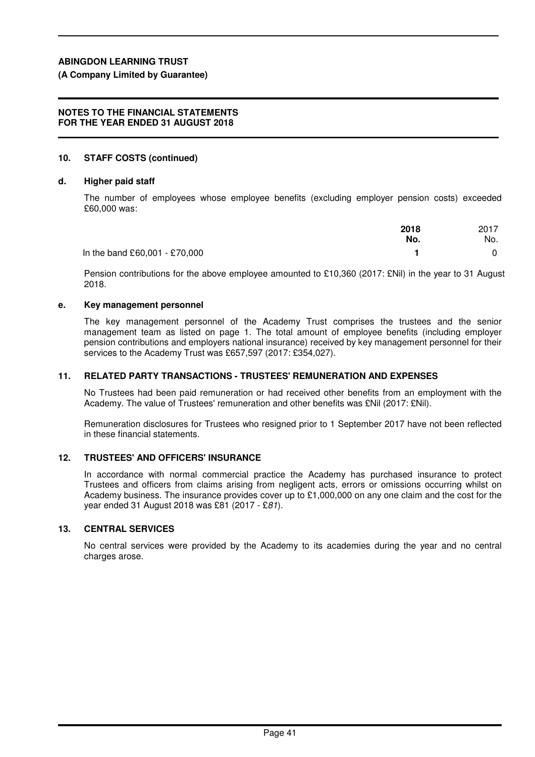**ABINGDON LEARNING TRUST**

**(A Company Limited by Guarantee)**

**NOTES TO THE FINANCIAL STATEMENTS FOR THE YEAR ENDED 31 AUGUST 2018**

### 10. STAFF COSTS (continued)

#### d. Higher paid staff

The number of employees whose employee benefits (excluding employer pension costs) exceeded £60,000 was:

| | **2018 No.** | 2017 No. |
|---|---|---|
| In the band £60,001 - £70,000 | **1** | 0 |

Pension contributions for the above employee amounted to £10,360 (2017: £Nil) in the year to 31 August 2018.

#### e. Key management personnel

The key management personnel of the Academy Trust comprises the trustees and the senior management team as listed on page 1. The total amount of employee benefits (including employer pension contributions and employers national insurance) received by key management personnel for their services to the Academy Trust was £657,597 (2017: £354,027).

### 11. RELATED PARTY TRANSACTIONS - TRUSTEES' REMUNERATION AND EXPENSES

No Trustees had been paid remuneration or had received other benefits from an employment with the Academy. The value of Trustees' remuneration and other benefits was £Nil (2017: £Nil).

Remuneration disclosures for Trustees who resigned prior to 1 September 2017 have not been reflected in these financial statements.

### 12. TRUSTEES' AND OFFICERS' INSURANCE

In accordance with normal commercial practice the Academy has purchased insurance to protect Trustees and officers from claims arising from negligent acts, errors or omissions occurring whilst on Academy business. The insurance provides cover up to £1,000,000 on any one claim and the cost for the year ended 31 August 2018 was £81 (2017 - £*81*).

### 13. CENTRAL SERVICES

No central services were provided by the Academy to its academies during the year and no central charges arose.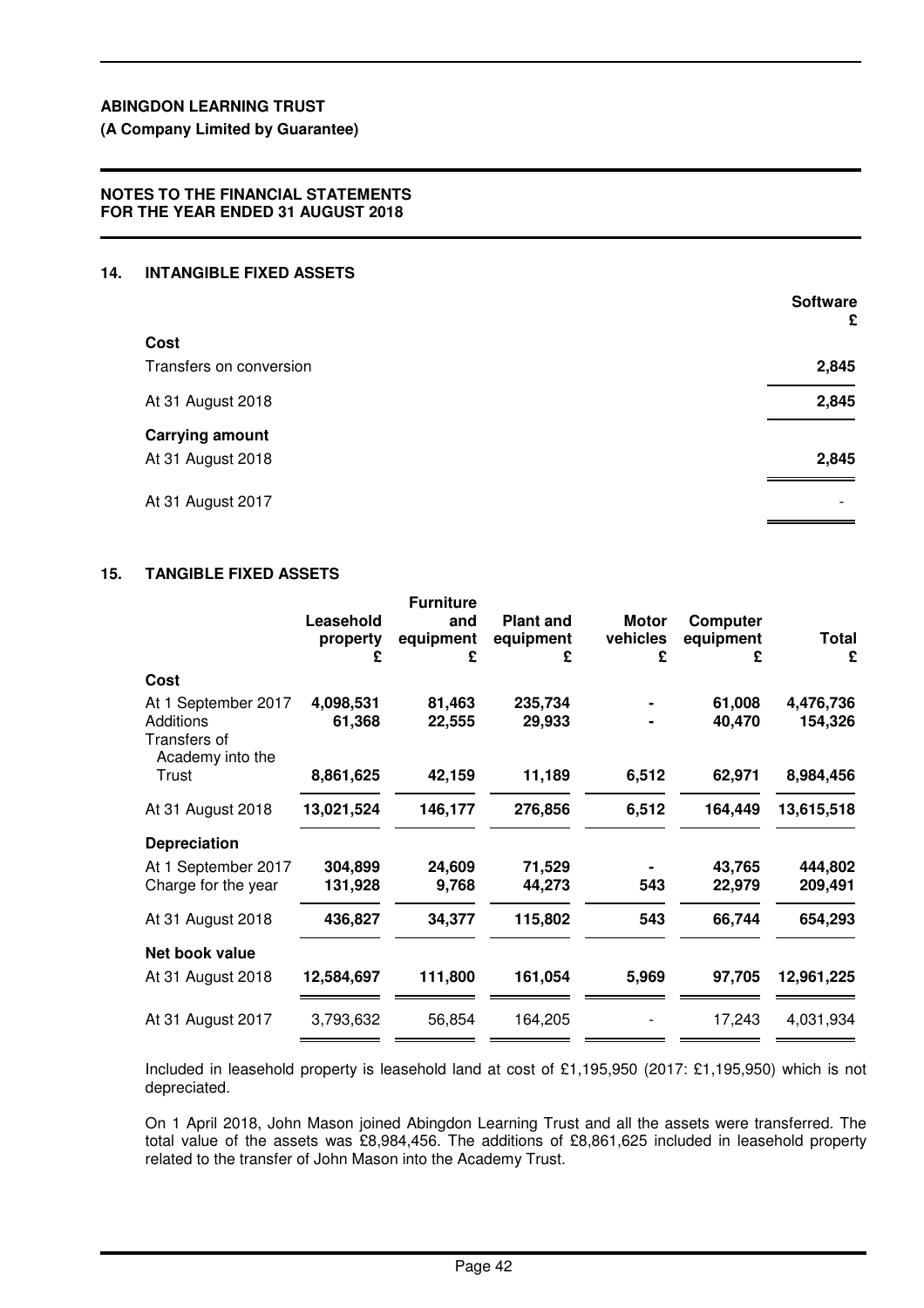**ABINGDON LEARNING TRUST**

**(A Company Limited by Guarantee)**

**NOTES TO THE FINANCIAL STATEMENTS FOR THE YEAR ENDED 31 AUGUST 2018**

## 14. INTANGIBLE FIXED ASSETS

| | Software £ |
|---|---|
| **Cost** | |
| Transfers on conversion | **2,845** |
| At 31 August 2018 | **2,845** |
| **Carrying amount** | |
| At 31 August 2018 | **2,845** |
| At 31 August 2017 | - |

## 15. TANGIBLE FIXED ASSETS

| | Leasehold property £ | Furniture and equipment £ | Plant and equipment £ | Motor vehicles £ | Computer equipment £ | Total £ |
|---|---|---|---|---|---|---|
| **Cost** | | | | | | |
| At 1 September 2017 | **4,098,531** | **81,463** | **235,734** | **-** | **61,008** | **4,476,736** |
| Additions | **61,368** | **22,555** | **29,933** | **-** | **40,470** | **154,326** |
| Transfers of Academy into the Trust | **8,861,625** | **42,159** | **11,189** | **6,512** | **62,971** | **8,984,456** |
| At 31 August 2018 | **13,021,524** | **146,177** | **276,856** | **6,512** | **164,449** | **13,615,518** |
| **Depreciation** | | | | | | |
| At 1 September 2017 | **304,899** | **24,609** | **71,529** | **-** | **43,765** | **444,802** |
| Charge for the year | **131,928** | **9,768** | **44,273** | **543** | **22,979** | **209,491** |
| At 31 August 2018 | **436,827** | **34,377** | **115,802** | **543** | **66,744** | **654,293** |
| **Net book value** | | | | | | |
| At 31 August 2018 | **12,584,697** | **111,800** | **161,054** | **5,969** | **97,705** | **12,961,225** |
| At 31 August 2017 | 3,793,632 | 56,854 | 164,205 | - | 17,243 | 4,031,934 |

Included in leasehold property is leasehold land at cost of £1,195,950 (2017: £1,195,950) which is not depreciated.

On 1 April 2018, John Mason joined Abingdon Learning Trust and all the assets were transferred. The total value of the assets was £8,984,456. The additions of £8,861,625 included in leasehold property related to the transfer of John Mason into the Academy Trust.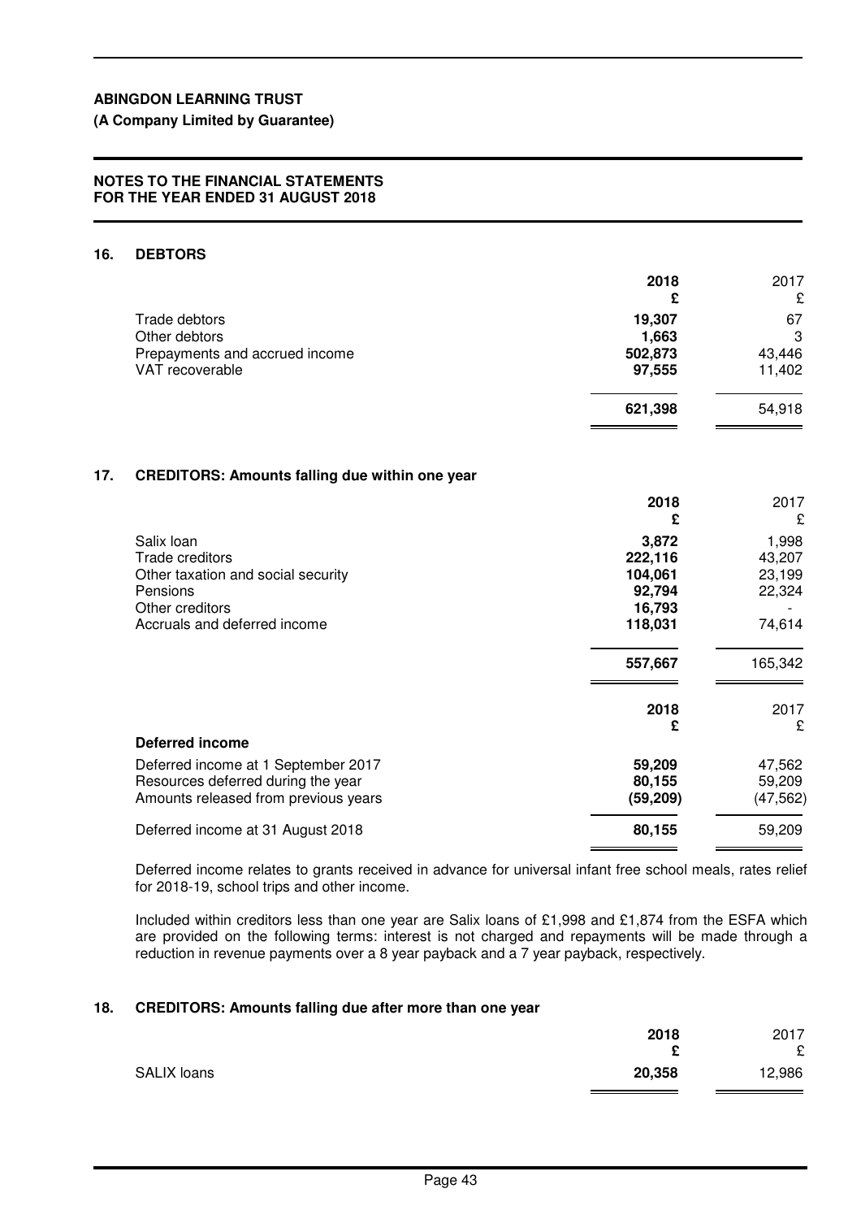**ABINGDON LEARNING TRUST**

**(A Company Limited by Guarantee)**

**NOTES TO THE FINANCIAL STATEMENTS FOR THE YEAR ENDED 31 AUGUST 2018**

## 16. DEBTORS

| | 2018 £ | 2017 £ |
|---|---|---|
| Trade debtors | **19,307** | 67 |
| Other debtors | **1,663** | 3 |
| Prepayments and accrued income | **502,873** | 43,446 |
| VAT recoverable | **97,555** | 11,402 |
| | **621,398** | 54,918 |

## 17. CREDITORS: Amounts falling due within one year

| | 2018 £ | 2017 £ |
|---|---|---|
| Salix loan | **3,872** | 1,998 |
| Trade creditors | **222,116** | 43,207 |
| Other taxation and social security | **104,061** | 23,199 |
| Pensions | **92,794** | 22,324 |
| Other creditors | **16,793** | - |
| Accruals and deferred income | **118,031** | 74,614 |
| | **557,667** | 165,342 |

| | 2018 £ | 2017 £ |
|---|---|---|
| **Deferred income** | | |
| Deferred income at 1 September 2017 | **59,209** | 47,562 |
| Resources deferred during the year | **80,155** | 59,209 |
| Amounts released from previous years | **(59,209)** | (47,562) |
| Deferred income at 31 August 2018 | **80,155** | 59,209 |

Deferred income relates to grants received in advance for universal infant free school meals, rates relief for 2018-19, school trips and other income.

Included within creditors less than one year are Salix loans of £1,998 and £1,874 from the ESFA which are provided on the following terms: interest is not charged and repayments will be made through a reduction in revenue payments over a 8 year payback and a 7 year payback, respectively.

## 18. CREDITORS: Amounts falling due after more than one year

| | 2018 £ | 2017 £ |
|---|---|---|
| SALIX loans | **20,358** | 12,986 |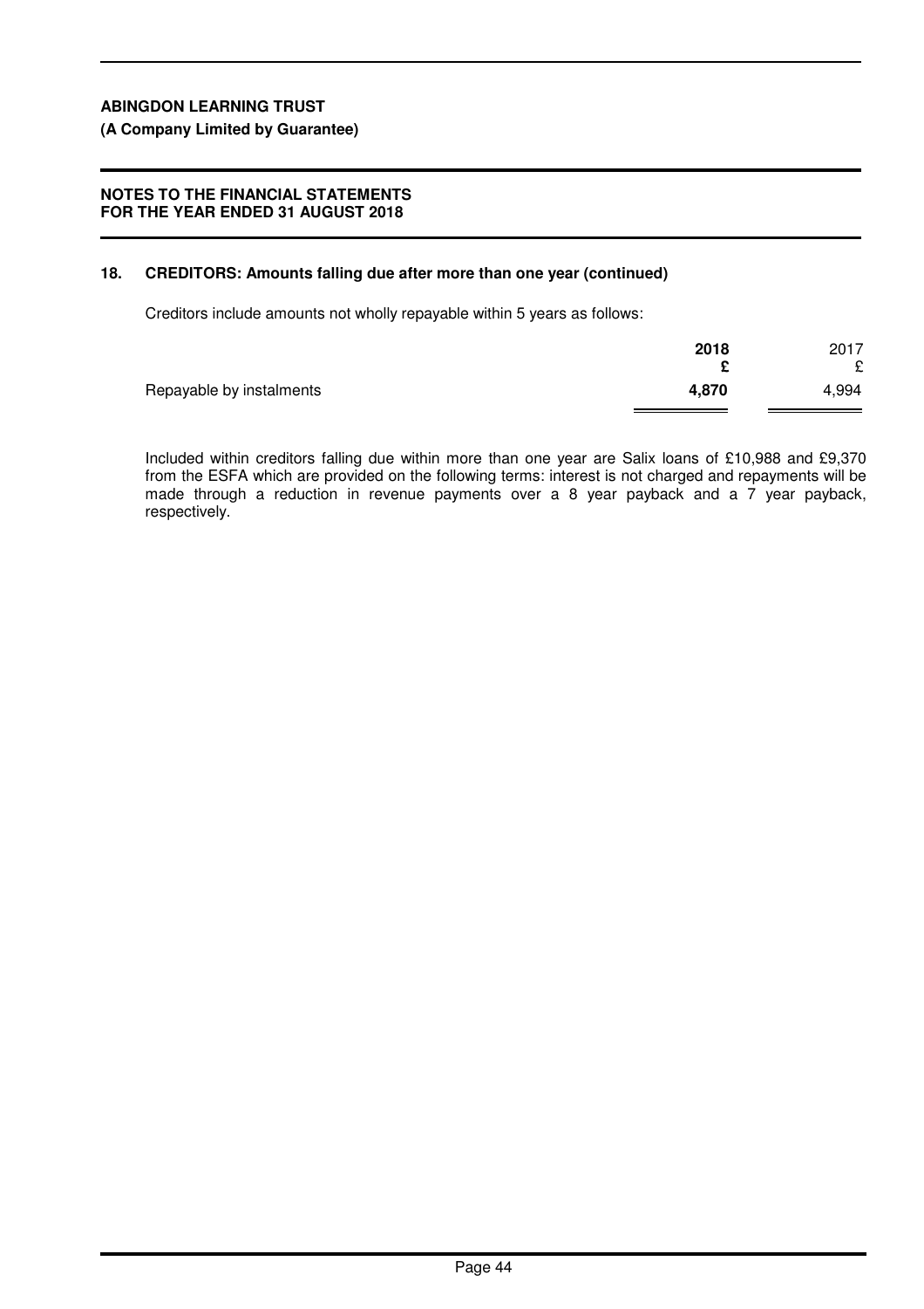**ABINGDON LEARNING TRUST**

**(A Company Limited by Guarantee)**

**NOTES TO THE FINANCIAL STATEMENTS FOR THE YEAR ENDED 31 AUGUST 2018**

## 18. CREDITORS: Amounts falling due after more than one year (continued)

Creditors include amounts not wholly repayable within 5 years as follows:

| | 2018 £ | 2017 £ |
|---|---|---|
| Repayable by instalments | **4,870** | 4,994 |

Included within creditors falling due within more than one year are Salix loans of £10,988 and £9,370 from the ESFA which are provided on the following terms: interest is not charged and repayments will be made through a reduction in revenue payments over a 8 year payback and a 7 year payback, respectively.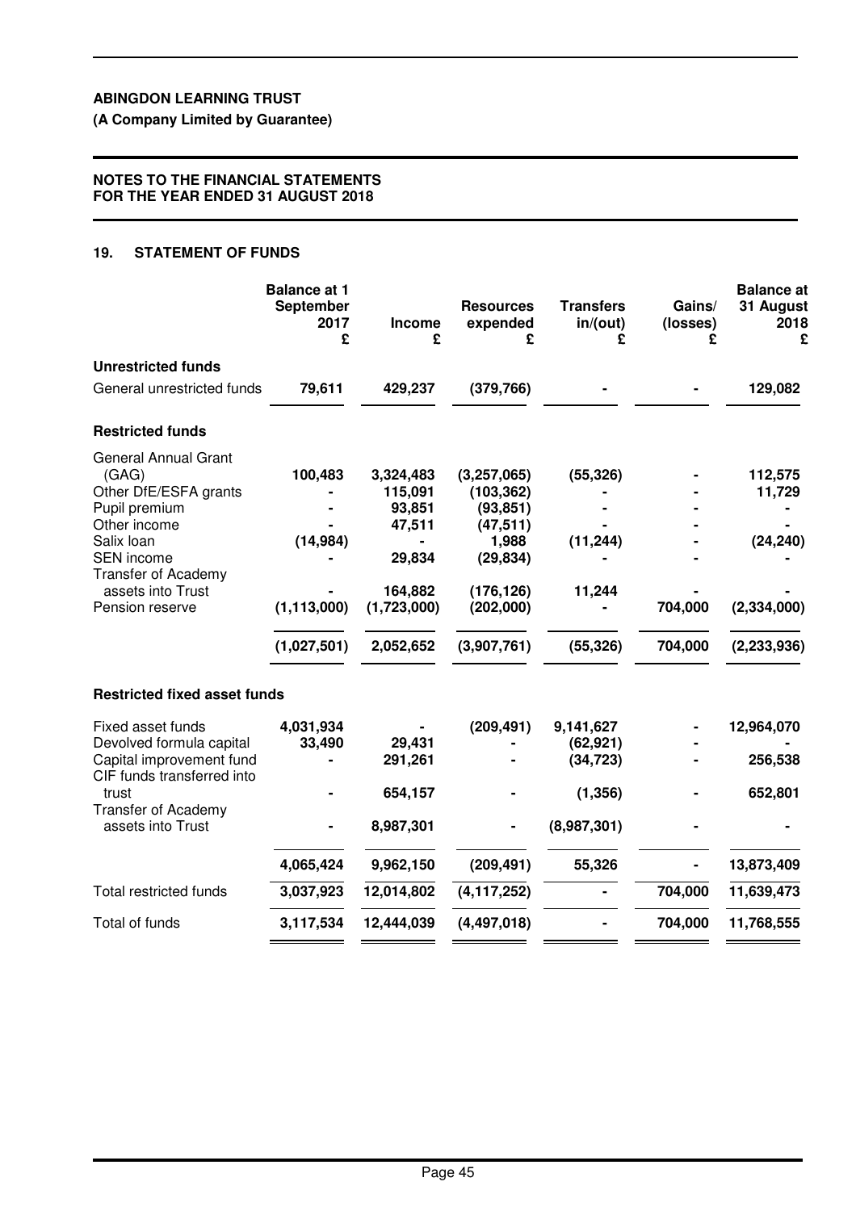**ABINGDON LEARNING TRUST**

**(A Company Limited by Guarantee)**

**NOTES TO THE FINANCIAL STATEMENTS**
**FOR THE YEAR ENDED 31 AUGUST 2018**

## 19. STATEMENT OF FUNDS

| | Balance at 1 September 2017 £ | Income £ | Resources expended £ | Transfers in/(out) £ | Gains/ (losses) £ | Balance at 31 August 2018 £ |
|---|---|---|---|---|---|---|
| **Unrestricted funds** | | | | | | |
| General unrestricted funds | **79,611** | **429,237** | **(379,766)** | **-** | **-** | **129,082** |
| **Restricted funds** | | | | | | |
| General Annual Grant (GAG) | **100,483** | **3,324,483** | **(3,257,065)** | **(55,326)** | **-** | **112,575** |
| Other DfE/ESFA grants | **-** | **115,091** | **(103,362)** | **-** | **-** | **11,729** |
| Pupil premium | **-** | **93,851** | **(93,851)** | **-** | **-** | **-** |
| Other income | **-** | **47,511** | **(47,511)** | **-** | **-** | **-** |
| Salix loan | **(14,984)** | **-** | **1,988** | **(11,244)** | **-** | **(24,240)** |
| SEN income | **-** | **29,834** | **(29,834)** | **-** | **-** | **-** |
| Transfer of Academy assets into Trust | **-** | **164,882** | **(176,126)** | **11,244** | **-** | **-** |
| Pension reserve | **(1,113,000)** | **(1,723,000)** | **(202,000)** | **-** | **704,000** | **(2,334,000)** |
| | **(1,027,501)** | **2,052,652** | **(3,907,761)** | **(55,326)** | **704,000** | **(2,233,936)** |
| **Restricted fixed asset funds** | | | | | | |
| Fixed asset funds | **4,031,934** | **-** | **(209,491)** | **9,141,627** | **-** | **12,964,070** |
| Devolved formula capital | **33,490** | **29,431** | **-** | **(62,921)** | **-** | **-** |
| Capital improvement fund | **-** | **291,261** | **-** | **(34,723)** | **-** | **256,538** |
| CIF funds transferred into trust | **-** | **654,157** | **-** | **(1,356)** | **-** | **652,801** |
| Transfer of Academy assets into Trust | **-** | **8,987,301** | **-** | **(8,987,301)** | **-** | **-** |
| | **4,065,424** | **9,962,150** | **(209,491)** | **55,326** | **-** | **13,873,409** |
| Total restricted funds | **3,037,923** | **12,014,802** | **(4,117,252)** | **-** | **704,000** | **11,639,473** |
| Total of funds | **3,117,534** | **12,444,039** | **(4,497,018)** | **-** | **704,000** | **11,768,555** |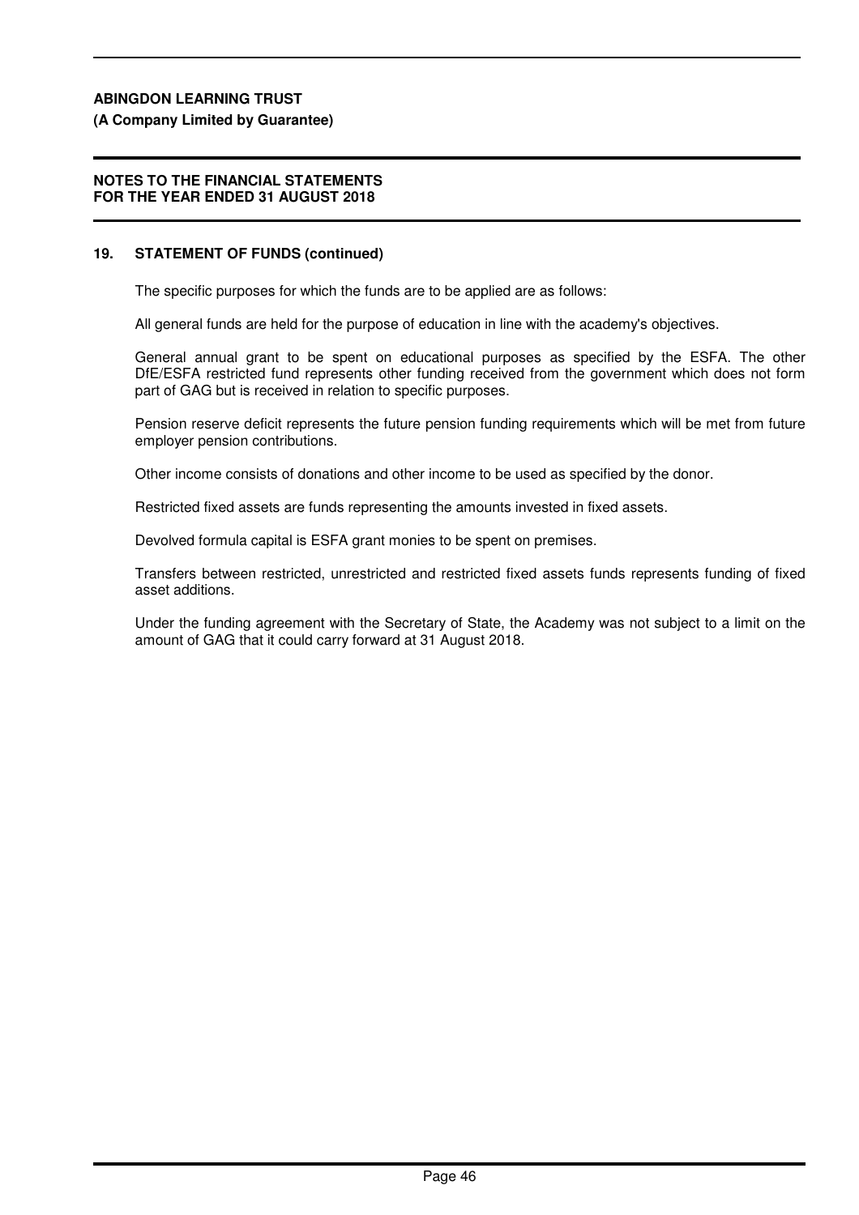## 19. STATEMENT OF FUNDS (continued)

The specific purposes for which the funds are to be applied are as follows:

All general funds are held for the purpose of education in line with the academy's objectives.

General annual grant to be spent on educational purposes as specified by the ESFA. The other DfE/ESFA restricted fund represents other funding received from the government which does not form part of GAG but is received in relation to specific purposes.

Pension reserve deficit represents the future pension funding requirements which will be met from future employer pension contributions.

Other income consists of donations and other income to be used as specified by the donor.

Restricted fixed assets are funds representing the amounts invested in fixed assets.

Devolved formula capital is ESFA grant monies to be spent on premises.

Transfers between restricted, unrestricted and restricted fixed assets funds represents funding of fixed asset additions.

Under the funding agreement with the Secretary of State, the Academy was not subject to a limit on the amount of GAG that it could carry forward at 31 August 2018.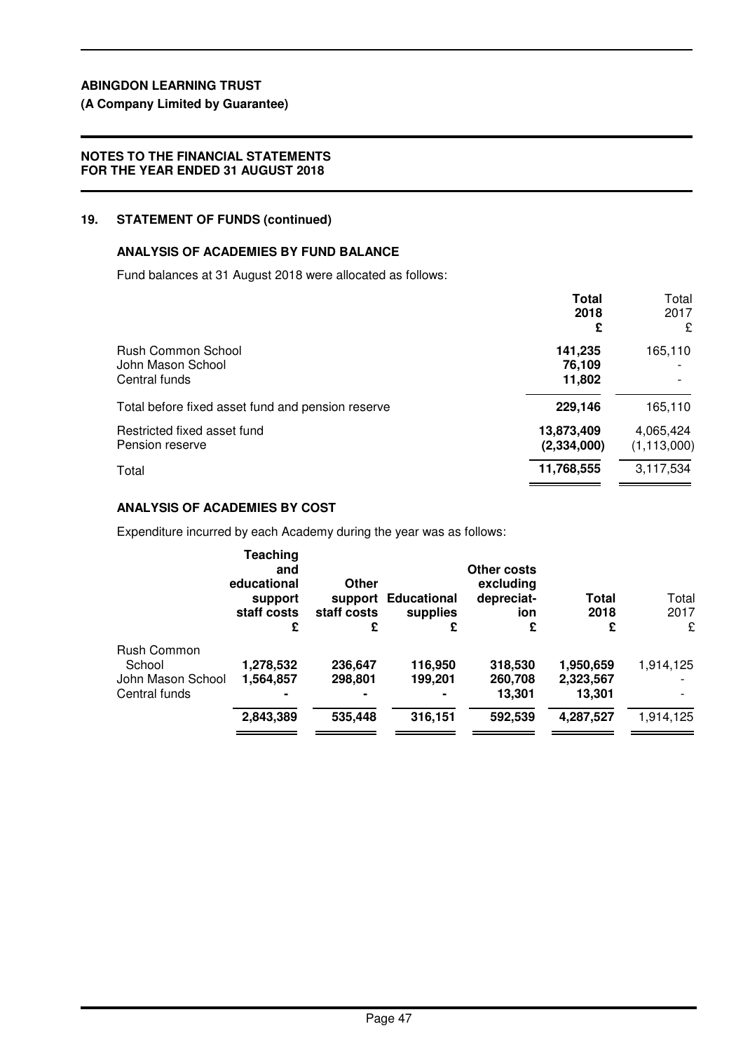**ABINGDON LEARNING TRUST**

**(A Company Limited by Guarantee)**

**NOTES TO THE FINANCIAL STATEMENTS**
**FOR THE YEAR ENDED 31 AUGUST 2018**

## 19. STATEMENT OF FUNDS (continued)

### ANALYSIS OF ACADEMIES BY FUND BALANCE

Fund balances at 31 August 2018 were allocated as follows:

| | **Total 2018 £** | Total 2017 £ |
|---|---|---|
| Rush Common School | **141,235** | 165,110 |
| John Mason School | **76,109** | - |
| Central funds | **11,802** | - |
| Total before fixed asset fund and pension reserve | **229,146** | 165,110 |
| Restricted fixed asset fund | **13,873,409** | 4,065,424 |
| Pension reserve | **(2,334,000)** | (1,113,000) |
| Total | **11,768,555** | 3,117,534 |

### ANALYSIS OF ACADEMIES BY COST

Expenditure incurred by each Academy during the year was as follows:

| | **Teaching and educational support staff costs £** | **Other support staff costs £** | **Educational supplies £** | **Other costs excluding depreciation £** | **Total 2018 £** | Total 2017 £ |
|---|---|---|---|---|---|---|
| Rush Common School | **1,278,532** | **236,647** | **116,950** | **318,530** | **1,950,659** | 1,914,125 |
| John Mason School | **1,564,857** | **298,801** | **199,201** | **260,708** | **2,323,567** | - |
| Central funds | **-** | **-** | **-** | **13,301** | **13,301** | - |
| | **2,843,389** | **535,448** | **316,151** | **592,539** | **4,287,527** | 1,914,125 |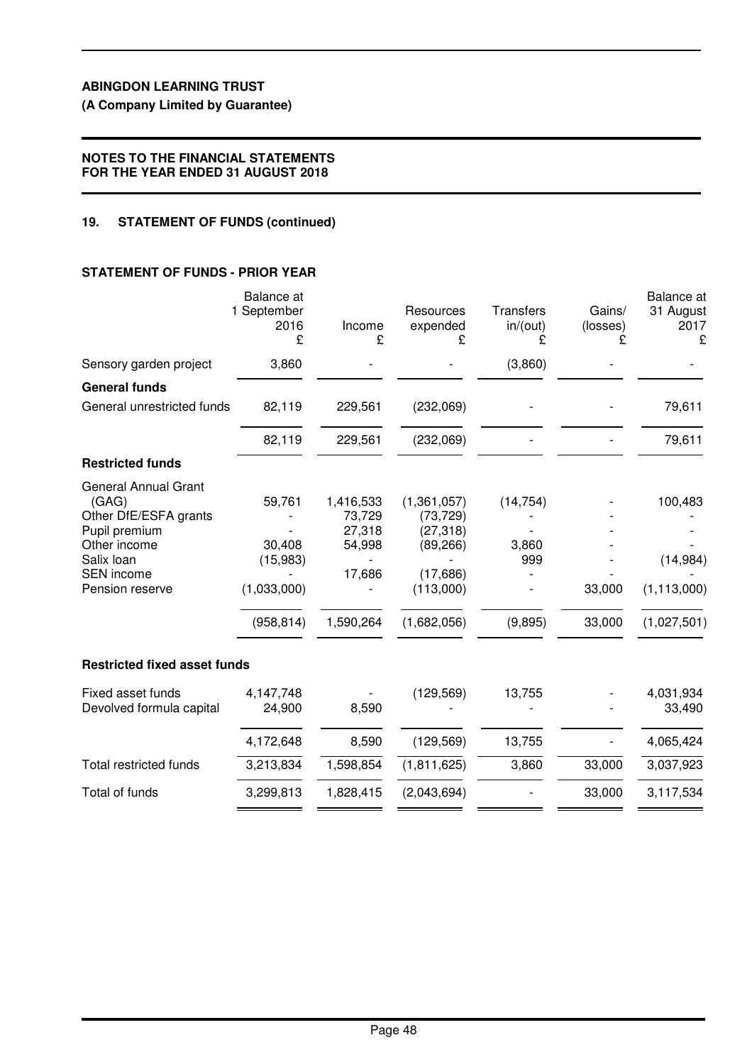**ABINGDON LEARNING TRUST**

**(A Company Limited by Guarantee)**

**NOTES TO THE FINANCIAL STATEMENTS FOR THE YEAR ENDED 31 AUGUST 2018**

## 19. STATEMENT OF FUNDS (continued)

### STATEMENT OF FUNDS - PRIOR YEAR

| | Balance at 1 September 2016 £ | Income £ | Resources expended £ | Transfers in/(out) £ | Gains/ (losses) £ | Balance at 31 August 2017 £ |
|---|---|---|---|---|---|---|
| Sensory garden project | 3,860 | - | - | (3,860) | - | - |
| **General funds** | | | | | | |
| General unrestricted funds | 82,119 | 229,561 | (232,069) | - | - | 79,611 |
| | 82,119 | 229,561 | (232,069) | - | - | 79,611 |
| **Restricted funds** | | | | | | |
| General Annual Grant (GAG) | 59,761 | 1,416,533 | (1,361,057) | (14,754) | - | 100,483 |
| Other DfE/ESFA grants | - | 73,729 | (73,729) | - | - | - |
| Pupil premium | - | 27,318 | (27,318) | - | - | - |
| Other income | 30,408 | 54,998 | (89,266) | 3,860 | - | - |
| Salix loan | (15,983) | - | - | 999 | - | (14,984) |
| SEN income | - | 17,686 | (17,686) | - | - | - |
| Pension reserve | (1,033,000) | - | (113,000) | - | 33,000 | (1,113,000) |
| | (958,814) | 1,590,264 | (1,682,056) | (9,895) | 33,000 | (1,027,501) |
| **Restricted fixed asset funds** | | | | | | |
| Fixed asset funds | 4,147,748 | - | (129,569) | 13,755 | - | 4,031,934 |
| Devolved formula capital | 24,900 | 8,590 | - | - | - | 33,490 |
| | 4,172,648 | 8,590 | (129,569) | 13,755 | - | 4,065,424 |
| Total restricted funds | 3,213,834 | 1,598,854 | (1,811,625) | 3,860 | 33,000 | 3,037,923 |
| Total of funds | 3,299,813 | 1,828,415 | (2,043,694) | - | 33,000 | 3,117,534 |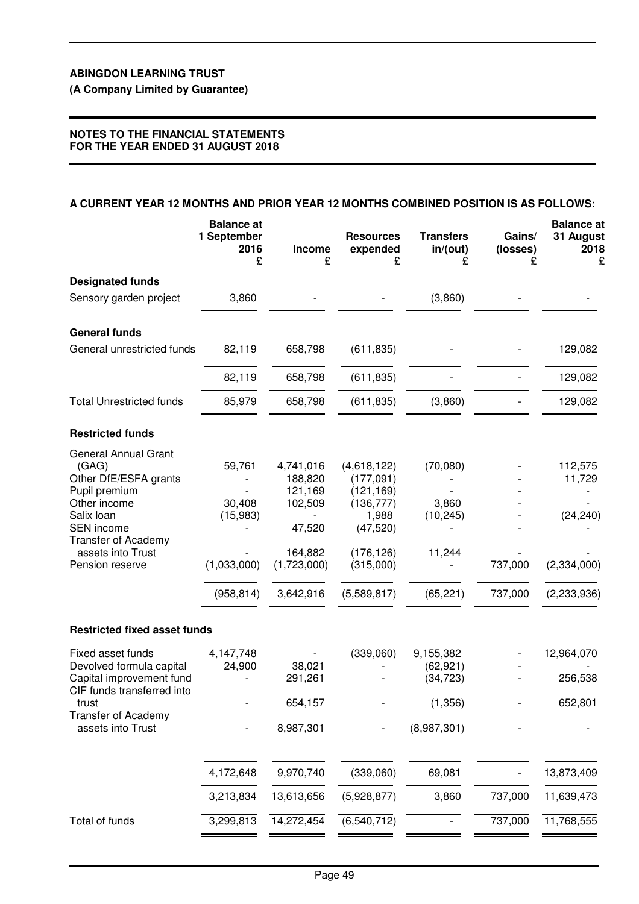**ABINGDON LEARNING TRUST**
**(A Company Limited by Guarantee)**

**NOTES TO THE FINANCIAL STATEMENTS**
**FOR THE YEAR ENDED 31 AUGUST 2018**

**A CURRENT YEAR 12 MONTHS AND PRIOR YEAR 12 MONTHS COMBINED POSITION IS AS FOLLOWS:**

| | Balance at 1 September 2016 £ | Income £ | Resources expended £ | Transfers in/(out) £ | Gains/ (losses) £ | Balance at 31 August 2018 £ |
|---|---|---|---|---|---|---|
| **Designated funds** | | | | | | |
| Sensory garden project | 3,860 | - | - | (3,860) | - | - |
| **General funds** | | | | | | |
| General unrestricted funds | 82,119 | 658,798 | (611,835) | - | - | 129,082 |
| | 82,119 | 658,798 | (611,835) | - | - | 129,082 |
| Total Unrestricted funds | 85,979 | 658,798 | (611,835) | (3,860) | - | 129,082 |
| **Restricted funds** | | | | | | |
| General Annual Grant (GAG) | 59,761 | 4,741,016 | (4,618,122) | (70,080) | - | 112,575 |
| Other DfE/ESFA grants | - | 188,820 | (177,091) | - | - | 11,729 |
| Pupil premium | - | 121,169 | (121,169) | - | - | - |
| Other income | 30,408 | 102,509 | (136,777) | 3,860 | - | - |
| Salix loan | (15,983) | - | 1,988 | (10,245) | - | (24,240) |
| SEN income | - | 47,520 | (47,520) | - | - | - |
| Transfer of Academy assets into Trust | - | 164,882 | (176,126) | 11,244 | - | - |
| Pension reserve | (1,033,000) | (1,723,000) | (315,000) | - | 737,000 | (2,334,000) |
| | (958,814) | 3,642,916 | (5,589,817) | (65,221) | 737,000 | (2,233,936) |
| **Restricted fixed asset funds** | | | | | | |
| Fixed asset funds | 4,147,748 | - | (339,060) | 9,155,382 | - | 12,964,070 |
| Devolved formula capital | 24,900 | 38,021 | - | (62,921) | - | - |
| Capital improvement fund | - | 291,261 | - | (34,723) | - | 256,538 |
| CIF funds transferred into trust | - | 654,157 | - | (1,356) | - | 652,801 |
| Transfer of Academy assets into Trust | - | 8,987,301 | - | (8,987,301) | - | - |
| | 4,172,648 | 9,970,740 | (339,060) | 69,081 | - | 13,873,409 |
| | 3,213,834 | 13,613,656 | (5,928,877) | 3,860 | 737,000 | 11,639,473 |
| Total of funds | 3,299,813 | 14,272,454 | (6,540,712) | - | 737,000 | 11,768,555 |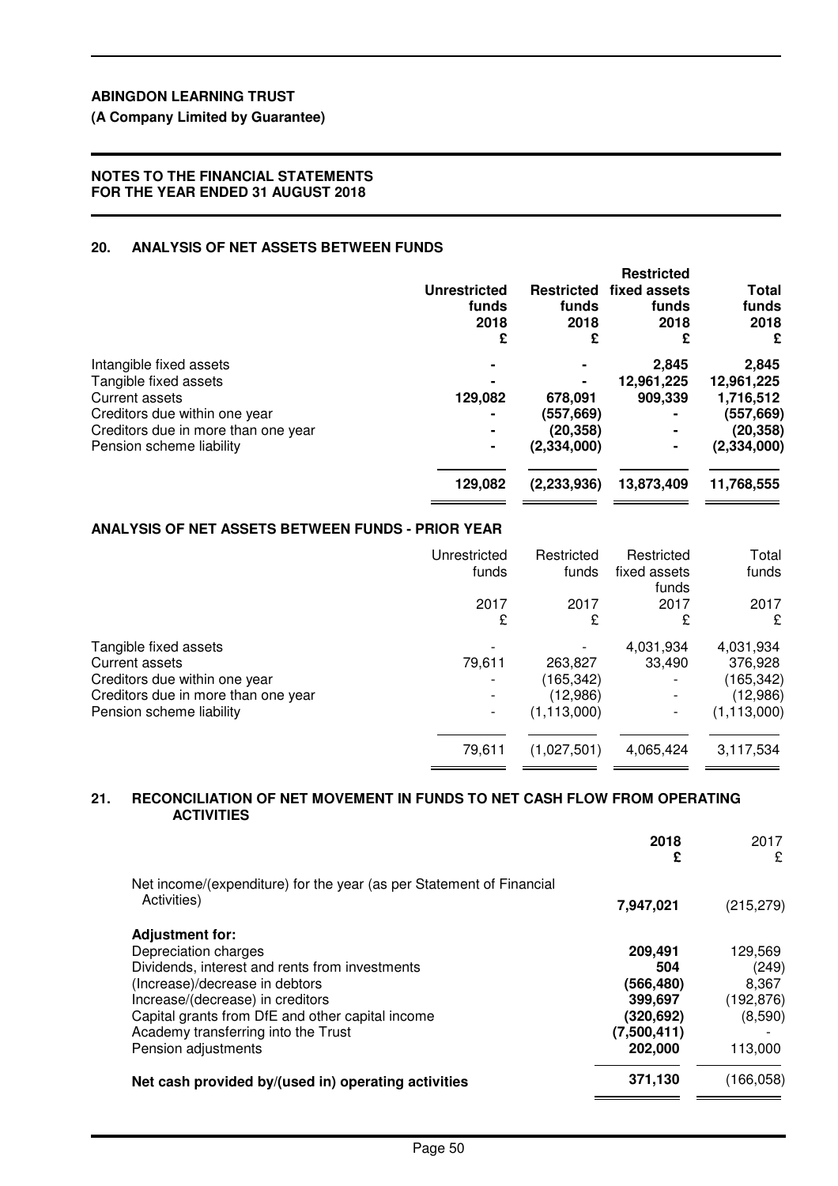**ABINGDON LEARNING TRUST**

**(A Company Limited by Guarantee)**

**NOTES TO THE FINANCIAL STATEMENTS**
**FOR THE YEAR ENDED 31 AUGUST 2018**

## 20. ANALYSIS OF NET ASSETS BETWEEN FUNDS

| | Unrestricted funds 2018 £ | Restricted funds 2018 £ | Restricted fixed assets funds 2018 £ | Total funds 2018 £ |
|---|---|---|---|---|
| Intangible fixed assets | - | - | 2,845 | 2,845 |
| Tangible fixed assets | - | - | 12,961,225 | 12,961,225 |
| Current assets | 129,082 | 678,091 | 909,339 | 1,716,512 |
| Creditors due within one year | - | (557,669) | - | (557,669) |
| Creditors due in more than one year | - | (20,358) | - | (20,358) |
| Pension scheme liability | - | (2,334,000) | - | (2,334,000) |
| | **129,082** | **(2,233,936)** | **13,873,409** | **11,768,555** |

### ANALYSIS OF NET ASSETS BETWEEN FUNDS - PRIOR YEAR

| | Unrestricted funds 2017 £ | Restricted funds 2017 £ | Restricted fixed assets funds 2017 £ | Total funds 2017 £ |
|---|---|---|---|---|
| Tangible fixed assets | - | - | 4,031,934 | 4,031,934 |
| Current assets | 79,611 | 263,827 | 33,490 | 376,928 |
| Creditors due within one year | - | (165,342) | - | (165,342) |
| Creditors due in more than one year | - | (12,986) | - | (12,986) |
| Pension scheme liability | - | (1,113,000) | - | (1,113,000) |
| | 79,611 | (1,027,501) | 4,065,424 | 3,117,534 |

## 21. RECONCILIATION OF NET MOVEMENT IN FUNDS TO NET CASH FLOW FROM OPERATING ACTIVITIES

| | 2018 £ | 2017 £ |
|---|---|---|
| Net income/(expenditure) for the year (as per Statement of Financial Activities) | **7,947,021** | (215,279) |
| **Adjustment for:** | | |
| Depreciation charges | **209,491** | 129,569 |
| Dividends, interest and rents from investments | **504** | (249) |
| (Increase)/decrease in debtors | **(566,480)** | 8,367 |
| Increase/(decrease) in creditors | **399,697** | (192,876) |
| Capital grants from DfE and other capital income | **(320,692)** | (8,590) |
| Academy transferring into the Trust | **(7,500,411)** | - |
| Pension adjustments | **202,000** | 113,000 |
| **Net cash provided by/(used in) operating activities** | **371,130** | (166,058) |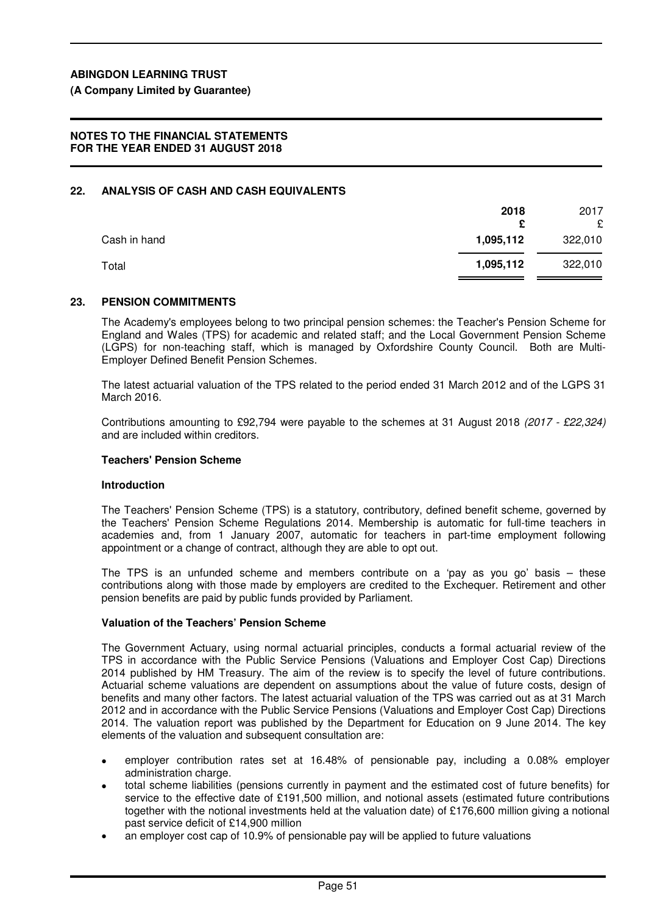**ABINGDON LEARNING TRUST**

**(A Company Limited by Guarantee)**

**NOTES TO THE FINANCIAL STATEMENTS**
**FOR THE YEAR ENDED 31 AUGUST 2018**

## 22. ANALYSIS OF CASH AND CASH EQUIVALENTS

| | 2018 £ | 2017 £ |
|---|---|---|
| Cash in hand | **1,095,112** | 322,010 |
| Total | **1,095,112** | 322,010 |

## 23. PENSION COMMITMENTS

The Academy's employees belong to two principal pension schemes: the Teacher's Pension Scheme for England and Wales (TPS) for academic and related staff; and the Local Government Pension Scheme (LGPS) for non-teaching staff, which is managed by Oxfordshire County Council. Both are Multi-Employer Defined Benefit Pension Schemes.

The latest actuarial valuation of the TPS related to the period ended 31 March 2012 and of the LGPS 31 March 2016.

Contributions amounting to £92,794 were payable to the schemes at 31 August 2018 *(2017 - £22,324)* and are included within creditors.

**Teachers' Pension Scheme**

**Introduction**

The Teachers' Pension Scheme (TPS) is a statutory, contributory, defined benefit scheme, governed by the Teachers' Pension Scheme Regulations 2014. Membership is automatic for full-time teachers in academies and, from 1 January 2007, automatic for teachers in part-time employment following appointment or a change of contract, although they are able to opt out.

The TPS is an unfunded scheme and members contribute on a 'pay as you go' basis – these contributions along with those made by employers are credited to the Exchequer. Retirement and other pension benefits are paid by public funds provided by Parliament.

**Valuation of the Teachers' Pension Scheme**

The Government Actuary, using normal actuarial principles, conducts a formal actuarial review of the TPS in accordance with the Public Service Pensions (Valuations and Employer Cost Cap) Directions 2014 published by HM Treasury. The aim of the review is to specify the level of future contributions. Actuarial scheme valuations are dependent on assumptions about the value of future costs, design of benefits and many other factors. The latest actuarial valuation of the TPS was carried out as at 31 March 2012 and in accordance with the Public Service Pensions (Valuations and Employer Cost Cap) Directions 2014. The valuation report was published by the Department for Education on 9 June 2014. The key elements of the valuation and subsequent consultation are:

- employer contribution rates set at 16.48% of pensionable pay, including a 0.08% employer administration charge.
- total scheme liabilities (pensions currently in payment and the estimated cost of future benefits) for service to the effective date of £191,500 million, and notional assets (estimated future contributions together with the notional investments held at the valuation date) of £176,600 million giving a notional past service deficit of £14,900 million
- an employer cost cap of 10.9% of pensionable pay will be applied to future valuations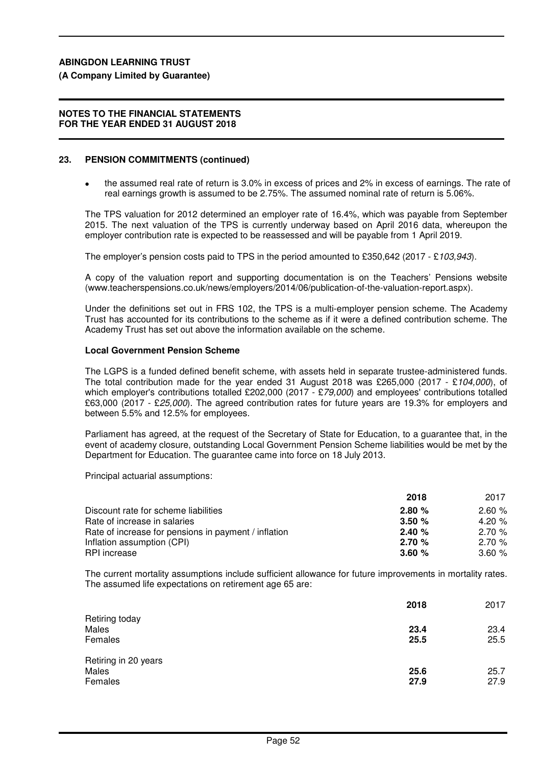## 23. PENSION COMMITMENTS (continued)

- the assumed real rate of return is 3.0% in excess of prices and 2% in excess of earnings. The rate of real earnings growth is assumed to be 2.75%. The assumed nominal rate of return is 5.06%.

The TPS valuation for 2012 determined an employer rate of 16.4%, which was payable from September 2015. The next valuation of the TPS is currently underway based on April 2016 data, whereupon the employer contribution rate is expected to be reassessed and will be payable from 1 April 2019.

The employer's pension costs paid to TPS in the period amounted to £350,642 (2017 - £*103,943*).

A copy of the valuation report and supporting documentation is on the Teachers' Pensions website (www.teacherspensions.co.uk/news/employers/2014/06/publication-of-the-valuation-report.aspx).

Under the definitions set out in FRS 102, the TPS is a multi-employer pension scheme. The Academy Trust has accounted for its contributions to the scheme as if it were a defined contribution scheme. The Academy Trust has set out above the information available on the scheme.

**Local Government Pension Scheme**

The LGPS is a funded defined benefit scheme, with assets held in separate trustee-administered funds. The total contribution made for the year ended 31 August 2018 was £265,000 (2017 - £*104,000*), of which employer's contributions totalled £202,000 (2017 - £*79,000*) and employees' contributions totalled £63,000 (2017 - £*25,000*). The agreed contribution rates for future years are 19.3% for employers and between 5.5% and 12.5% for employees.

Parliament has agreed, at the request of the Secretary of State for Education, to a guarantee that, in the event of academy closure, outstanding Local Government Pension Scheme liabilities would be met by the Department for Education. The guarantee came into force on 18 July 2013.

Principal actuarial assumptions:

| | **2018** | 2017 |
|---|---|---|
| Discount rate for scheme liabilities | **2.80 %** | 2.60 % |
| Rate of increase in salaries | **3.50 %** | 4.20 % |
| Rate of increase for pensions in payment / inflation | **2.40 %** | 2.70 % |
| Inflation assumption (CPI) | **2.70 %** | 2.70 % |
| RPI increase | **3.60 %** | 3.60 % |

The current mortality assumptions include sufficient allowance for future improvements in mortality rates. The assumed life expectations on retirement age 65 are:

| | **2018** | 2017 |
|---|---|---|
| Retiring today | | |
| Males | **23.4** | 23.4 |
| Females | **25.5** | 25.5 |
| Retiring in 20 years | | |
| Males | **25.6** | 25.7 |
| Females | **27.9** | 27.9 |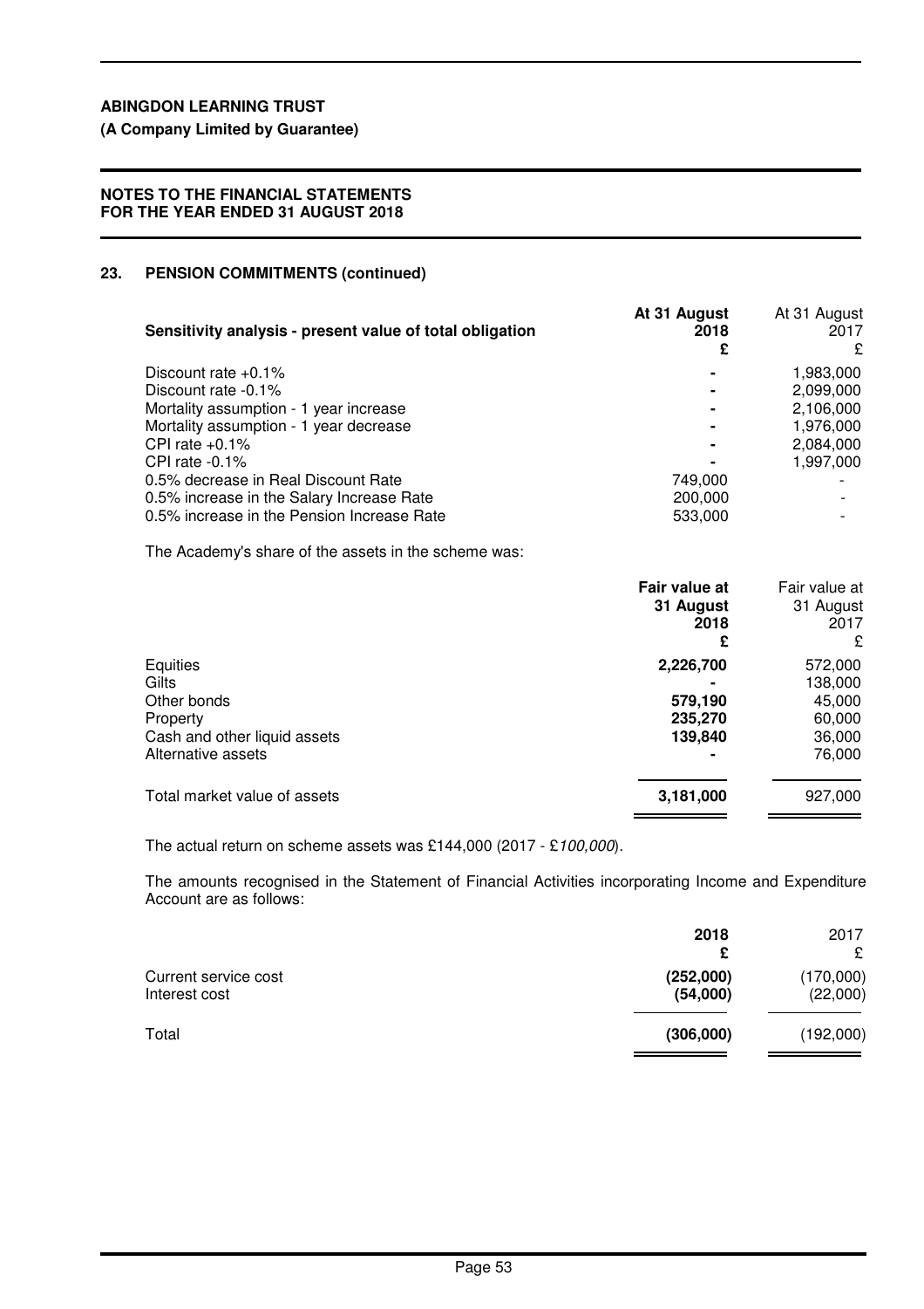**ABINGDON LEARNING TRUST**

**(A Company Limited by Guarantee)**

**NOTES TO THE FINANCIAL STATEMENTS**
**FOR THE YEAR ENDED 31 AUGUST 2018**

## 23. PENSION COMMITMENTS (continued)

| **Sensitivity analysis - present value of total obligation** | **At 31 August 2018 £** | At 31 August 2017 £ |
|---|---|---|
| Discount rate +0.1% | **-** | 1,983,000 |
| Discount rate -0.1% | **-** | 2,099,000 |
| Mortality assumption - 1 year increase | **-** | 2,106,000 |
| Mortality assumption - 1 year decrease | **-** | 1,976,000 |
| CPI rate +0.1% | **-** | 2,084,000 |
| CPI rate -0.1% | **-** | 1,997,000 |
| 0.5% decrease in Real Discount Rate | 749,000 | - |
| 0.5% increase in the Salary Increase Rate | 200,000 | - |
| 0.5% increase in the Pension Increase Rate | 533,000 | - |

The Academy's share of the assets in the scheme was:

| | **Fair value at 31 August 2018 £** | Fair value at 31 August 2017 £ |
|---|---|---|
| Equities | **2,226,700** | 572,000 |
| Gilts | **-** | 138,000 |
| Other bonds | **579,190** | 45,000 |
| Property | **235,270** | 60,000 |
| Cash and other liquid assets | **139,840** | 36,000 |
| Alternative assets | **-** | 76,000 |
| Total market value of assets | **3,181,000** | 927,000 |

The actual return on scheme assets was £144,000 (2017 - £*100,000*).

The amounts recognised in the Statement of Financial Activities incorporating Income and Expenditure Account are as follows:

| | **2018 £** | 2017 £ |
|---|---|---|
| Current service cost | **(252,000)** | (170,000) |
| Interest cost | **(54,000)** | (22,000) |
| Total | **(306,000)** | (192,000) |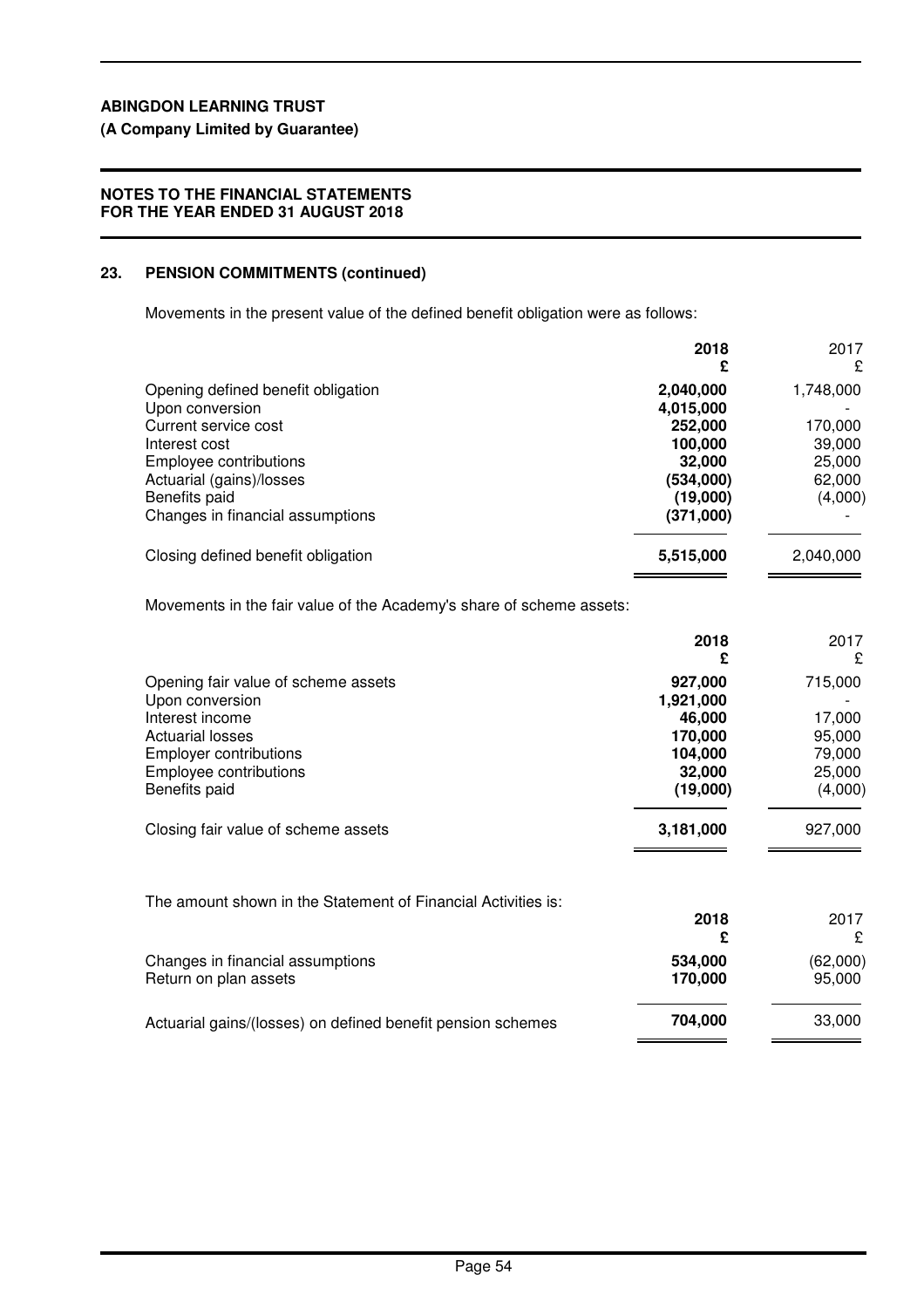**ABINGDON LEARNING TRUST**

**(A Company Limited by Guarantee)**

**NOTES TO THE FINANCIAL STATEMENTS**
**FOR THE YEAR ENDED 31 AUGUST 2018**

### 23. PENSION COMMITMENTS (continued)

Movements in the present value of the defined benefit obligation were as follows:

| | **2018** **£** | 2017 £ |
|---|---|---|
| Opening defined benefit obligation | **2,040,000** | 1,748,000 |
| Upon conversion | **4,015,000** | - |
| Current service cost | **252,000** | 170,000 |
| Interest cost | **100,000** | 39,000 |
| Employee contributions | **32,000** | 25,000 |
| Actuarial (gains)/losses | **(534,000)** | 62,000 |
| Benefits paid | **(19,000)** | (4,000) |
| Changes in financial assumptions | **(371,000)** | - |
| Closing defined benefit obligation | **5,515,000** | 2,040,000 |

Movements in the fair value of the Academy's share of scheme assets:

| | **2018** **£** | 2017 £ |
|---|---|---|
| Opening fair value of scheme assets | **927,000** | 715,000 |
| Upon conversion | **1,921,000** | - |
| Interest income | **46,000** | 17,000 |
| Actuarial losses | **170,000** | 95,000 |
| Employer contributions | **104,000** | 79,000 |
| Employee contributions | **32,000** | 25,000 |
| Benefits paid | **(19,000)** | (4,000) |
| Closing fair value of scheme assets | **3,181,000** | 927,000 |

The amount shown in the Statement of Financial Activities is:

| | **2018** **£** | 2017 £ |
|---|---|---|
| Changes in financial assumptions | **534,000** | (62,000) |
| Return on plan assets | **170,000** | 95,000 |
| Actuarial gains/(losses) on defined benefit pension schemes | **704,000** | 33,000 |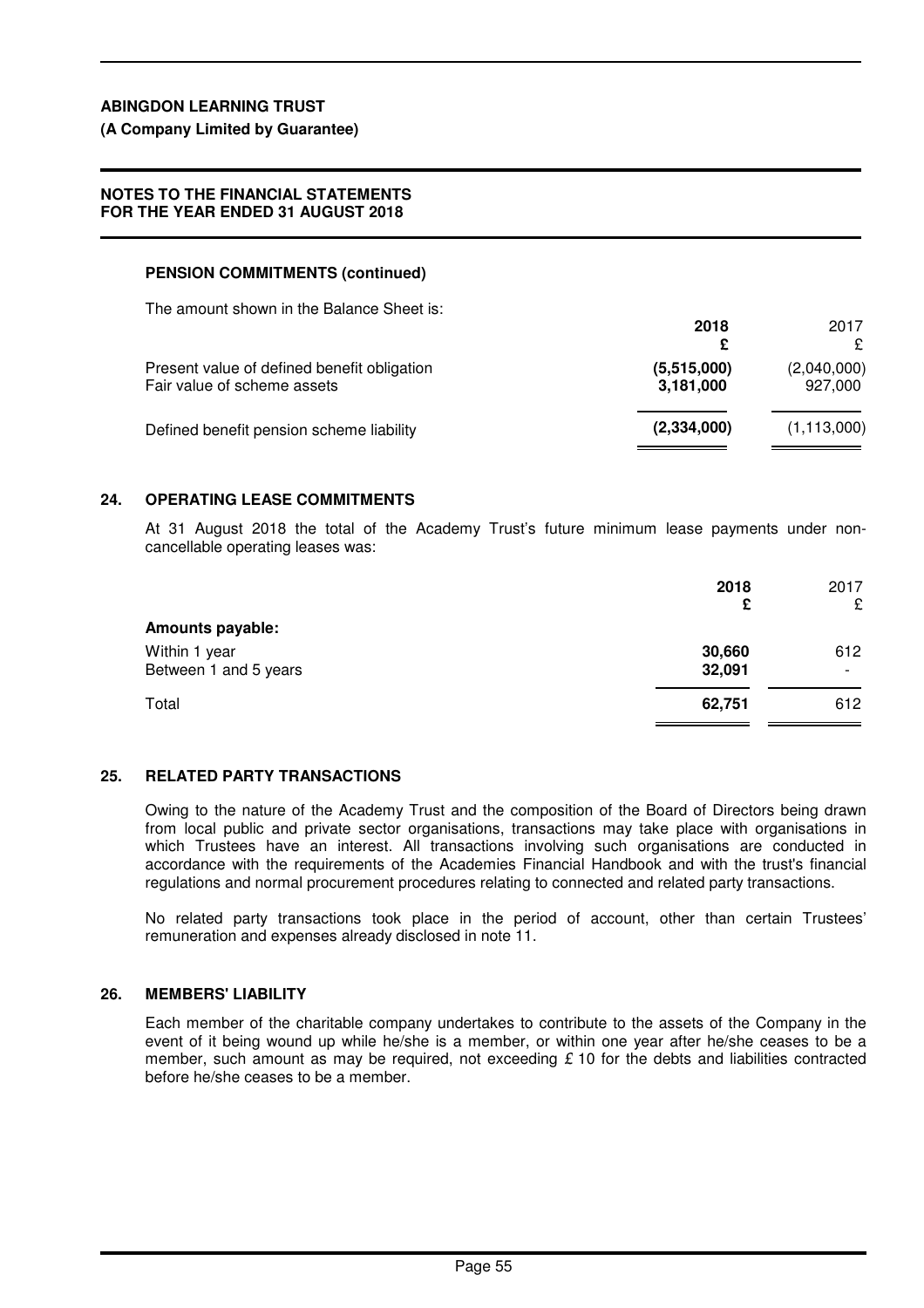**ABINGDON LEARNING TRUST**

**(A Company Limited by Guarantee)**

**NOTES TO THE FINANCIAL STATEMENTS FOR THE YEAR ENDED 31 AUGUST 2018**

**PENSION COMMITMENTS (continued)**

The amount shown in the Balance Sheet is:

| | 2018 £ | 2017 £ |
|---|---|---|
| Present value of defined benefit obligation | **(5,515,000)** | (2,040,000) |
| Fair value of scheme assets | **3,181,000** | 927,000 |
| Defined benefit pension scheme liability | **(2,334,000)** | (1,113,000) |

## 24. OPERATING LEASE COMMITMENTS

At 31 August 2018 the total of the Academy Trust's future minimum lease payments under non-cancellable operating leases was:

| | 2018 £ | 2017 £ |
|---|---|---|
| **Amounts payable:** | | |
| Within 1 year | **30,660** | 612 |
| Between 1 and 5 years | **32,091** | - |
| Total | **62,751** | 612 |

## 25. RELATED PARTY TRANSACTIONS

Owing to the nature of the Academy Trust and the composition of the Board of Directors being drawn from local public and private sector organisations, transactions may take place with organisations in which Trustees have an interest. All transactions involving such organisations are conducted in accordance with the requirements of the Academies Financial Handbook and with the trust's financial regulations and normal procurement procedures relating to connected and related party transactions.

No related party transactions took place in the period of account, other than certain Trustees' remuneration and expenses already disclosed in note 11.

## 26. MEMBERS' LIABILITY

Each member of the charitable company undertakes to contribute to the assets of the Company in the event of it being wound up while he/she is a member, or within one year after he/she ceases to be a member, such amount as may be required, not exceeding £ 10 for the debts and liabilities contracted before he/she ceases to be a member.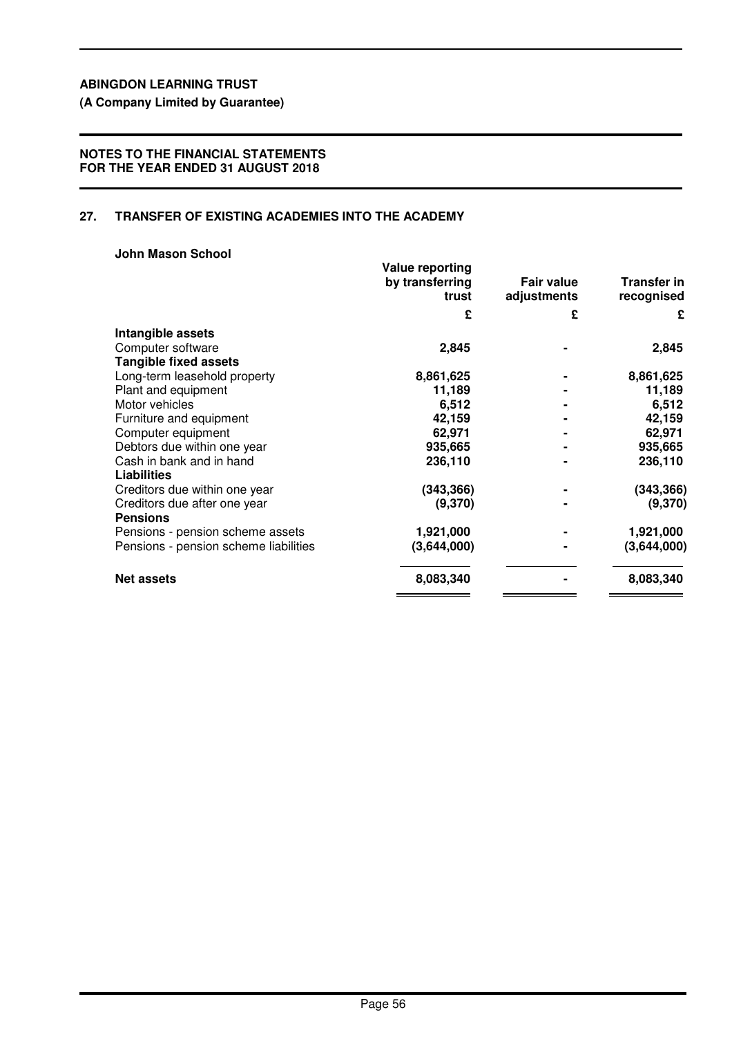**ABINGDON LEARNING TRUST**

**(A Company Limited by Guarantee)**

**NOTES TO THE FINANCIAL STATEMENTS FOR THE YEAR ENDED 31 AUGUST 2018**

## 27. TRANSFER OF EXISTING ACADEMIES INTO THE ACADEMY

**John Mason School**

| | Value reporting by transferring trust | Fair value adjustments | Transfer in recognised |
|---|---|---|---|
| | £ | £ | £ |
| **Intangible assets** | | | |
| Computer software | 2,845 | - | 2,845 |
| **Tangible fixed assets** | | | |
| Long-term leasehold property | 8,861,625 | - | 8,861,625 |
| Plant and equipment | 11,189 | - | 11,189 |
| Motor vehicles | 6,512 | - | 6,512 |
| Furniture and equipment | 42,159 | - | 42,159 |
| Computer equipment | 62,971 | - | 62,971 |
| Debtors due within one year | 935,665 | - | 935,665 |
| Cash in bank and in hand | 236,110 | - | 236,110 |
| **Liabilities** | | | |
| Creditors due within one year | (343,366) | - | (343,366) |
| Creditors due after one year | (9,370) | - | (9,370) |
| **Pensions** | | | |
| Pensions - pension scheme assets | 1,921,000 | - | 1,921,000 |
| Pensions - pension scheme liabilities | (3,644,000) | - | (3,644,000) |
| **Net assets** | 8,083,340 | - | 8,083,340 |